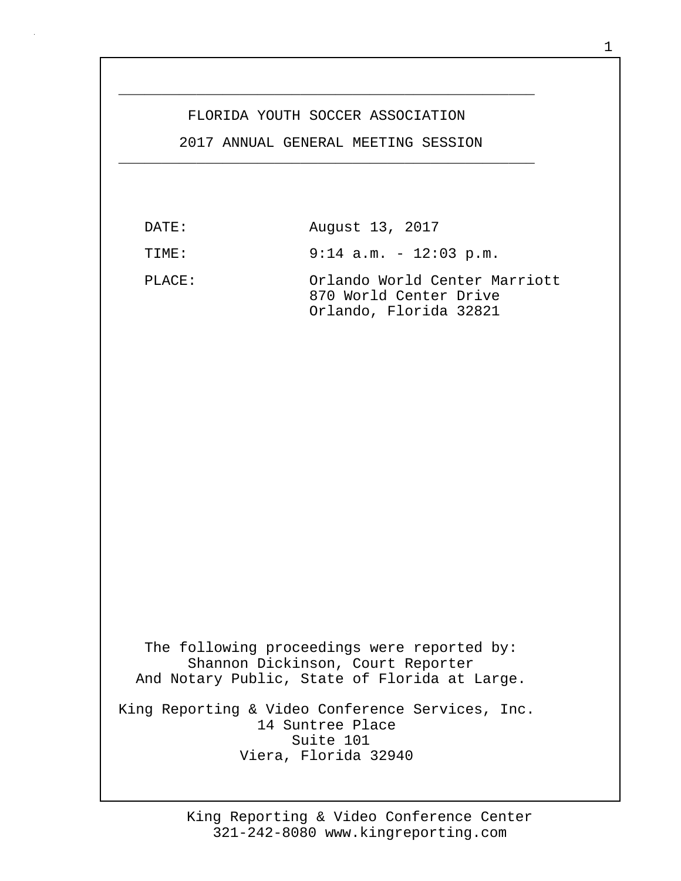# FLORIDA YOUTH SOCCER ASSOCIATION

## 2017 ANNUAL GENERAL MEETING SESSION

DATE: August 13, 2017

TIME: 9:14 a.m. - 12:03 p.m.

PLACE: Orlando World Center Marriott
870 World Center Drive
Orlando, Florida 32821

The following proceedings were reported by:
Shannon Dickinson, Court Reporter
And Notary Public, State of Florida at Large.

King Reporting & Video Conference Services, Inc.
14 Suntree Place
Suite 101
Viera, Florida 32940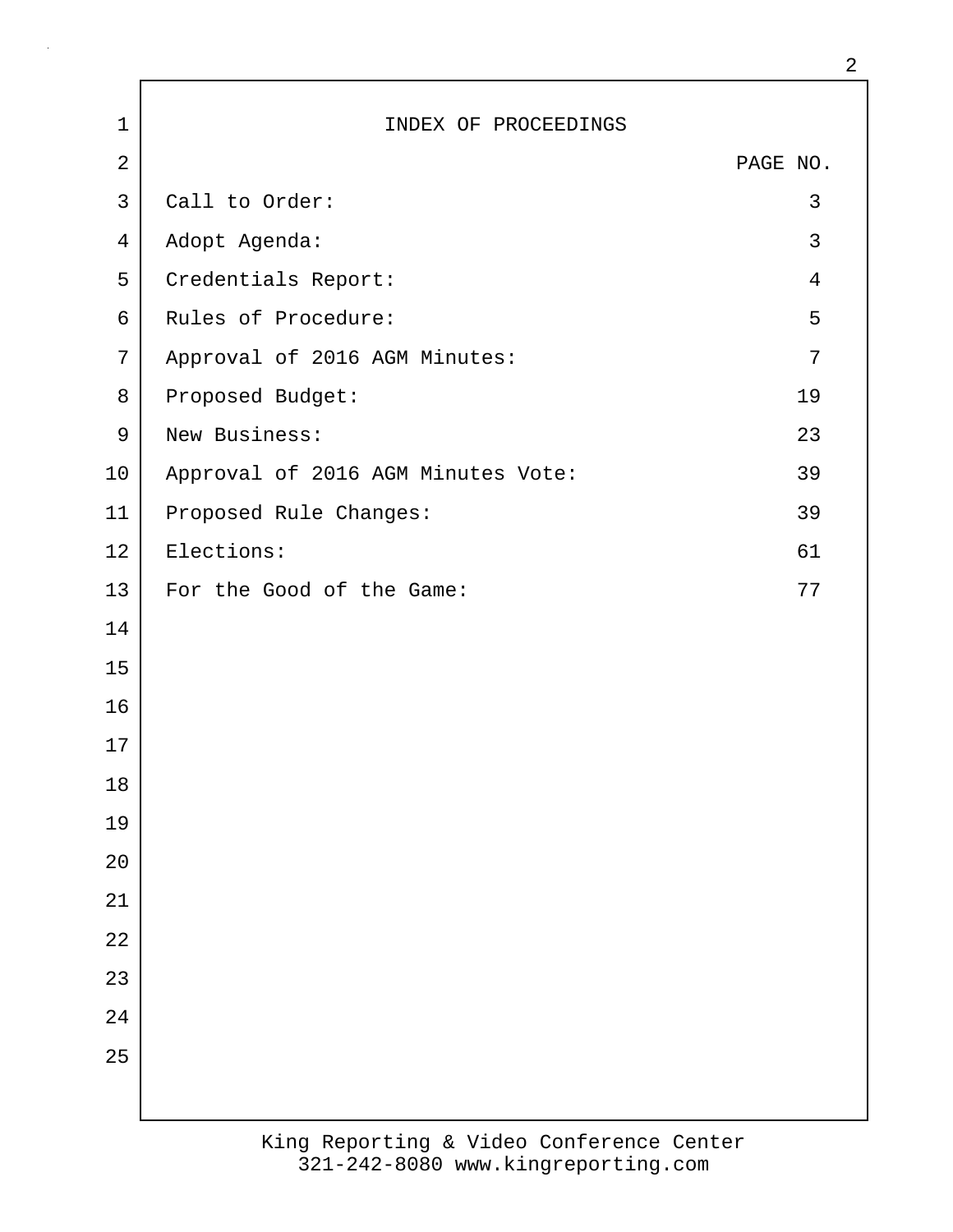# INDEX OF PROCEEDINGS

| | PAGE NO. |
|---|---|
| Call to Order: | 3 |
| Adopt Agenda: | 3 |
| Credentials Report: | 4 |
| Rules of Procedure: | 5 |
| Approval of 2016 AGM Minutes: | 7 |
| Proposed Budget: | 19 |
| New Business: | 23 |
| Approval of 2016 AGM Minutes Vote: | 39 |
| Proposed Rule Changes: | 39 |
| Elections: | 61 |
| For the Good of the Game: | 77 |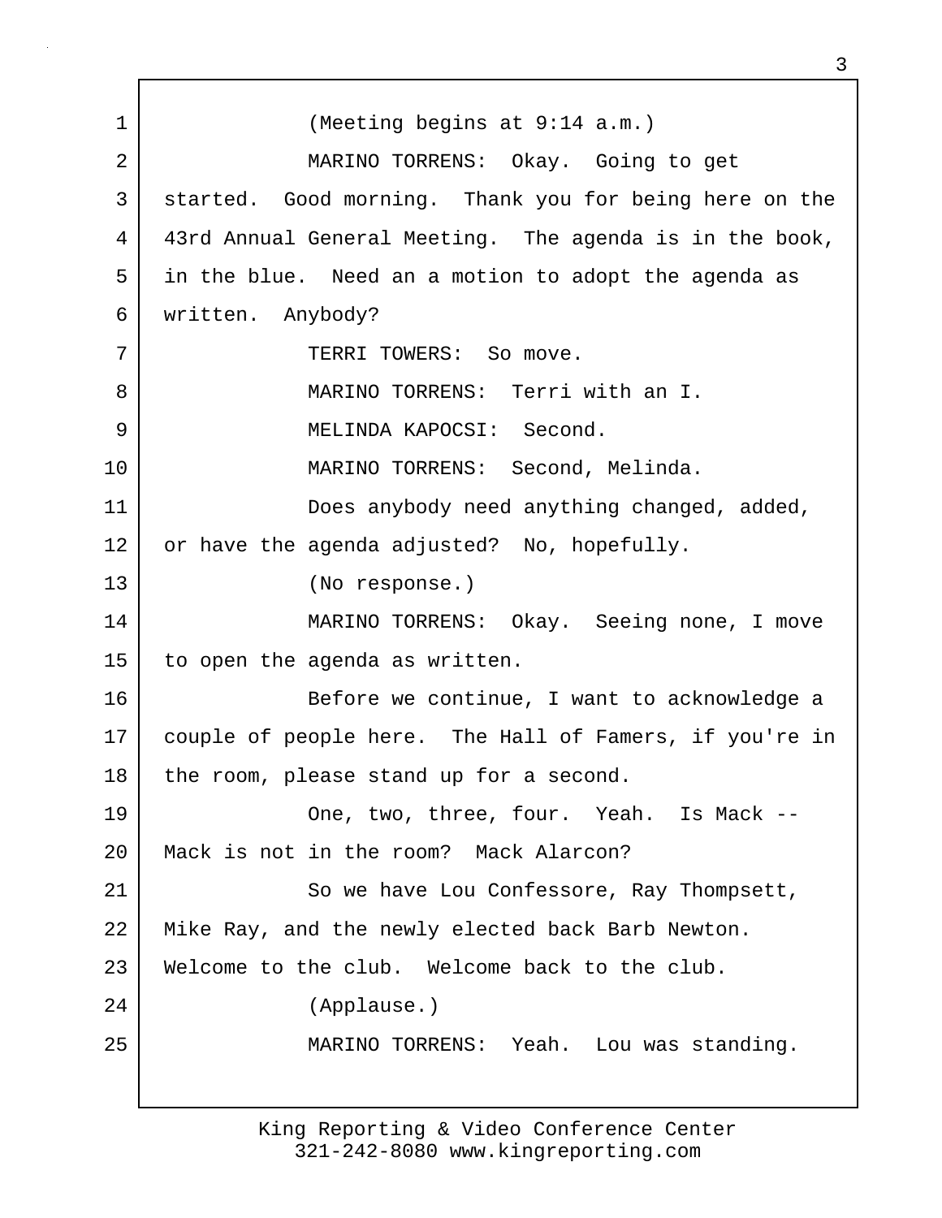(Meeting begins at 9:14 a.m.)

MARINO TORRENS: Okay. Going to get started. Good morning. Thank you for being here on the 43rd Annual General Meeting. The agenda is in the book, in the blue. Need an a motion to adopt the agenda as written. Anybody?

TERRI TOWERS: So move.

MARINO TORRENS: Terri with an I.

MELINDA KAPOCSI: Second.

MARINO TORRENS: Second, Melinda.

Does anybody need anything changed, added, or have the agenda adjusted? No, hopefully.

(No response.)

MARINO TORRENS: Okay. Seeing none, I move to open the agenda as written.

Before we continue, I want to acknowledge a couple of people here. The Hall of Famers, if you're in the room, please stand up for a second.

One, two, three, four. Yeah. Is Mack -- Mack is not in the room? Mack Alarcon?

So we have Lou Confessore, Ray Thompsett, Mike Ray, and the newly elected back Barb Newton. Welcome to the club. Welcome back to the club.

(Applause.)

MARINO TORRENS: Yeah. Lou was standing.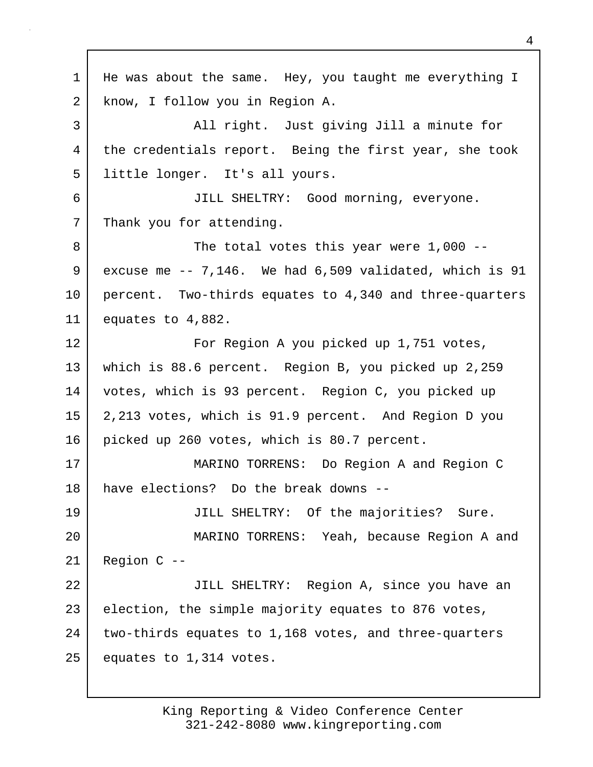He was about the same. Hey, you taught me everything I know, I follow you in Region A.

All right. Just giving Jill a minute for the credentials report. Being the first year, she took little longer. It's all yours.

JILL SHELTRY: Good morning, everyone. Thank you for attending.

The total votes this year were 1,000 -- excuse me -- 7,146. We had 6,509 validated, which is 91 percent. Two-thirds equates to 4,340 and three-quarters equates to 4,882.

For Region A you picked up 1,751 votes, which is 88.6 percent. Region B, you picked up 2,259 votes, which is 93 percent. Region C, you picked up 2,213 votes, which is 91.9 percent. And Region D you picked up 260 votes, which is 80.7 percent.

MARINO TORRENS: Do Region A and Region C have elections? Do the break downs --

JILL SHELTRY: Of the majorities? Sure.

MARINO TORRENS: Yeah, because Region A and Region C --

JILL SHELTRY: Region A, since you have an election, the simple majority equates to 876 votes, two-thirds equates to 1,168 votes, and three-quarters equates to 1,314 votes.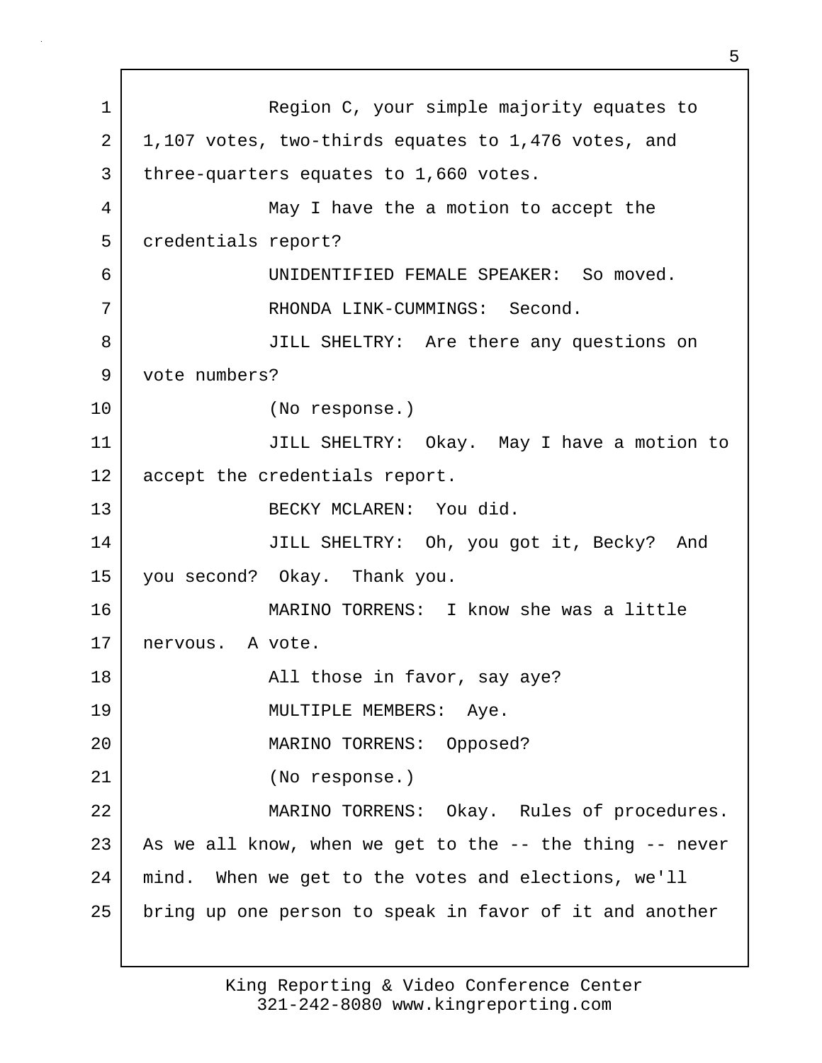Region C, your simple majority equates to 1,107 votes, two-thirds equates to 1,476 votes, and three-quarters equates to 1,660 votes.

May I have the a motion to accept the credentials report?

UNIDENTIFIED FEMALE SPEAKER: So moved.

RHONDA LINK-CUMMINGS: Second.

JILL SHELTRY: Are there any questions on vote numbers?

(No response.)

JILL SHELTRY: Okay. May I have a motion to accept the credentials report.

BECKY MCLAREN: You did.

JILL SHELTRY: Oh, you got it, Becky? And you second? Okay. Thank you.

MARINO TORRENS: I know she was a little nervous. A vote.

All those in favor, say aye?

MULTIPLE MEMBERS: Aye.

MARINO TORRENS: Opposed?

(No response.)

MARINO TORRENS: Okay. Rules of procedures. As we all know, when we get to the -- the thing -- never mind. When we get to the votes and elections, we'll bring up one person to speak in favor of it and another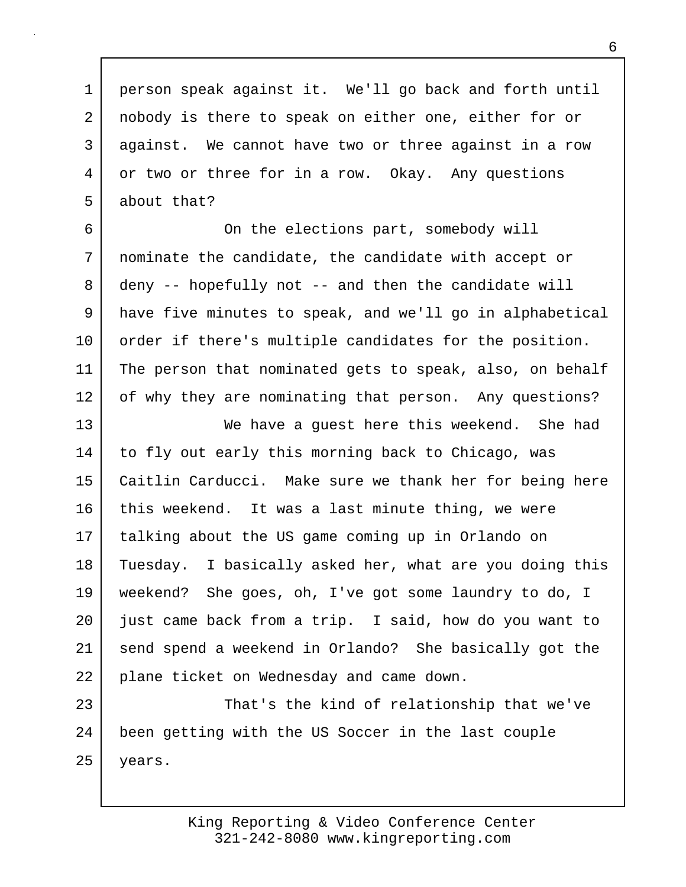person speak against it. We'll go back and forth until nobody is there to speak on either one, either for or against. We cannot have two or three against in a row or two or three for in a row. Okay. Any questions about that?

On the elections part, somebody will nominate the candidate, the candidate with accept or deny -- hopefully not -- and then the candidate will have five minutes to speak, and we'll go in alphabetical order if there's multiple candidates for the position. The person that nominated gets to speak, also, on behalf of why they are nominating that person. Any questions?

We have a guest here this weekend. She had to fly out early this morning back to Chicago, was Caitlin Carducci. Make sure we thank her for being here this weekend. It was a last minute thing, we were talking about the US game coming up in Orlando on Tuesday. I basically asked her, what are you doing this weekend? She goes, oh, I've got some laundry to do, I just came back from a trip. I said, how do you want to send spend a weekend in Orlando? She basically got the plane ticket on Wednesday and came down.

That's the kind of relationship that we've been getting with the US Soccer in the last couple years.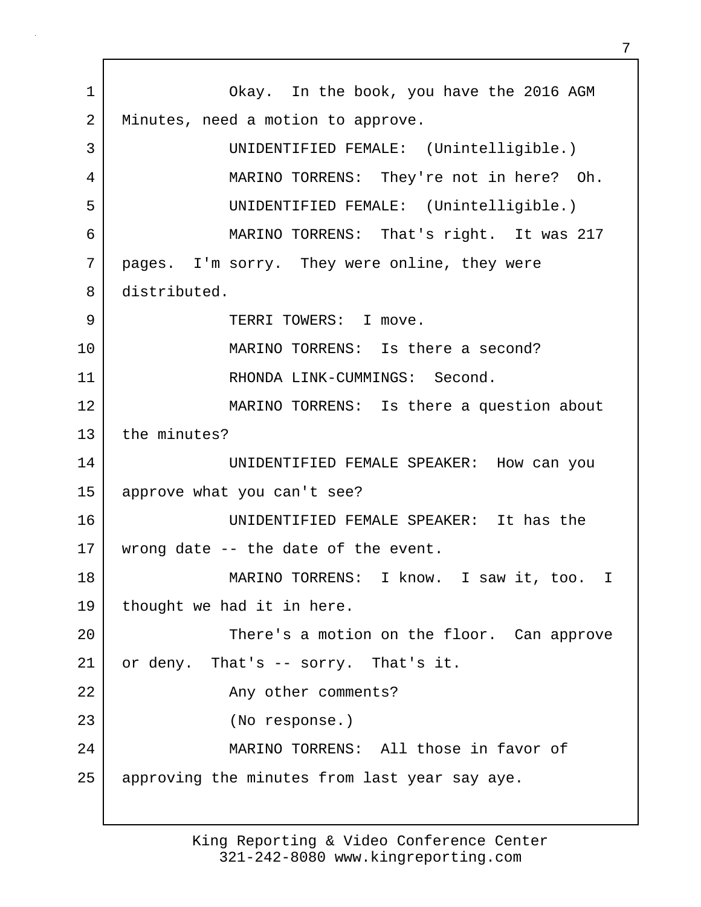Okay. In the book, you have the 2016 AGM Minutes, need a motion to approve.

UNIDENTIFIED FEMALE: (Unintelligible.)

MARINO TORRENS: They're not in here? Oh.

UNIDENTIFIED FEMALE: (Unintelligible.)

MARINO TORRENS: That's right. It was 217 pages. I'm sorry. They were online, they were distributed.

TERRI TOWERS: I move.

MARINO TORRENS: Is there a second?

RHONDA LINK-CUMMINGS: Second.

MARINO TORRENS: Is there a question about the minutes?

UNIDENTIFIED FEMALE SPEAKER: How can you approve what you can't see?

UNIDENTIFIED FEMALE SPEAKER: It has the wrong date -- the date of the event.

MARINO TORRENS: I know. I saw it, too. I thought we had it in here.

There's a motion on the floor. Can approve or deny. That's -- sorry. That's it.

Any other comments?

(No response.)

MARINO TORRENS: All those in favor of approving the minutes from last year say aye.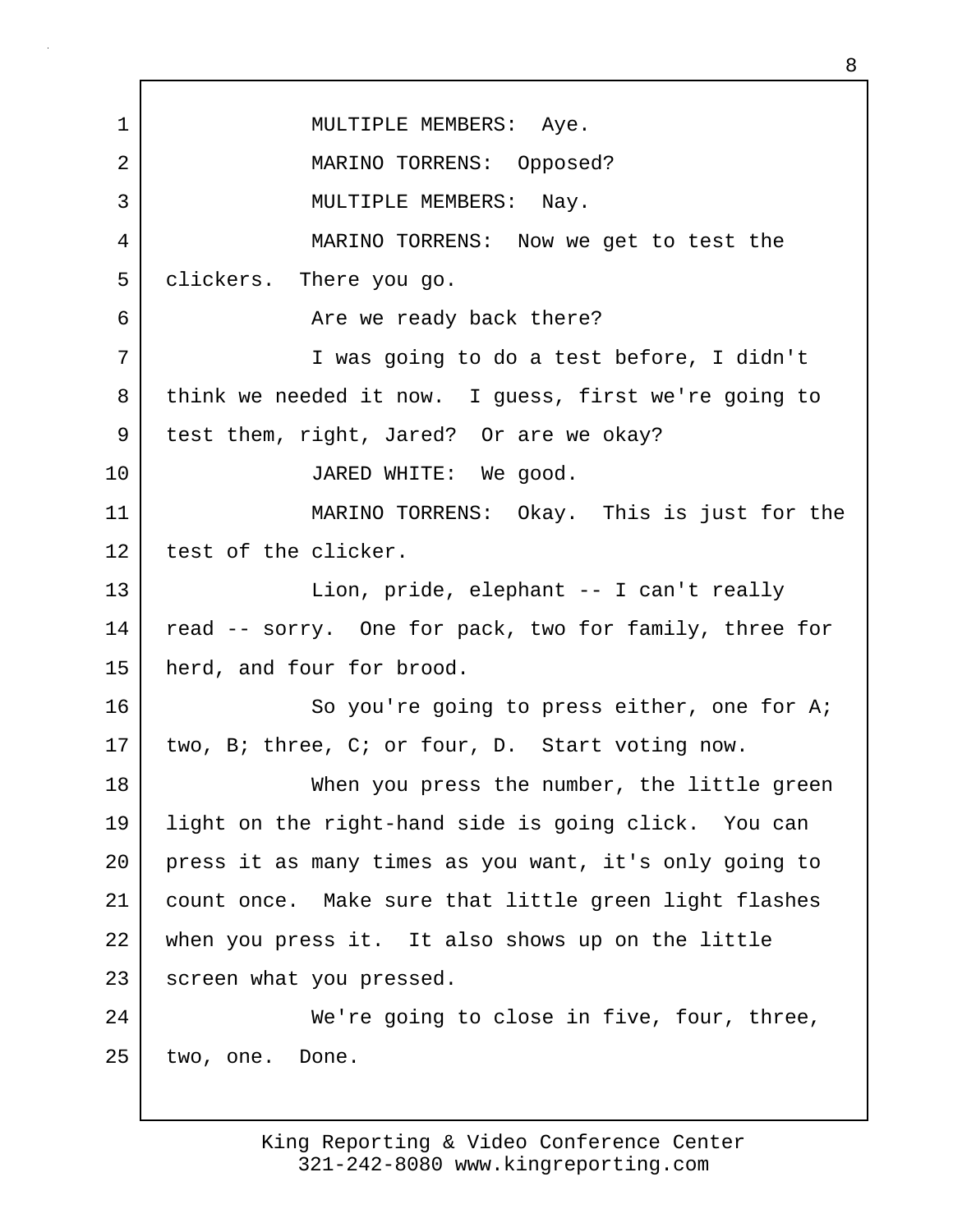MULTIPLE MEMBERS: Aye.

MARINO TORRENS: Opposed?

MULTIPLE MEMBERS: Nay.

MARINO TORRENS: Now we get to test the clickers. There you go.

Are we ready back there?

I was going to do a test before, I didn't think we needed it now. I guess, first we're going to test them, right, Jared? Or are we okay?

JARED WHITE: We good.

MARINO TORRENS: Okay. This is just for the test of the clicker.

Lion, pride, elephant -- I can't really read -- sorry. One for pack, two for family, three for herd, and four for brood.

So you're going to press either, one for A; two, B; three, C; or four, D. Start voting now.

When you press the number, the little green light on the right-hand side is going click. You can press it as many times as you want, it's only going to count once. Make sure that little green light flashes when you press it. It also shows up on the little screen what you pressed.

We're going to close in five, four, three, two, one. Done.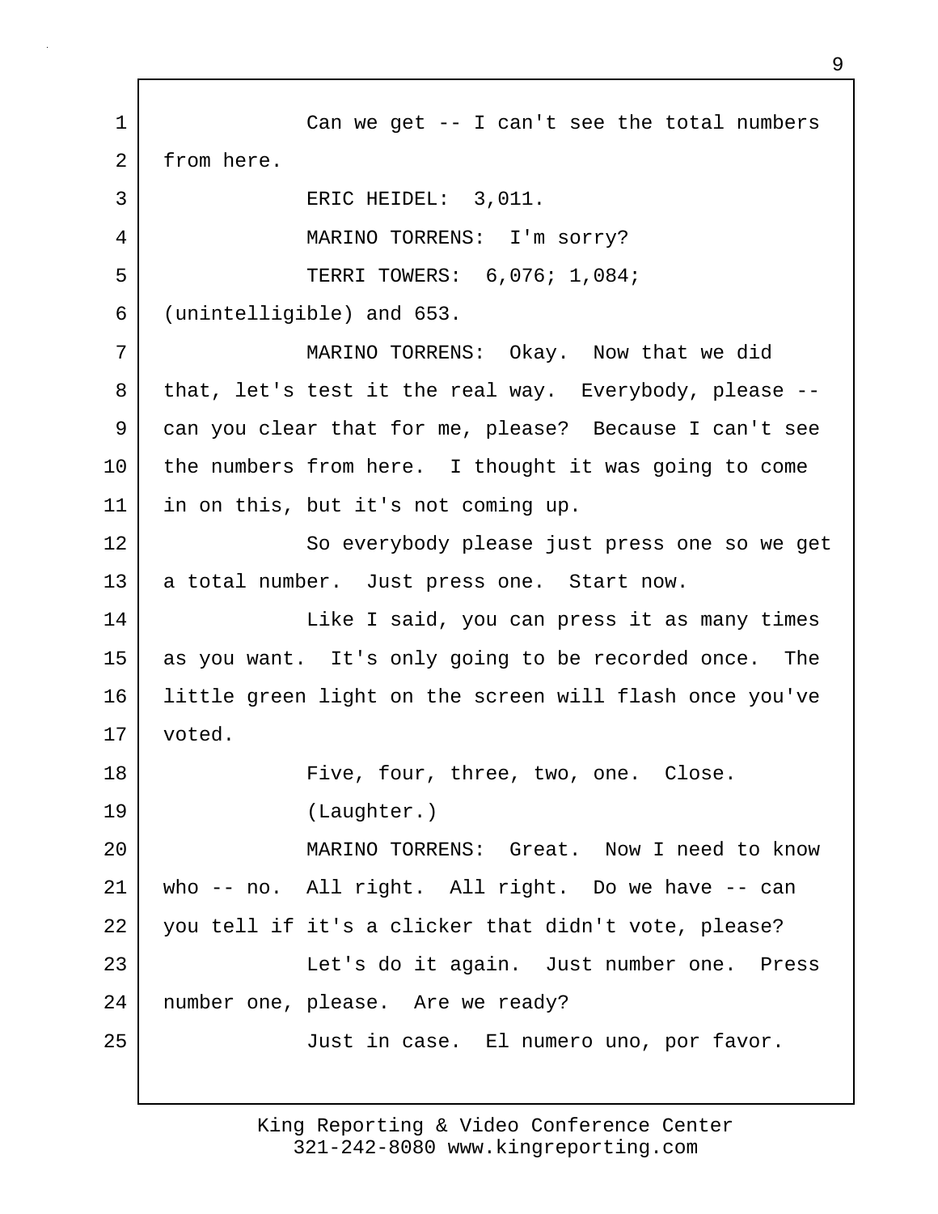Can we get -- I can't see the total numbers from here.

ERIC HEIDEL: 3,011.

MARINO TORRENS: I'm sorry?

TERRI TOWERS: 6,076; 1,084; (unintelligible) and 653.

MARINO TORRENS: Okay. Now that we did that, let's test it the real way. Everybody, please -- can you clear that for me, please? Because I can't see the numbers from here. I thought it was going to come in on this, but it's not coming up.

So everybody please just press one so we get a total number. Just press one. Start now.

Like I said, you can press it as many times as you want. It's only going to be recorded once. The little green light on the screen will flash once you've voted.

Five, four, three, two, one. Close.

(Laughter.)

MARINO TORRENS: Great. Now I need to know who -- no. All right. All right. Do we have -- can you tell if it's a clicker that didn't vote, please?

Let's do it again. Just number one. Press number one, please. Are we ready?

Just in case. El numero uno, por favor.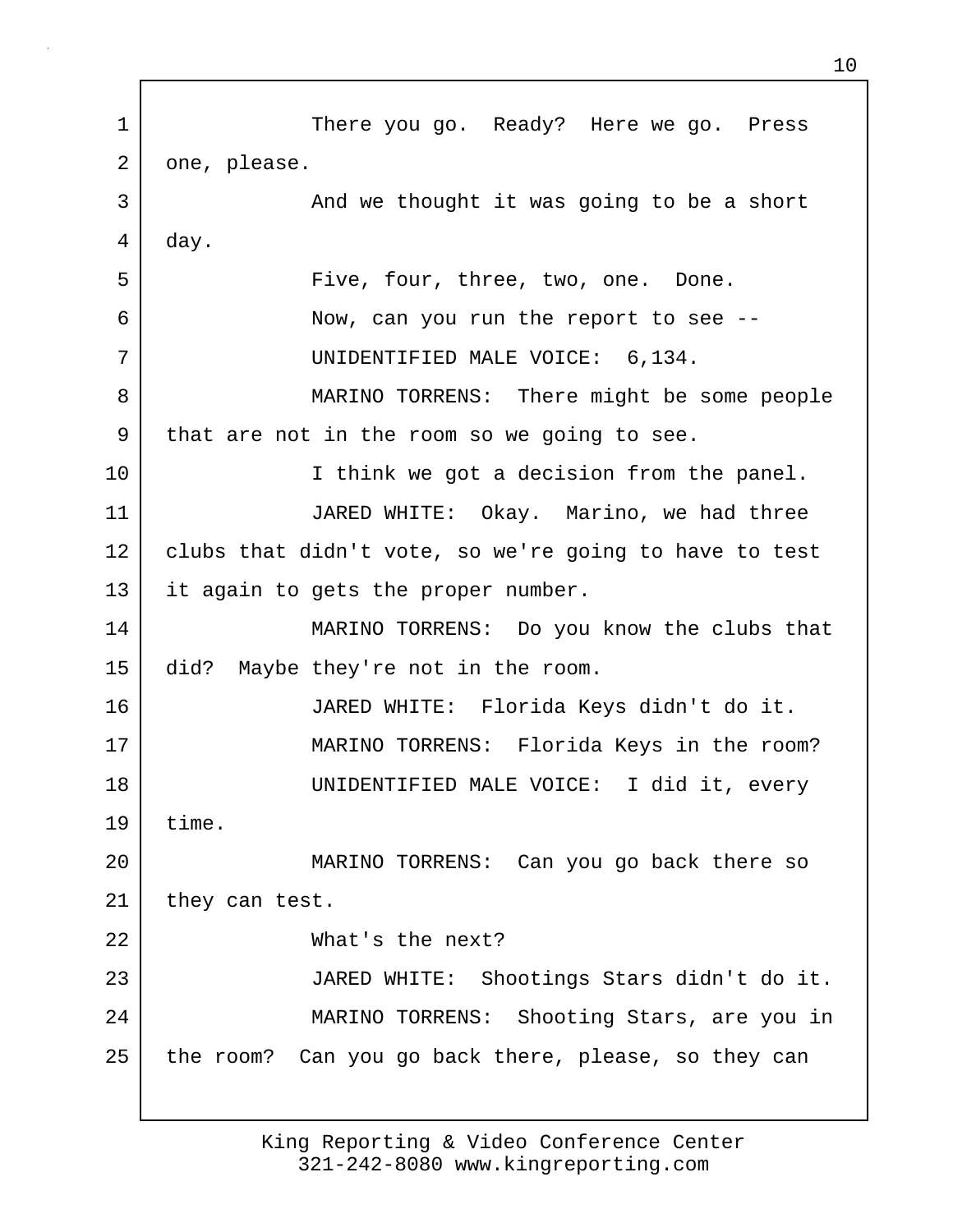There you go. Ready? Here we go. Press one, please.

And we thought it was going to be a short day.

Five, four, three, two, one. Done.

Now, can you run the report to see --

UNIDENTIFIED MALE VOICE: 6,134.

MARINO TORRENS: There might be some people that are not in the room so we going to see.

I think we got a decision from the panel.

JARED WHITE: Okay. Marino, we had three clubs that didn't vote, so we're going to have to test it again to gets the proper number.

MARINO TORRENS: Do you know the clubs that did? Maybe they're not in the room.

JARED WHITE: Florida Keys didn't do it.

MARINO TORRENS: Florida Keys in the room?

UNIDENTIFIED MALE VOICE: I did it, every time.

MARINO TORRENS: Can you go back there so they can test.

What's the next?

JARED WHITE: Shootings Stars didn't do it.

MARINO TORRENS: Shooting Stars, are you in the room? Can you go back there, please, so they can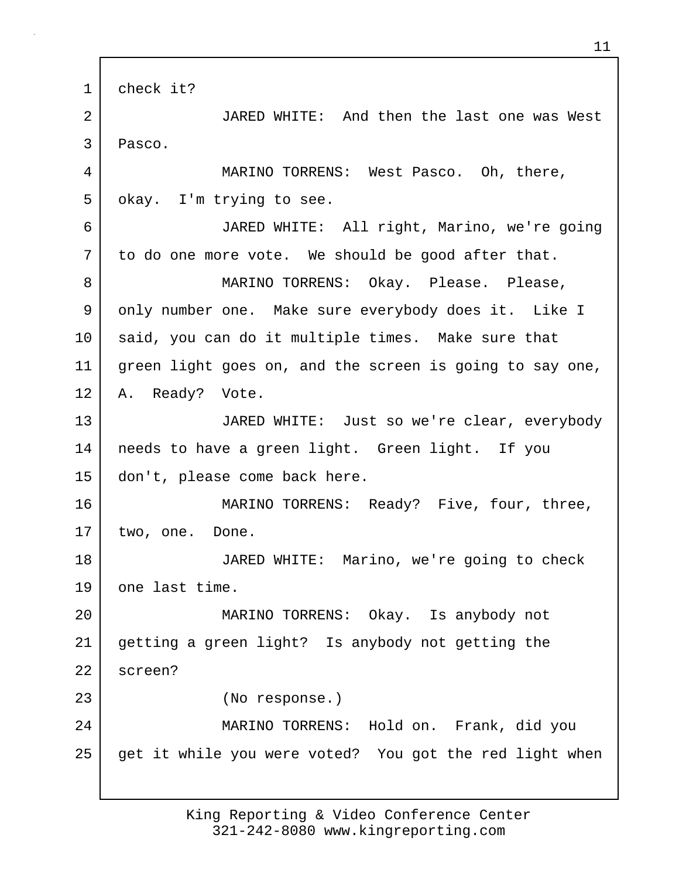check it?

JARED WHITE: And then the last one was West Pasco.

MARINO TORRENS: West Pasco. Oh, there, okay. I'm trying to see.

JARED WHITE: All right, Marino, we're going to do one more vote. We should be good after that.

MARINO TORRENS: Okay. Please. Please, only number one. Make sure everybody does it. Like I said, you can do it multiple times. Make sure that green light goes on, and the screen is going to say one, A. Ready? Vote.

JARED WHITE: Just so we're clear, everybody needs to have a green light. Green light. If you don't, please come back here.

MARINO TORRENS: Ready? Five, four, three, two, one. Done.

JARED WHITE: Marino, we're going to check one last time.

MARINO TORRENS: Okay. Is anybody not getting a green light? Is anybody not getting the screen?

(No response.)

MARINO TORRENS: Hold on. Frank, did you get it while you were voted? You got the red light when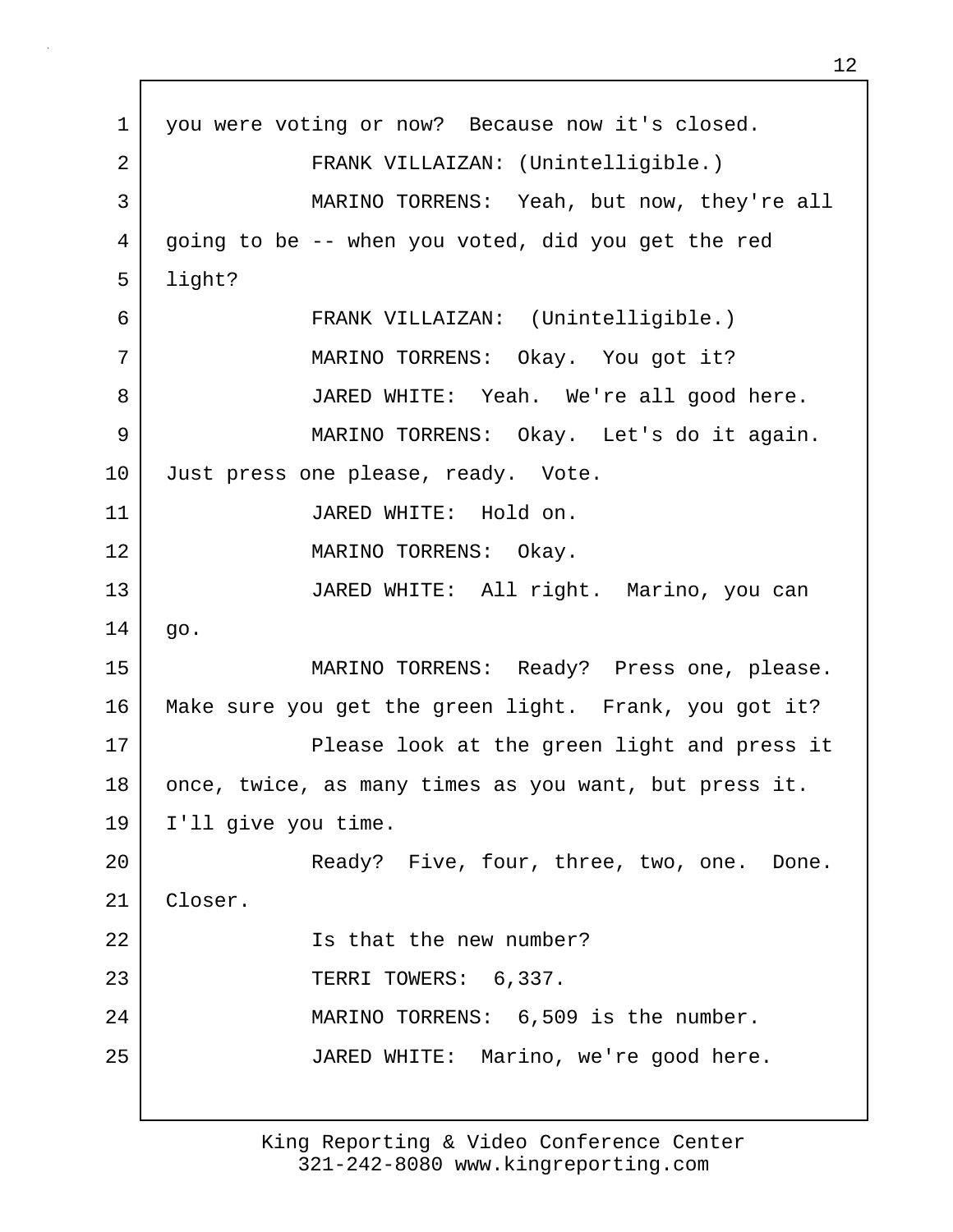you were voting or now? Because now it's closed.

FRANK VILLAIZAN: (Unintelligible.)

MARINO TORRENS: Yeah, but now, they're all going to be -- when you voted, did you get the red light?

FRANK VILLAIZAN: (Unintelligible.)

MARINO TORRENS: Okay. You got it?

JARED WHITE: Yeah. We're all good here.

MARINO TORRENS: Okay. Let's do it again. Just press one please, ready. Vote.

JARED WHITE: Hold on.

MARINO TORRENS: Okay.

JARED WHITE: All right. Marino, you can go.

MARINO TORRENS: Ready? Press one, please. Make sure you get the green light. Frank, you got it?

Please look at the green light and press it once, twice, as many times as you want, but press it. I'll give you time.

Ready? Five, four, three, two, one. Done. Closer.

Is that the new number?

TERRI TOWERS: 6,337.

MARINO TORRENS: 6,509 is the number.

JARED WHITE: Marino, we're good here.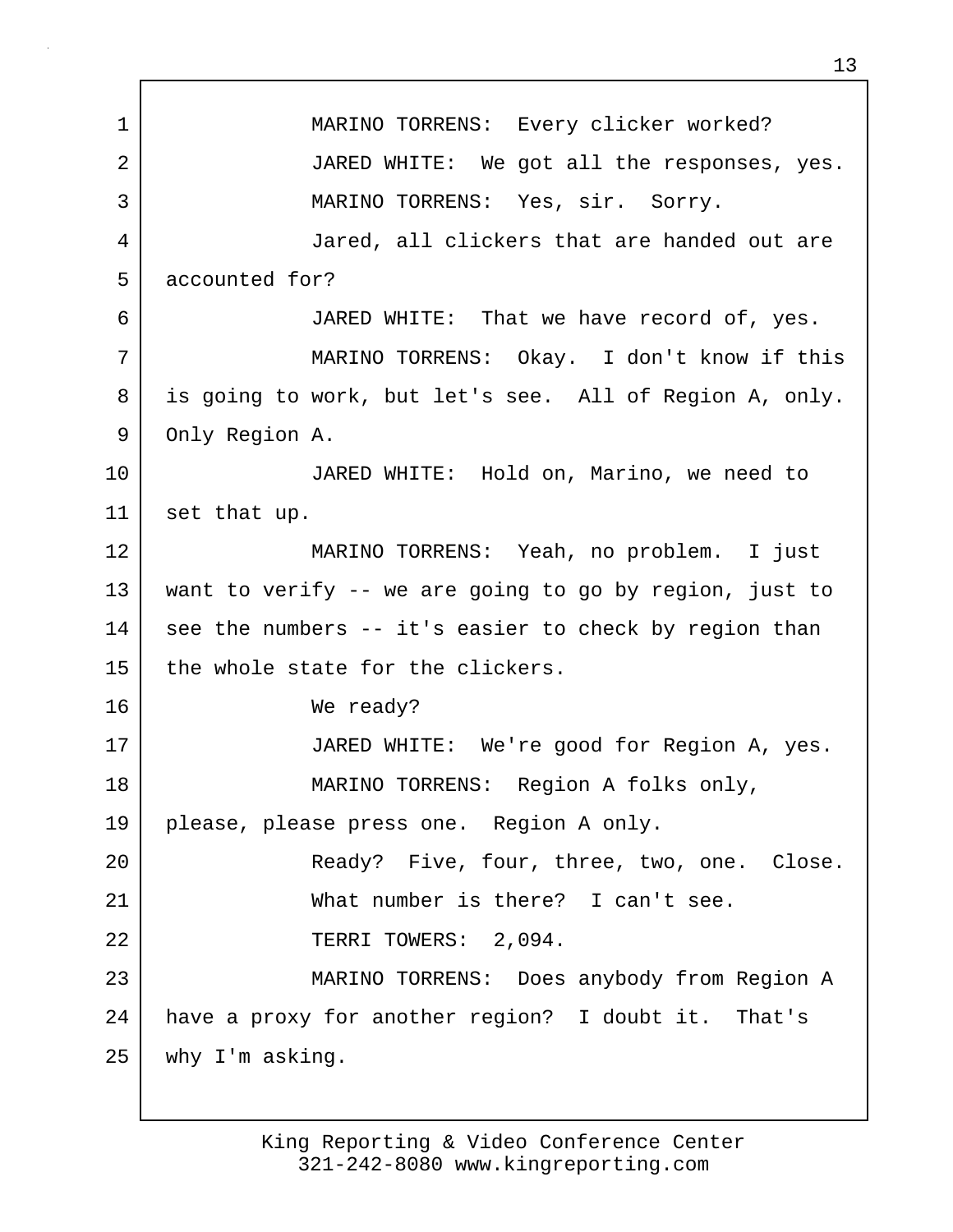MARINO TORRENS: Every clicker worked?

JARED WHITE: We got all the responses, yes.

MARINO TORRENS: Yes, sir. Sorry.

Jared, all clickers that are handed out are accounted for?

JARED WHITE: That we have record of, yes.

MARINO TORRENS: Okay. I don't know if this is going to work, but let's see. All of Region A, only. Only Region A.

JARED WHITE: Hold on, Marino, we need to set that up.

MARINO TORRENS: Yeah, no problem. I just want to verify -- we are going to go by region, just to see the numbers -- it's easier to check by region than the whole state for the clickers.

We ready?

JARED WHITE: We're good for Region A, yes.

MARINO TORRENS: Region A folks only, please, please press one. Region A only.

Ready? Five, four, three, two, one. Close.

What number is there? I can't see.

TERRI TOWERS: 2,094.

MARINO TORRENS: Does anybody from Region A have a proxy for another region? I doubt it. That's why I'm asking.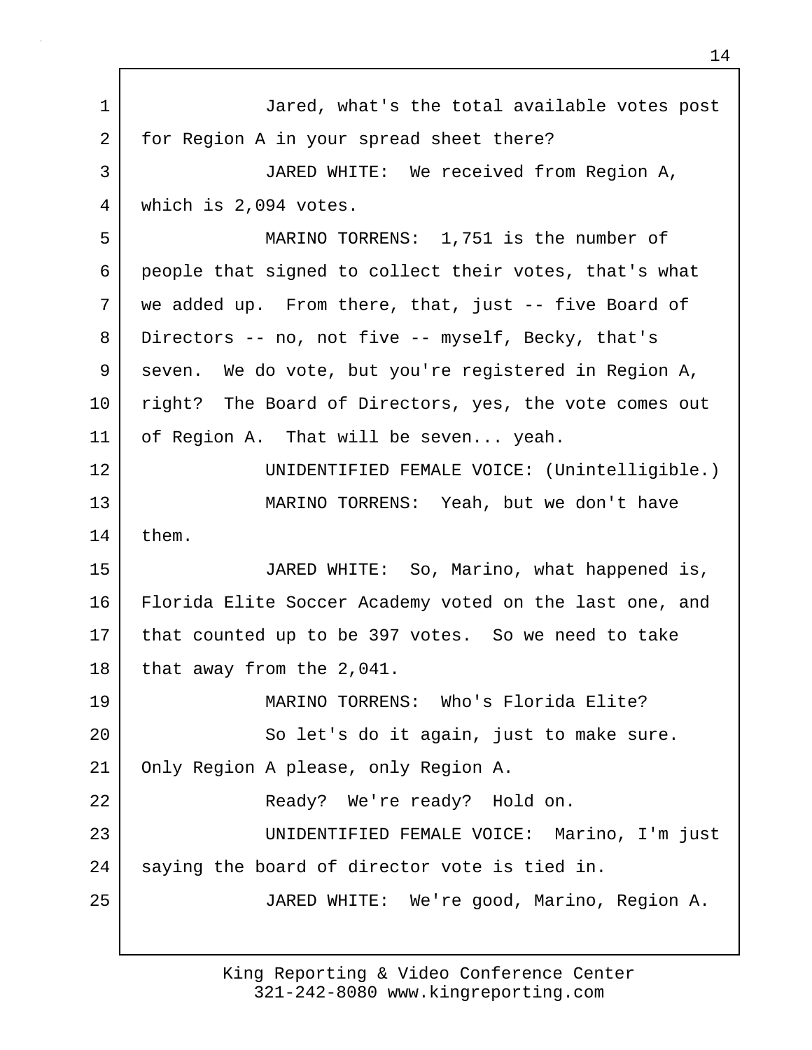Jared, what's the total available votes post for Region A in your spread sheet there?

JARED WHITE: We received from Region A, which is 2,094 votes.

MARINO TORRENS: 1,751 is the number of people that signed to collect their votes, that's what we added up. From there, that, just -- five Board of Directors -- no, not five -- myself, Becky, that's seven. We do vote, but you're registered in Region A, right? The Board of Directors, yes, the vote comes out of Region A. That will be seven... yeah.

UNIDENTIFIED FEMALE VOICE: (Unintelligible.)

MARINO TORRENS: Yeah, but we don't have them.

JARED WHITE: So, Marino, what happened is, Florida Elite Soccer Academy voted on the last one, and that counted up to be 397 votes. So we need to take that away from the 2,041.

MARINO TORRENS: Who's Florida Elite?

So let's do it again, just to make sure. Only Region A please, only Region A.

Ready? We're ready? Hold on.

UNIDENTIFIED FEMALE VOICE: Marino, I'm just saying the board of director vote is tied in.

JARED WHITE: We're good, Marino, Region A.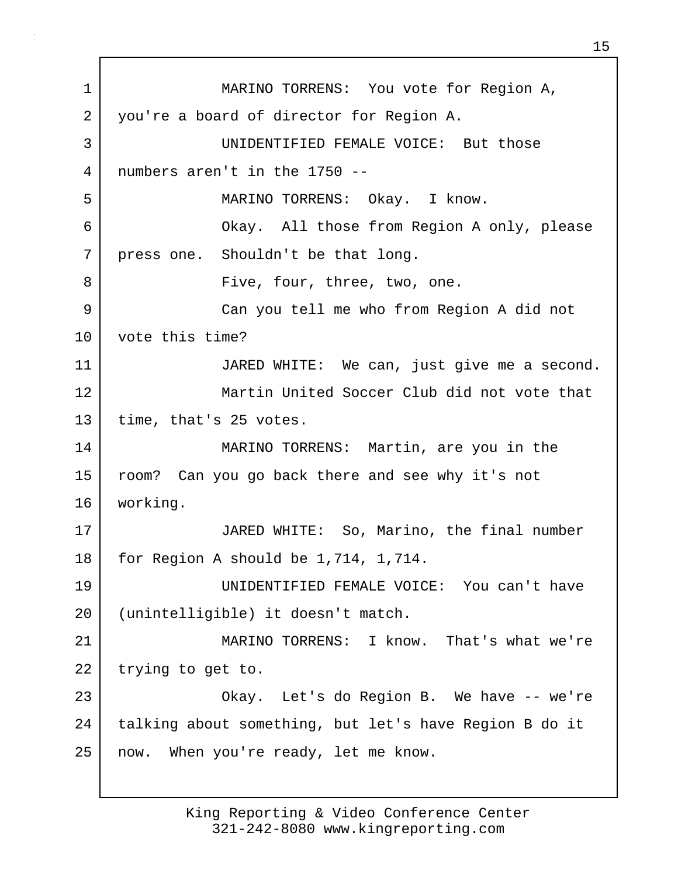MARINO TORRENS: You vote for Region A, you're a board of director for Region A.

UNIDENTIFIED FEMALE VOICE: But those numbers aren't in the 1750 --

MARINO TORRENS: Okay. I know.

Okay. All those from Region A only, please press one. Shouldn't be that long.

Five, four, three, two, one.

Can you tell me who from Region A did not vote this time?

JARED WHITE: We can, just give me a second.

Martin United Soccer Club did not vote that time, that's 25 votes.

MARINO TORRENS: Martin, are you in the room? Can you go back there and see why it's not working.

JARED WHITE: So, Marino, the final number for Region A should be 1,714, 1,714.

UNIDENTIFIED FEMALE VOICE: You can't have (unintelligible) it doesn't match.

MARINO TORRENS: I know. That's what we're trying to get to.

Okay. Let's do Region B. We have -- we're talking about something, but let's have Region B do it now. When you're ready, let me know.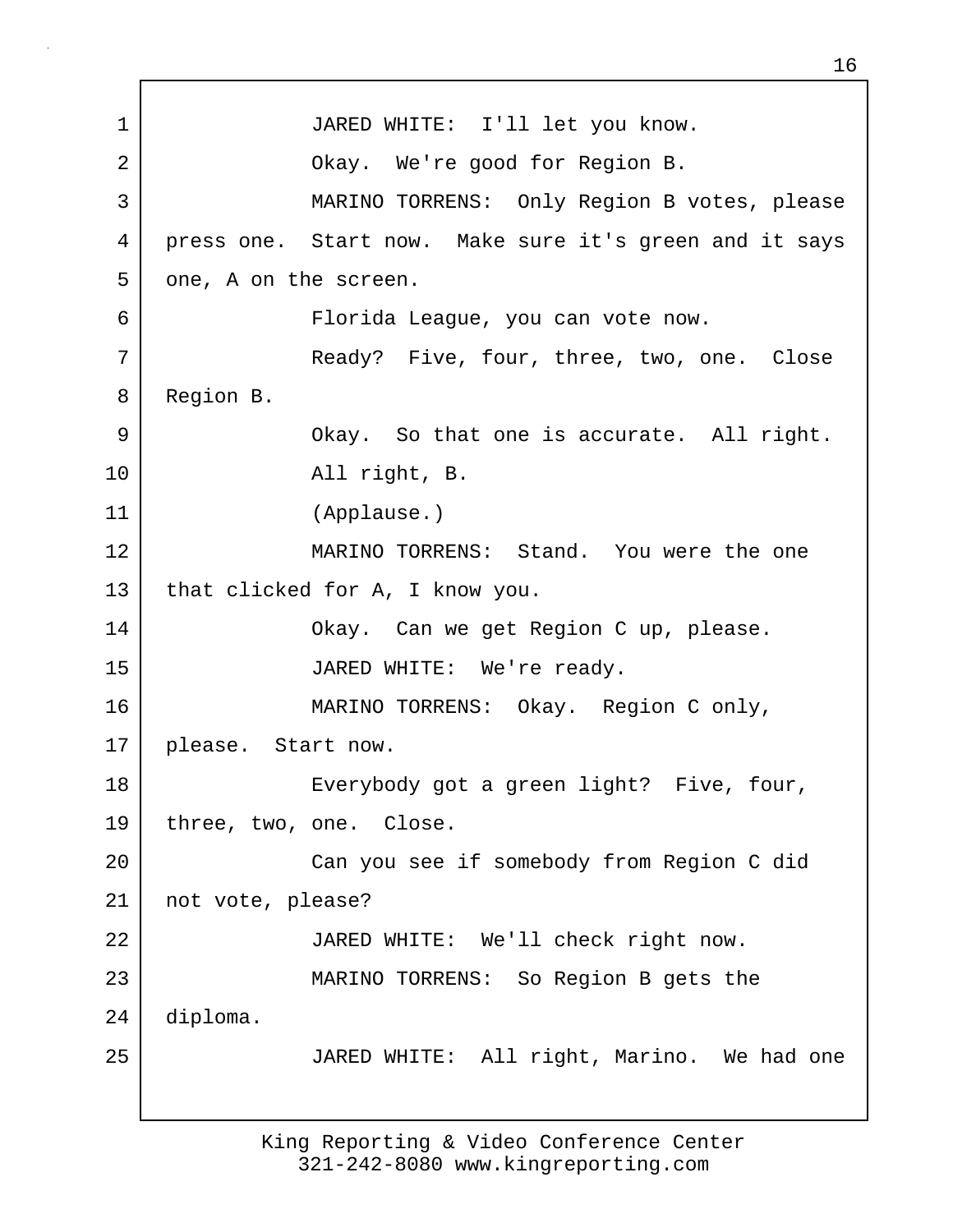JARED WHITE: I'll let you know.

Okay. We're good for Region B.

MARINO TORRENS: Only Region B votes, please press one. Start now. Make sure it's green and it says one, A on the screen.

Florida League, you can vote now.

Ready? Five, four, three, two, one. Close Region B.

Okay. So that one is accurate. All right.

All right, B.

(Applause.)

MARINO TORRENS: Stand. You were the one that clicked for A, I know you.

Okay. Can we get Region C up, please.

JARED WHITE: We're ready.

MARINO TORRENS: Okay. Region C only, please. Start now.

Everybody got a green light? Five, four, three, two, one. Close.

Can you see if somebody from Region C did not vote, please?

JARED WHITE: We'll check right now.

MARINO TORRENS: So Region B gets the diploma.

JARED WHITE: All right, Marino. We had one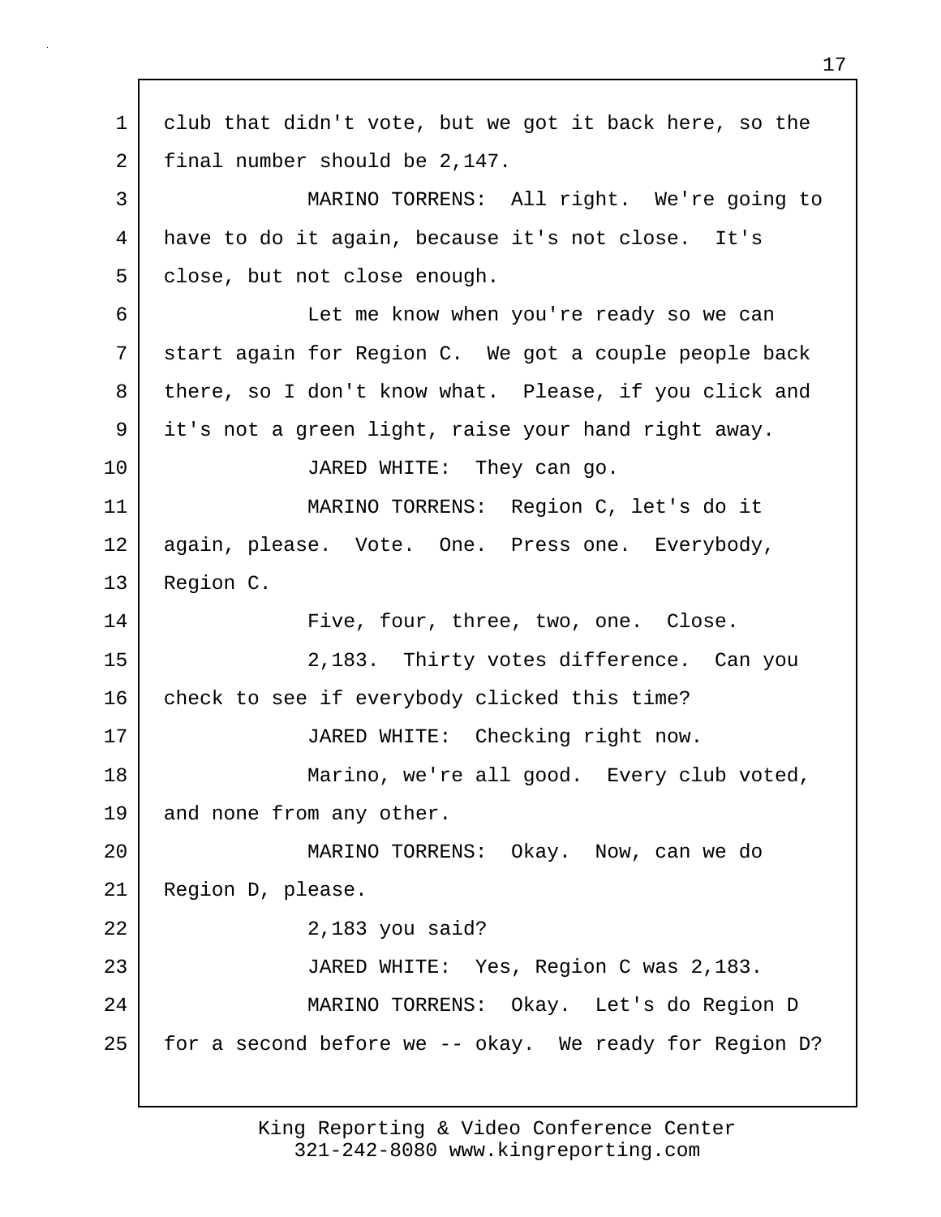club that didn't vote, but we got it back here, so the final number should be 2,147.

MARINO TORRENS: All right. We're going to have to do it again, because it's not close. It's close, but not close enough.

Let me know when you're ready so we can start again for Region C. We got a couple people back there, so I don't know what. Please, if you click and it's not a green light, raise your hand right away.

JARED WHITE: They can go.

MARINO TORRENS: Region C, let's do it again, please. Vote. One. Press one. Everybody, Region C.

Five, four, three, two, one. Close.

2,183. Thirty votes difference. Can you check to see if everybody clicked this time?

JARED WHITE: Checking right now.

Marino, we're all good. Every club voted, and none from any other.

MARINO TORRENS: Okay. Now, can we do Region D, please.

2,183 you said?

JARED WHITE: Yes, Region C was 2,183.

MARINO TORRENS: Okay. Let's do Region D for a second before we -- okay. We ready for Region D?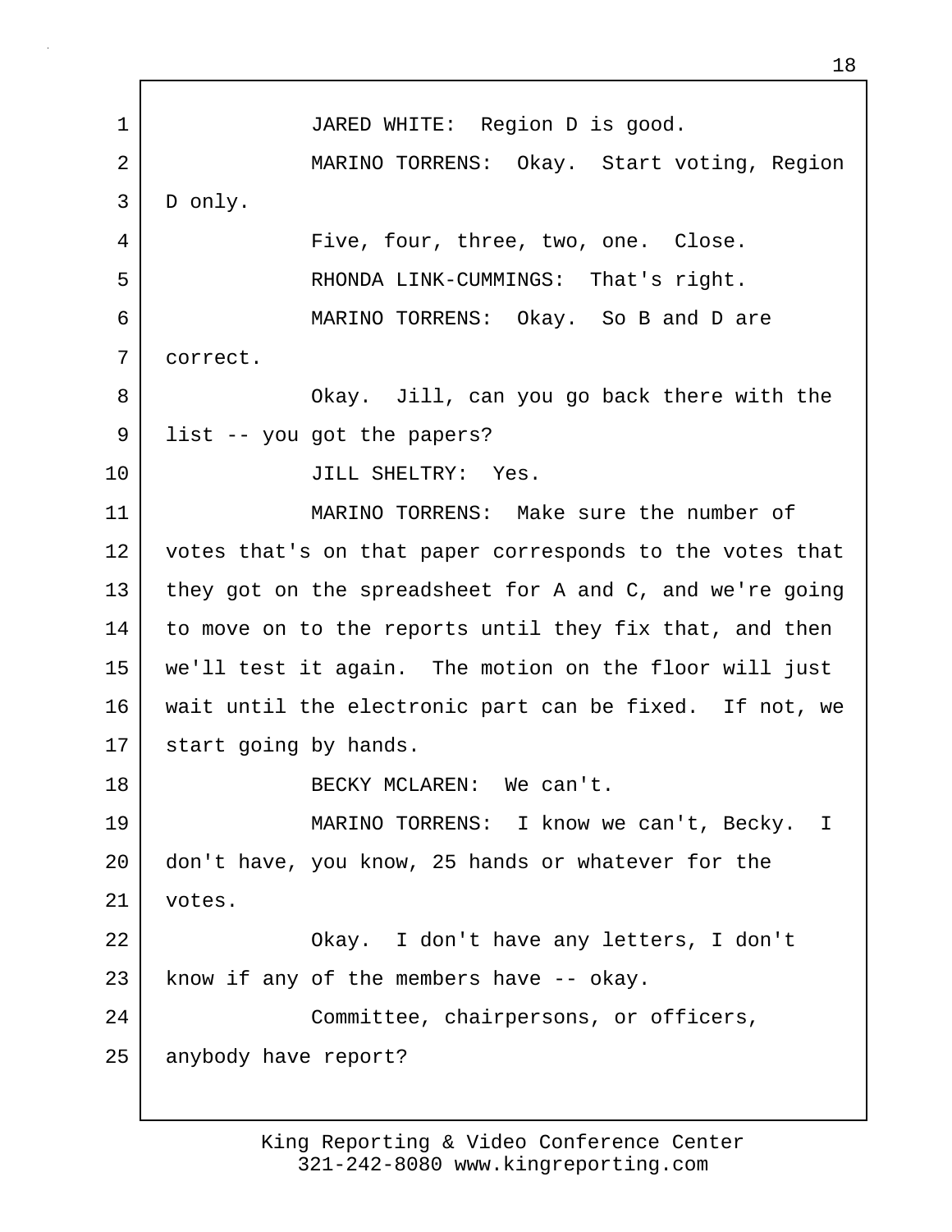JARED WHITE: Region D is good.

MARINO TORRENS: Okay. Start voting, Region D only.

Five, four, three, two, one. Close.

RHONDA LINK-CUMMINGS: That's right.

MARINO TORRENS: Okay. So B and D are correct.

Okay. Jill, can you go back there with the list -- you got the papers?

JILL SHELTRY: Yes.

MARINO TORRENS: Make sure the number of votes that's on that paper corresponds to the votes that they got on the spreadsheet for A and C, and we're going to move on to the reports until they fix that, and then we'll test it again. The motion on the floor will just wait until the electronic part can be fixed. If not, we start going by hands.

BECKY MCLAREN: We can't.

MARINO TORRENS: I know we can't, Becky. I don't have, you know, 25 hands or whatever for the votes.

Okay. I don't have any letters, I don't know if any of the members have -- okay.

Committee, chairpersons, or officers, anybody have report?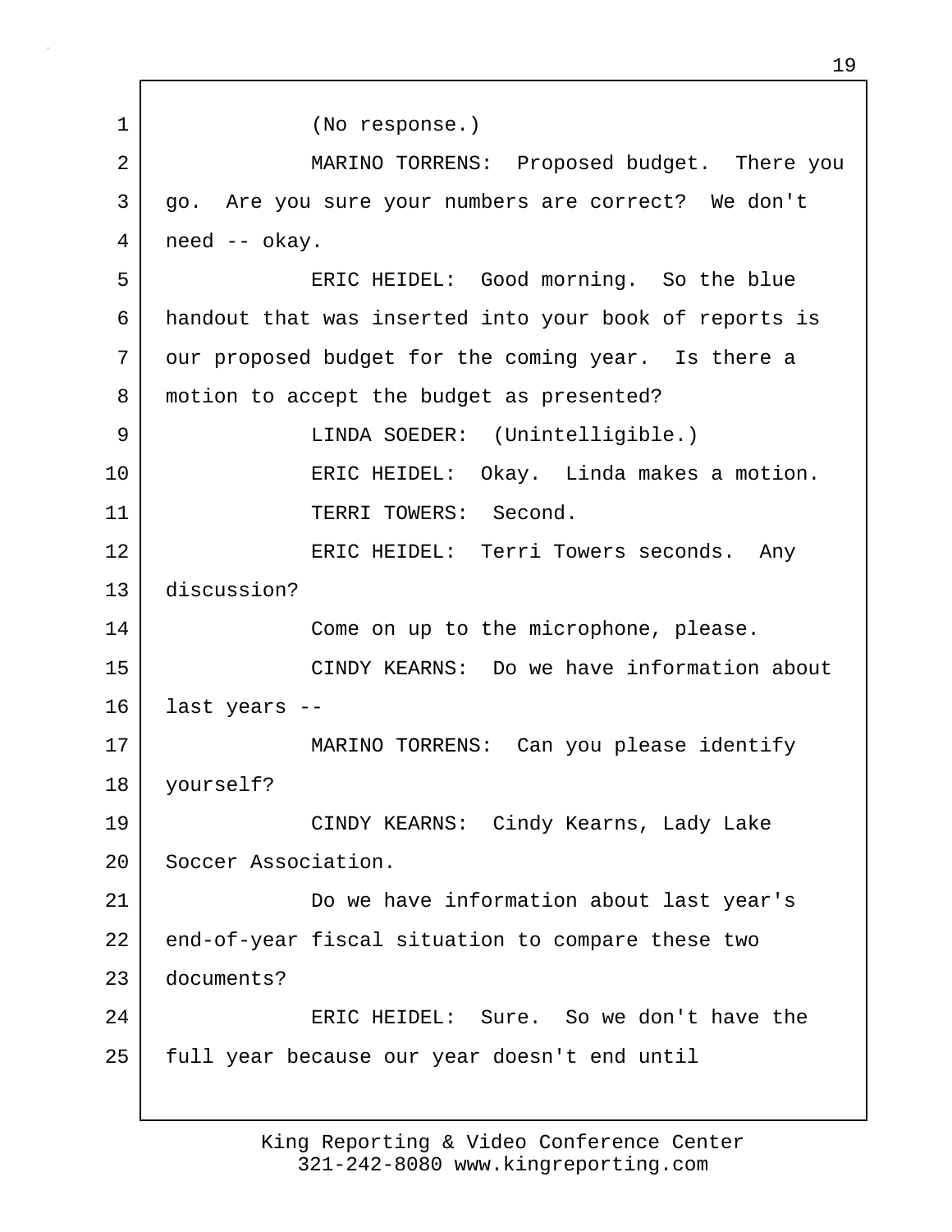(No response.)

MARINO TORRENS: Proposed budget. There you go. Are you sure your numbers are correct? We don't need -- okay.

ERIC HEIDEL: Good morning. So the blue handout that was inserted into your book of reports is our proposed budget for the coming year. Is there a motion to accept the budget as presented?

LINDA SOEDER: (Unintelligible.)

ERIC HEIDEL: Okay. Linda makes a motion.

TERRI TOWERS: Second.

ERIC HEIDEL: Terri Towers seconds. Any discussion?

Come on up to the microphone, please.

CINDY KEARNS: Do we have information about last years --

MARINO TORRENS: Can you please identify yourself?

CINDY KEARNS: Cindy Kearns, Lady Lake Soccer Association.

Do we have information about last year's end-of-year fiscal situation to compare these two documents?

ERIC HEIDEL: Sure. So we don't have the full year because our year doesn't end until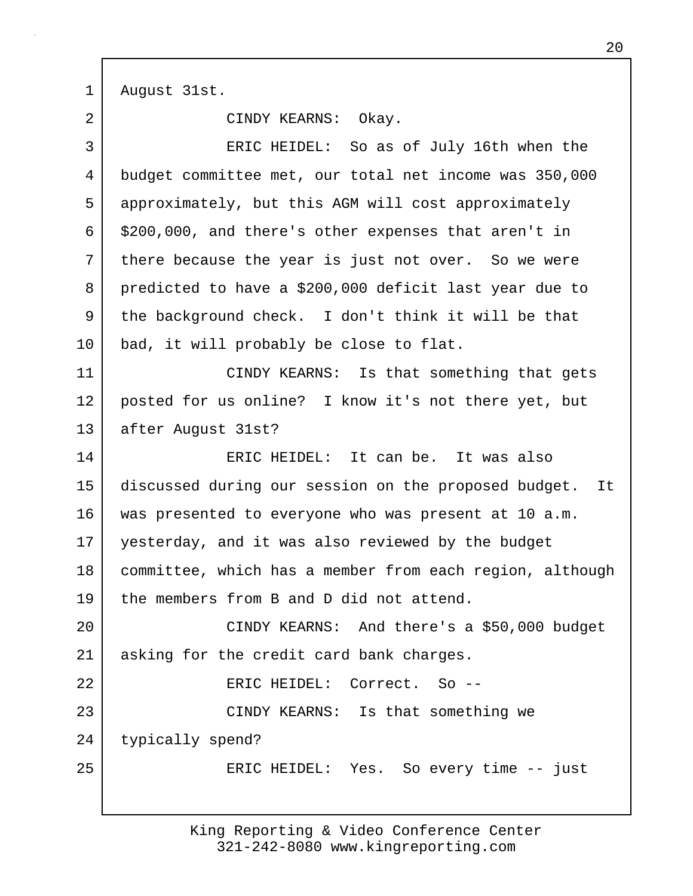August 31st.

CINDY KEARNS: Okay.

ERIC HEIDEL: So as of July 16th when the budget committee met, our total net income was 350,000 approximately, but this AGM will cost approximately $200,000, and there's other expenses that aren't in there because the year is just not over. So we were predicted to have a $200,000 deficit last year due to the background check. I don't think it will be that bad, it will probably be close to flat.

CINDY KEARNS: Is that something that gets posted for us online? I know it's not there yet, but after August 31st?

ERIC HEIDEL: It can be. It was also discussed during our session on the proposed budget. It was presented to everyone who was present at 10 a.m. yesterday, and it was also reviewed by the budget committee, which has a member from each region, although the members from B and D did not attend.

CINDY KEARNS: And there's a $50,000 budget asking for the credit card bank charges.

ERIC HEIDEL: Correct. So --

CINDY KEARNS: Is that something we typically spend?

ERIC HEIDEL: Yes. So every time -- just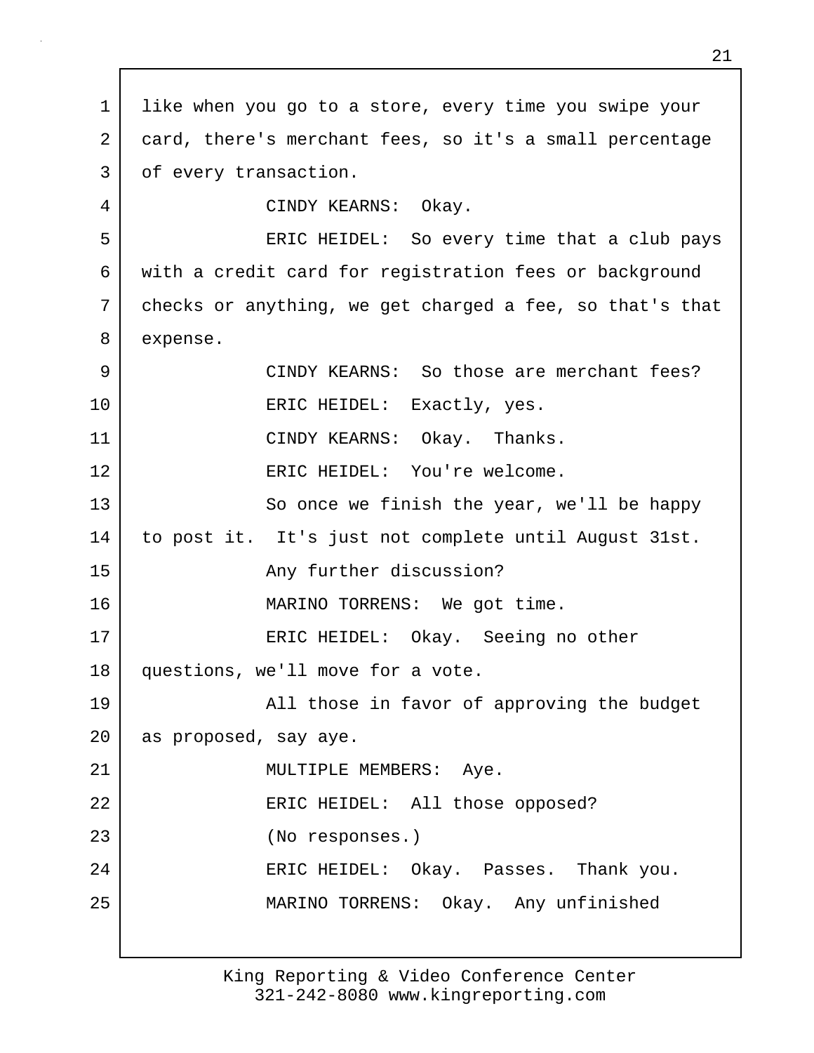like when you go to a store, every time you swipe your card, there's merchant fees, so it's a small percentage of every transaction.

CINDY KEARNS: Okay.

ERIC HEIDEL: So every time that a club pays with a credit card for registration fees or background checks or anything, we get charged a fee, so that's that expense.

CINDY KEARNS: So those are merchant fees?

ERIC HEIDEL: Exactly, yes.

CINDY KEARNS: Okay. Thanks.

ERIC HEIDEL: You're welcome.

So once we finish the year, we'll be happy to post it. It's just not complete until August 31st.

Any further discussion?

MARINO TORRENS: We got time.

ERIC HEIDEL: Okay. Seeing no other questions, we'll move for a vote.

All those in favor of approving the budget as proposed, say aye.

MULTIPLE MEMBERS: Aye.

ERIC HEIDEL: All those opposed?

(No responses.)

ERIC HEIDEL: Okay. Passes. Thank you.

MARINO TORRENS: Okay. Any unfinished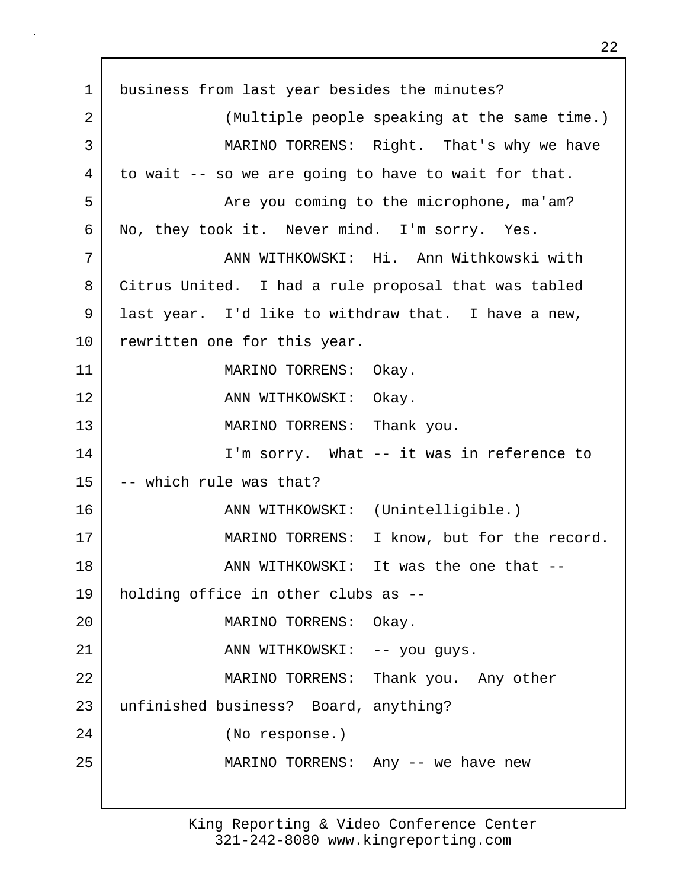1 business from last year besides the minutes?

2 (Multiple people speaking at the same time.)

3 MARINO TORRENS: Right. That's why we have

4 to wait -- so we are going to have to wait for that.

5 Are you coming to the microphone, ma'am?

6 No, they took it. Never mind. I'm sorry. Yes.

7 ANN WITHKOWSKI: Hi. Ann Withkowski with

8 Citrus United. I had a rule proposal that was tabled

9 last year. I'd like to withdraw that. I have a new,

10 rewritten one for this year.

11 MARINO TORRENS: Okay.

12 ANN WITHKOWSKI: Okay.

13 MARINO TORRENS: Thank you.

14 I'm sorry. What -- it was in reference to

15 -- which rule was that?

16 ANN WITHKOWSKI: (Unintelligible.)

17 MARINO TORRENS: I know, but for the record.

18 ANN WITHKOWSKI: It was the one that --

19 holding office in other clubs as --

20 MARINO TORRENS: Okay.

21 ANN WITHKOWSKI: -- you guys.

22 MARINO TORRENS: Thank you. Any other

23 unfinished business? Board, anything?

24 (No response.)

25 MARINO TORRENS: Any -- we have new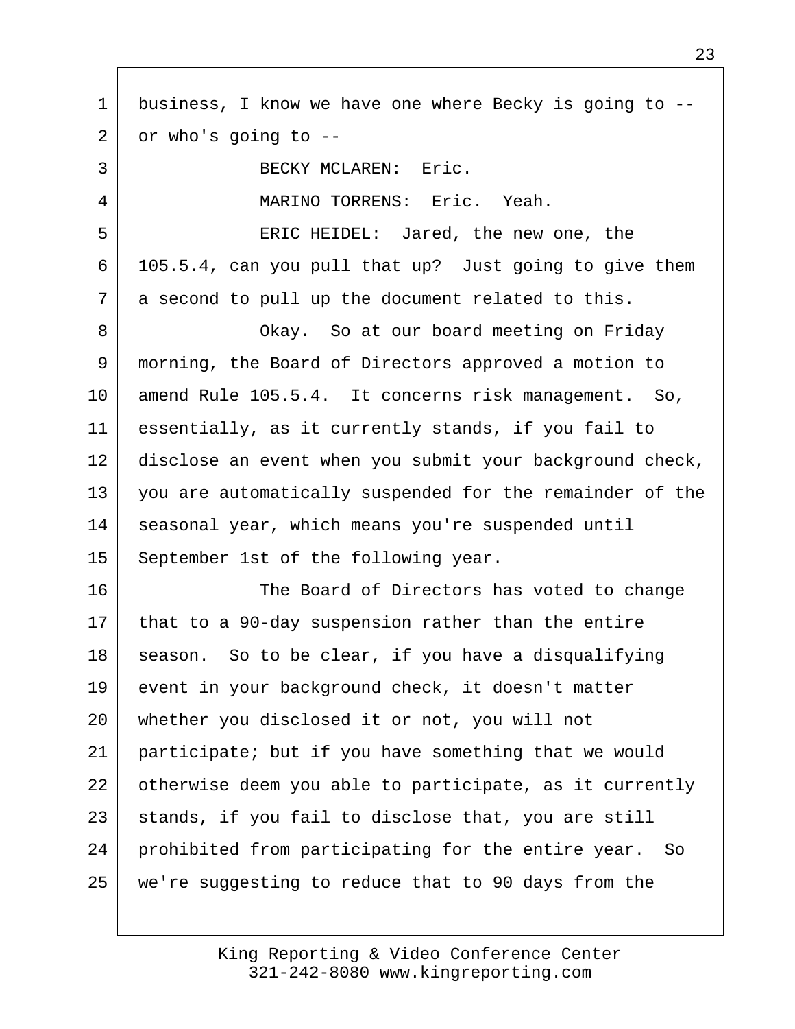business, I know we have one where Becky is going to -- or who's going to --

BECKY MCLAREN: Eric.

MARINO TORRENS: Eric. Yeah.

ERIC HEIDEL: Jared, the new one, the 105.5.4, can you pull that up? Just going to give them a second to pull up the document related to this.

Okay. So at our board meeting on Friday morning, the Board of Directors approved a motion to amend Rule 105.5.4. It concerns risk management. So, essentially, as it currently stands, if you fail to disclose an event when you submit your background check, you are automatically suspended for the remainder of the seasonal year, which means you're suspended until September 1st of the following year.

The Board of Directors has voted to change that to a 90-day suspension rather than the entire season. So to be clear, if you have a disqualifying event in your background check, it doesn't matter whether you disclosed it or not, you will not participate; but if you have something that we would otherwise deem you able to participate, as it currently stands, if you fail to disclose that, you are still prohibited from participating for the entire year. So we're suggesting to reduce that to 90 days from the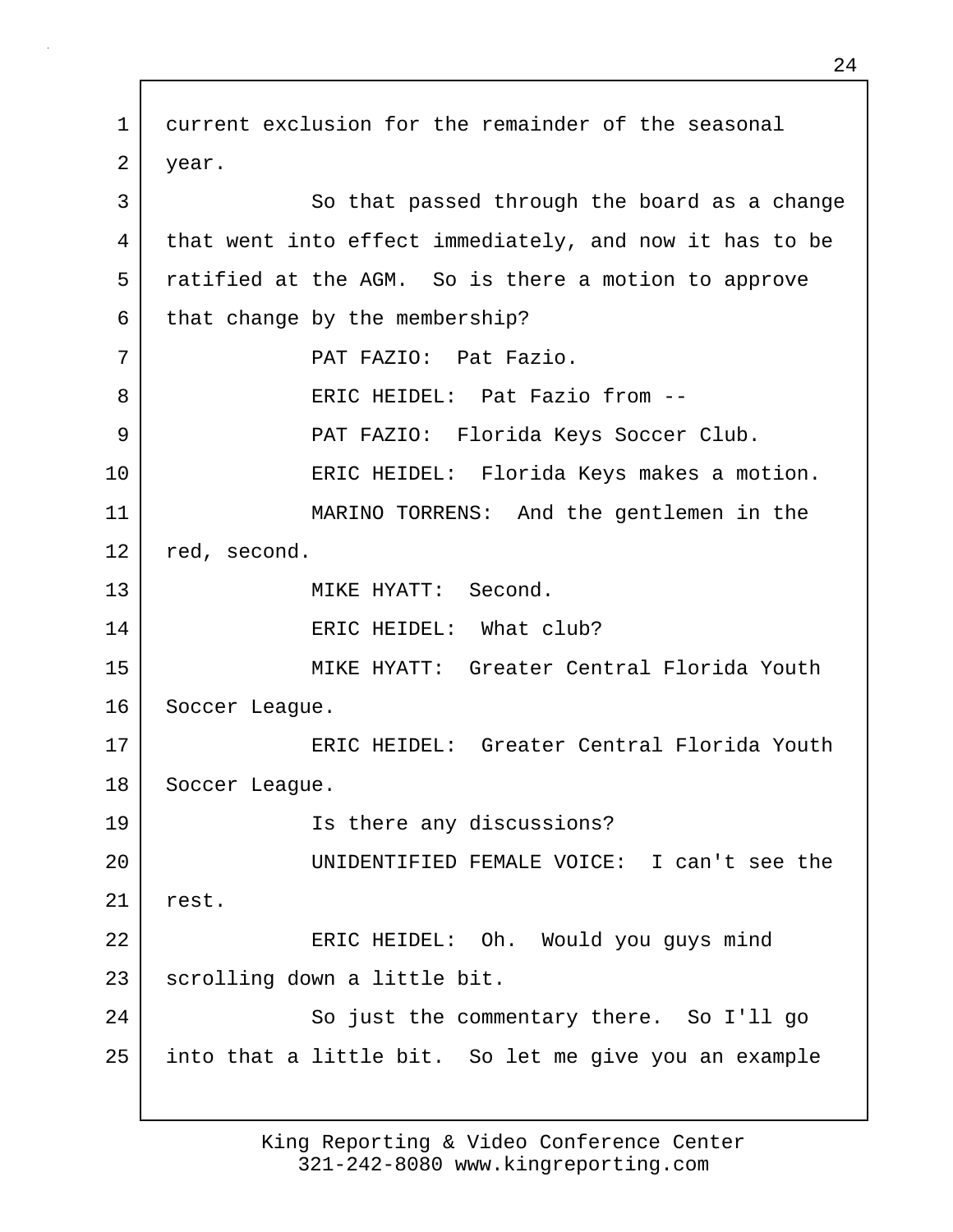current exclusion for the remainder of the seasonal year.

So that passed through the board as a change that went into effect immediately, and now it has to be ratified at the AGM. So is there a motion to approve that change by the membership?

PAT FAZIO: Pat Fazio.

ERIC HEIDEL: Pat Fazio from --

PAT FAZIO: Florida Keys Soccer Club.

ERIC HEIDEL: Florida Keys makes a motion.

MARINO TORRENS: And the gentlemen in the red, second.

MIKE HYATT: Second.

ERIC HEIDEL: What club?

MIKE HYATT: Greater Central Florida Youth Soccer League.

ERIC HEIDEL: Greater Central Florida Youth Soccer League.

Is there any discussions?

UNIDENTIFIED FEMALE VOICE: I can't see the rest.

ERIC HEIDEL: Oh. Would you guys mind scrolling down a little bit.

So just the commentary there. So I'll go into that a little bit. So let me give you an example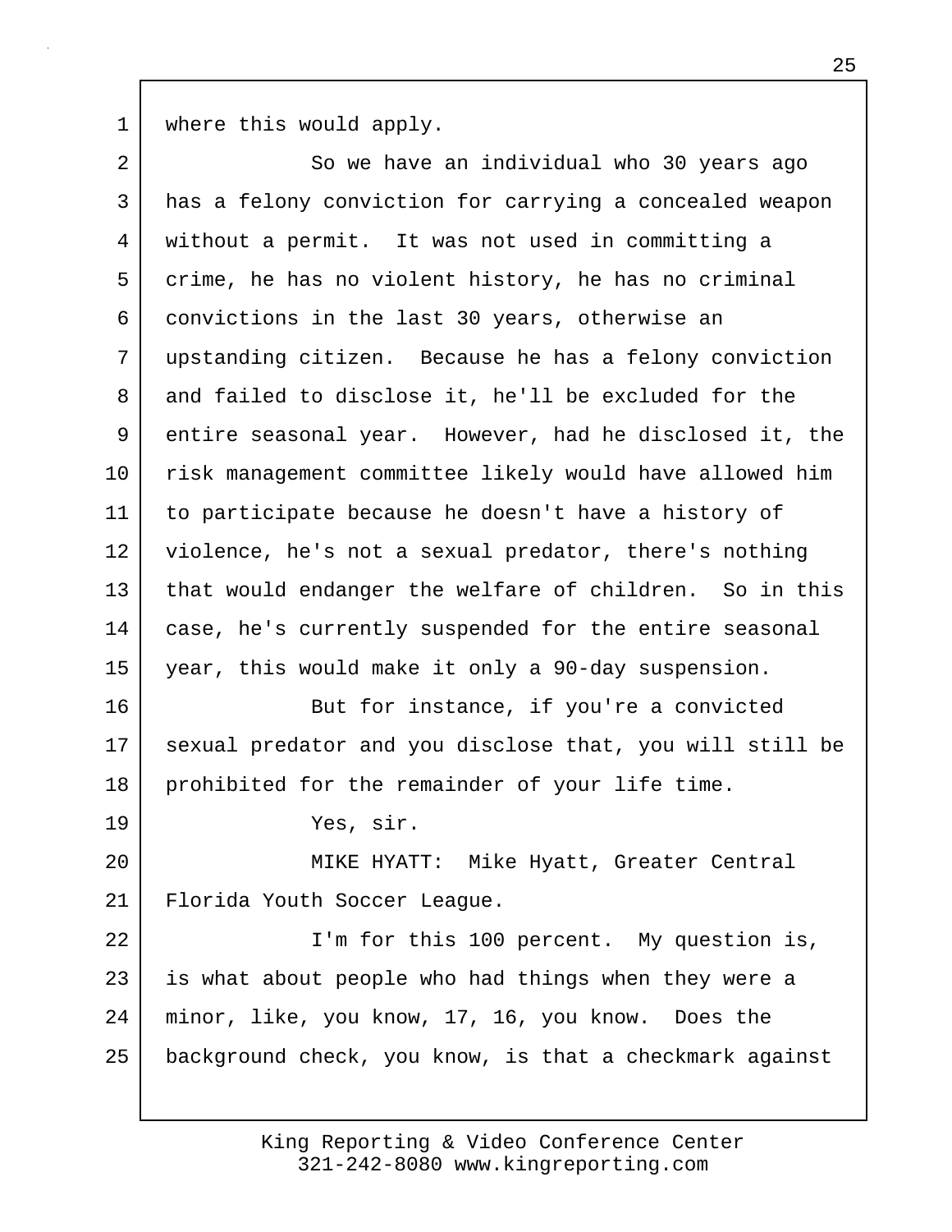where this would apply.

So we have an individual who 30 years ago has a felony conviction for carrying a concealed weapon without a permit. It was not used in committing a crime, he has no violent history, he has no criminal convictions in the last 30 years, otherwise an upstanding citizen. Because he has a felony conviction and failed to disclose it, he'll be excluded for the entire seasonal year. However, had he disclosed it, the risk management committee likely would have allowed him to participate because he doesn't have a history of violence, he's not a sexual predator, there's nothing that would endanger the welfare of children. So in this case, he's currently suspended for the entire seasonal year, this would make it only a 90-day suspension.

But for instance, if you're a convicted sexual predator and you disclose that, you will still be prohibited for the remainder of your life time.

Yes, sir.

MIKE HYATT: Mike Hyatt, Greater Central Florida Youth Soccer League.

I'm for this 100 percent. My question is, is what about people who had things when they were a minor, like, you know, 17, 16, you know. Does the background check, you know, is that a checkmark against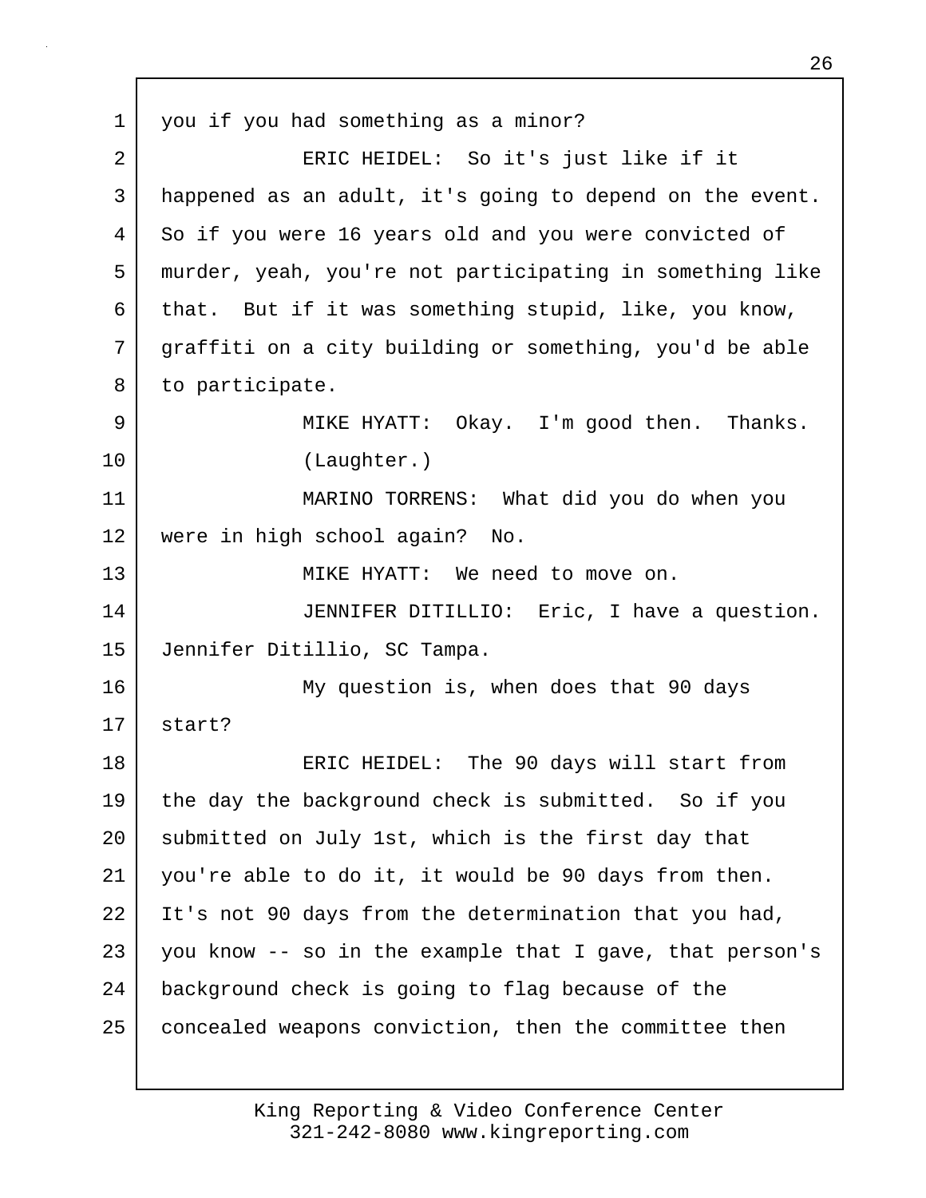you if you had something as a minor?

ERIC HEIDEL: So it's just like if it happened as an adult, it's going to depend on the event. So if you were 16 years old and you were convicted of murder, yeah, you're not participating in something like that. But if it was something stupid, like, you know, graffiti on a city building or something, you'd be able to participate.

MIKE HYATT: Okay. I'm good then. Thanks.

(Laughter.)

MARINO TORRENS: What did you do when you were in high school again? No.

MIKE HYATT: We need to move on.

JENNIFER DITILLIO: Eric, I have a question. Jennifer Ditillio, SC Tampa.

My question is, when does that 90 days start?

ERIC HEIDEL: The 90 days will start from the day the background check is submitted. So if you submitted on July 1st, which is the first day that you're able to do it, it would be 90 days from then. It's not 90 days from the determination that you had, you know -- so in the example that I gave, that person's background check is going to flag because of the concealed weapons conviction, then the committee then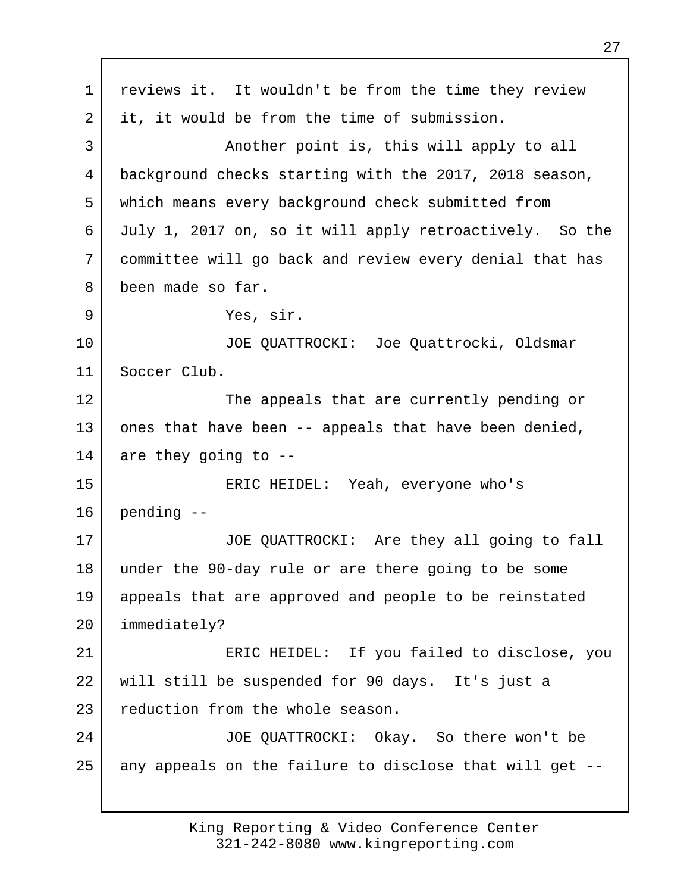reviews it. It wouldn't be from the time they review it, it would be from the time of submission.

Another point is, this will apply to all background checks starting with the 2017, 2018 season, which means every background check submitted from July 1, 2017 on, so it will apply retroactively. So the committee will go back and review every denial that has been made so far.

Yes, sir.

JOE QUATTROCKI: Joe Quattrocki, Oldsmar Soccer Club.

The appeals that are currently pending or ones that have been -- appeals that have been denied, are they going to --

ERIC HEIDEL: Yeah, everyone who's pending --

JOE QUATTROCKI: Are they all going to fall under the 90-day rule or are there going to be some appeals that are approved and people to be reinstated immediately?

ERIC HEIDEL: If you failed to disclose, you will still be suspended for 90 days. It's just a reduction from the whole season.

JOE QUATTROCKI: Okay. So there won't be any appeals on the failure to disclose that will get --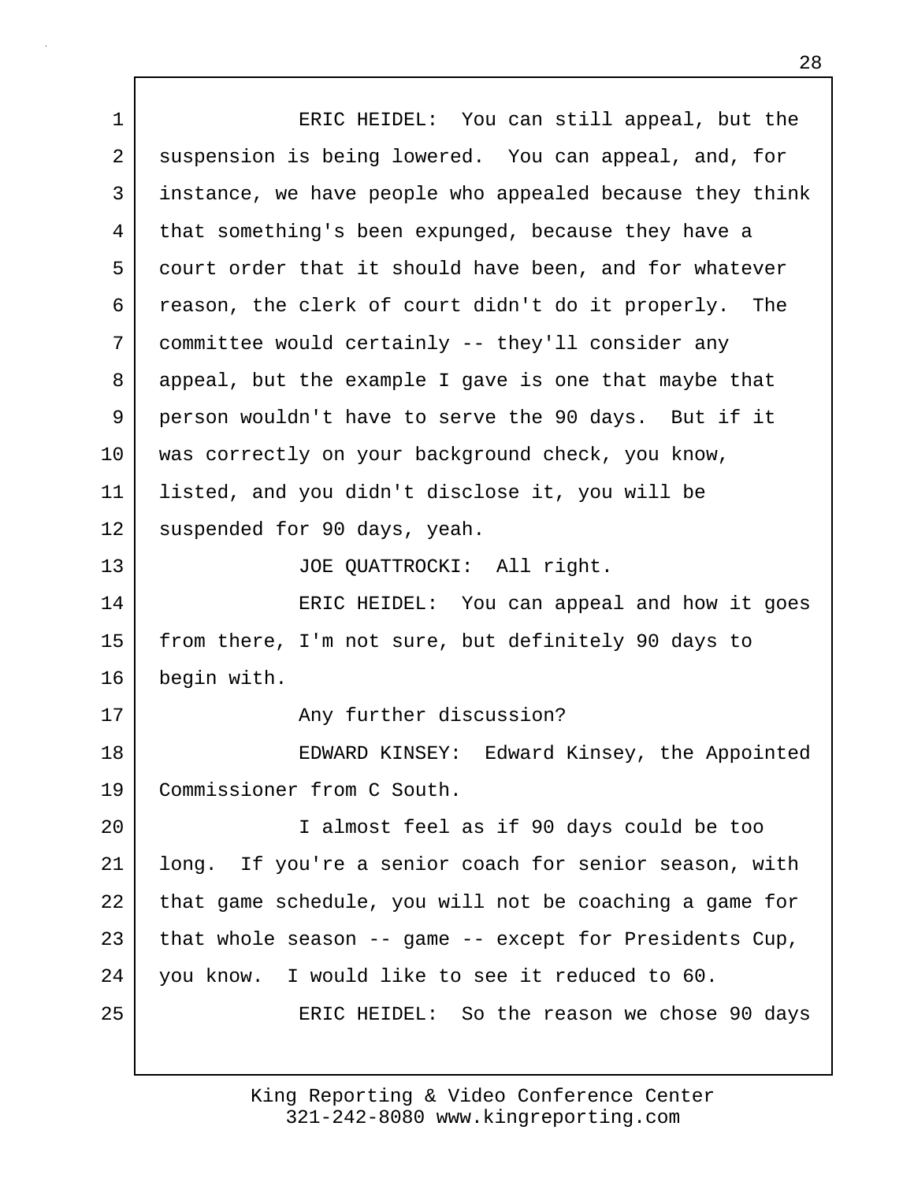ERIC HEIDEL: You can still appeal, but the suspension is being lowered. You can appeal, and, for instance, we have people who appealed because they think that something's been expunged, because they have a court order that it should have been, and for whatever reason, the clerk of court didn't do it properly. The committee would certainly -- they'll consider any appeal, but the example I gave is one that maybe that person wouldn't have to serve the 90 days. But if it was correctly on your background check, you know, listed, and you didn't disclose it, you will be suspended for 90 days, yeah.

JOE QUATTROCKI: All right.

ERIC HEIDEL: You can appeal and how it goes from there, I'm not sure, but definitely 90 days to begin with.

Any further discussion?

EDWARD KINSEY: Edward Kinsey, the Appointed Commissioner from C South.

I almost feel as if 90 days could be too long. If you're a senior coach for senior season, with that game schedule, you will not be coaching a game for that whole season -- game -- except for Presidents Cup, you know. I would like to see it reduced to 60.

ERIC HEIDEL: So the reason we chose 90 days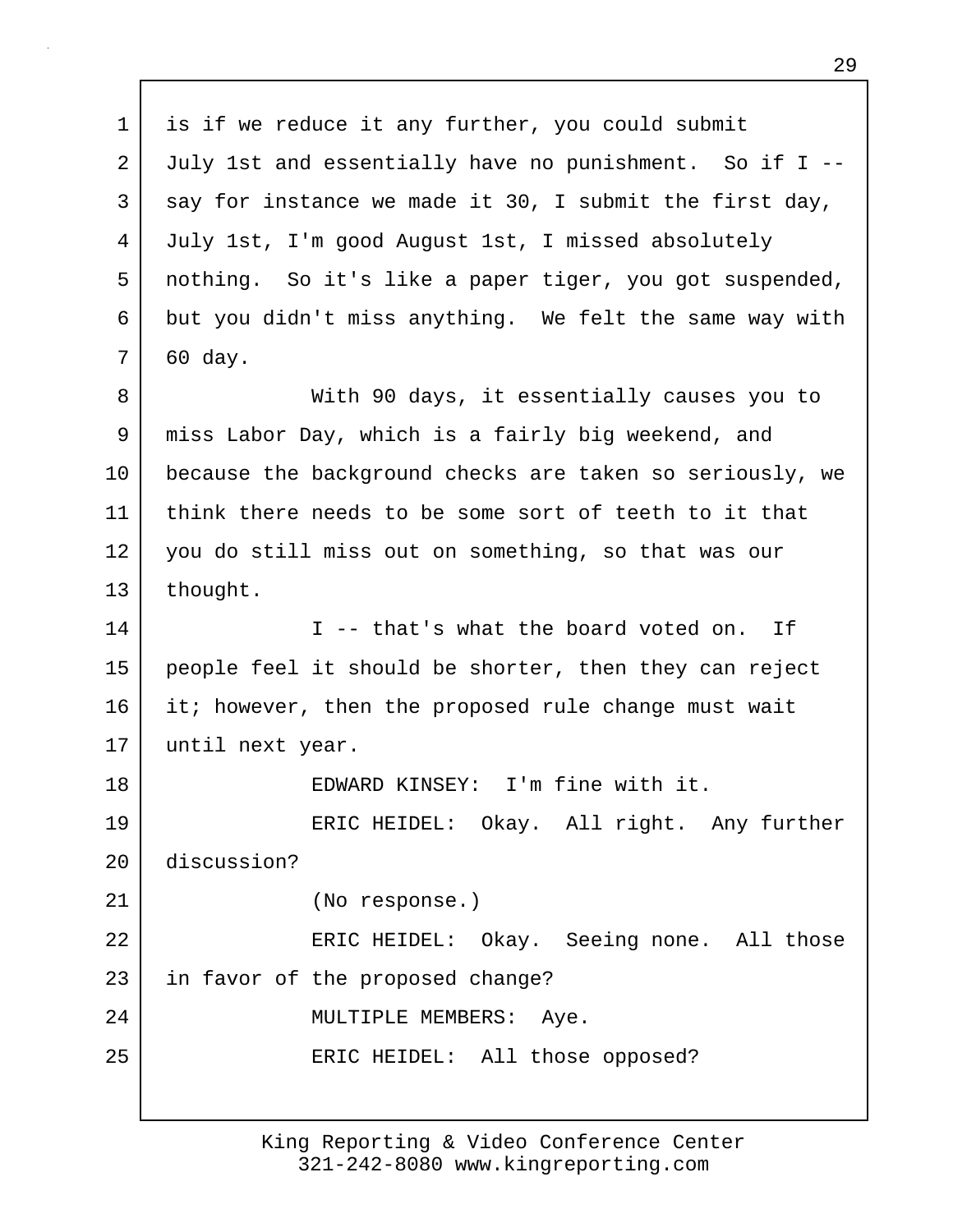is if we reduce it any further, you could submit July 1st and essentially have no punishment. So if I -- say for instance we made it 30, I submit the first day, July 1st, I'm good August 1st, I missed absolutely nothing. So it's like a paper tiger, you got suspended, but you didn't miss anything. We felt the same way with 60 day.

With 90 days, it essentially causes you to miss Labor Day, which is a fairly big weekend, and because the background checks are taken so seriously, we think there needs to be some sort of teeth to it that you do still miss out on something, so that was our thought.

I -- that's what the board voted on. If people feel it should be shorter, then they can reject it; however, then the proposed rule change must wait until next year.

EDWARD KINSEY: I'm fine with it.

ERIC HEIDEL: Okay. All right. Any further discussion?

(No response.)

ERIC HEIDEL: Okay. Seeing none. All those in favor of the proposed change?

MULTIPLE MEMBERS: Aye.

ERIC HEIDEL: All those opposed?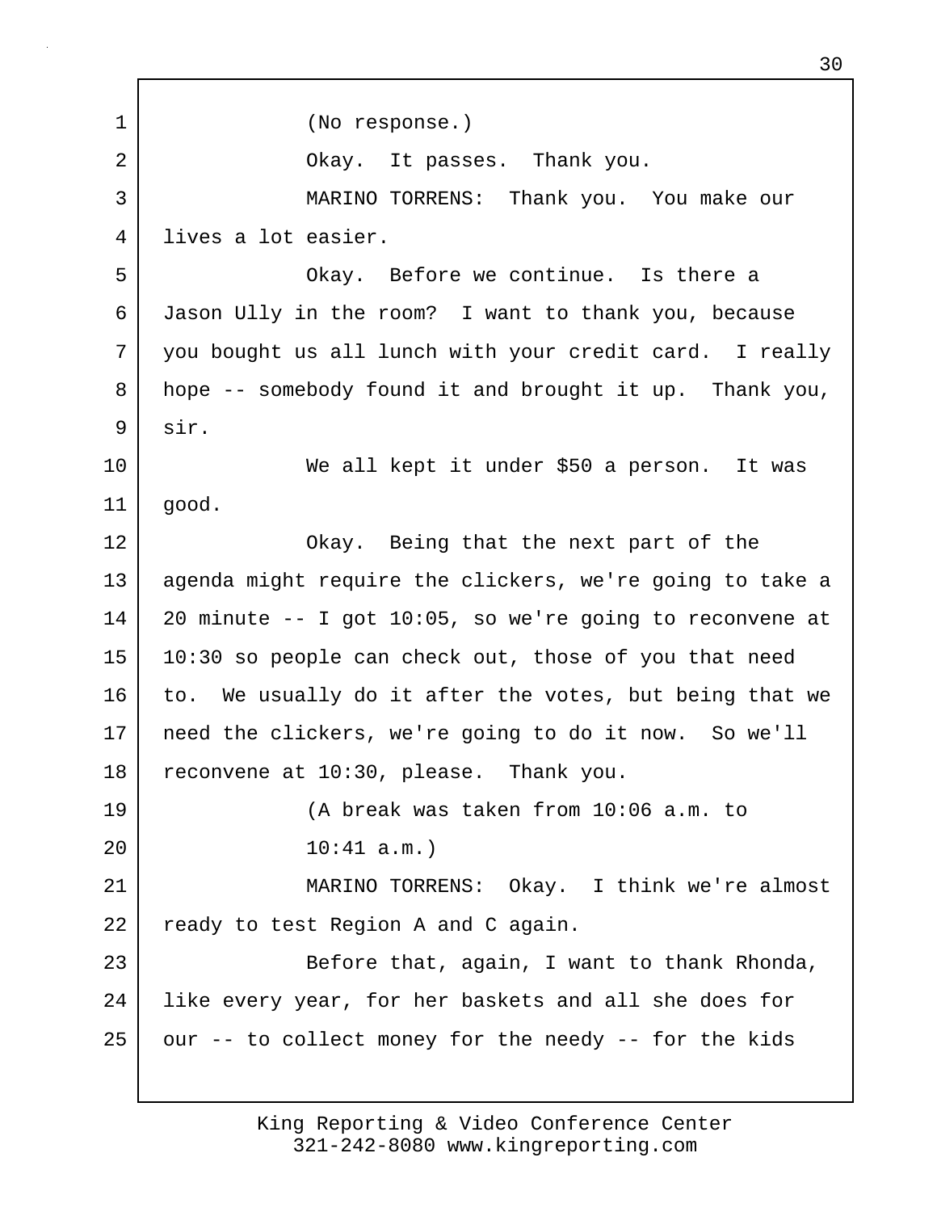(No response.)

Okay. It passes. Thank you.

MARINO TORRENS: Thank you. You make our lives a lot easier.

Okay. Before we continue. Is there a Jason Ully in the room? I want to thank you, because you bought us all lunch with your credit card. I really hope -- somebody found it and brought it up. Thank you, sir.

We all kept it under $50 a person. It was good.

Okay. Being that the next part of the agenda might require the clickers, we're going to take a 20 minute -- I got 10:05, so we're going to reconvene at 10:30 so people can check out, those of you that need to. We usually do it after the votes, but being that we need the clickers, we're going to do it now. So we'll reconvene at 10:30, please. Thank you.

(A break was taken from 10:06 a.m. to 10:41 a.m.)

MARINO TORRENS: Okay. I think we're almost ready to test Region A and C again.

Before that, again, I want to thank Rhonda, like every year, for her baskets and all she does for our -- to collect money for the needy -- for the kids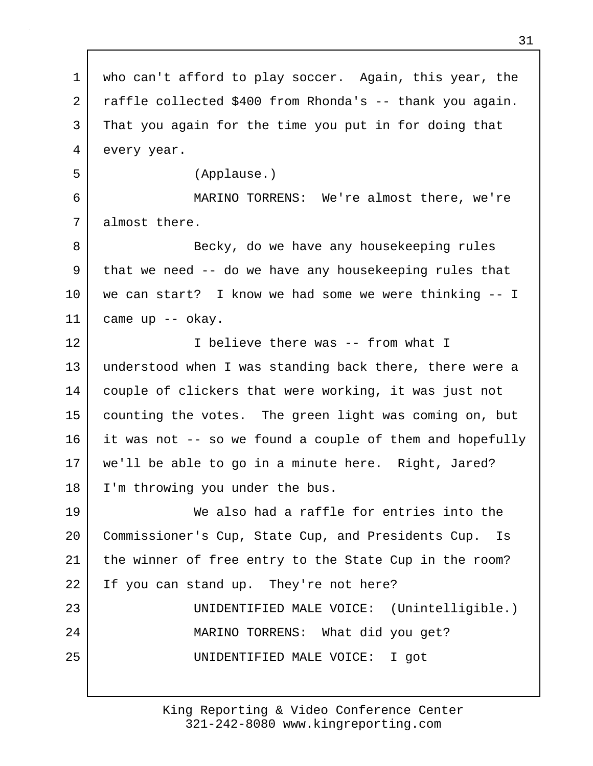who can't afford to play soccer. Again, this year, the raffle collected $400 from Rhonda's -- thank you again. That you again for the time you put in for doing that every year.

(Applause.)

MARINO TORRENS: We're almost there, we're almost there.

Becky, do we have any housekeeping rules that we need -- do we have any housekeeping rules that we can start? I know we had some we were thinking -- I came up -- okay.

I believe there was -- from what I understood when I was standing back there, there were a couple of clickers that were working, it was just not counting the votes. The green light was coming on, but it was not -- so we found a couple of them and hopefully we'll be able to go in a minute here. Right, Jared? I'm throwing you under the bus.

We also had a raffle for entries into the Commissioner's Cup, State Cup, and Presidents Cup. Is the winner of free entry to the State Cup in the room? If you can stand up. They're not here?

UNIDENTIFIED MALE VOICE: (Unintelligible.)

MARINO TORRENS: What did you get?

UNIDENTIFIED MALE VOICE: I got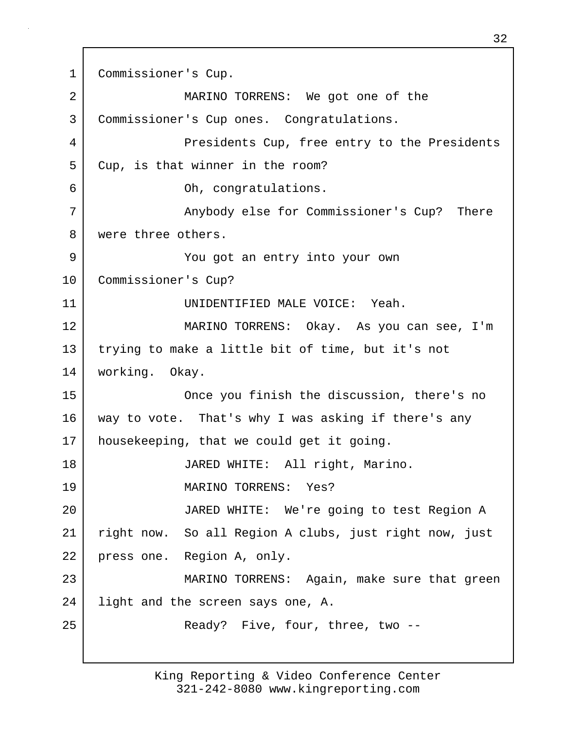Commissioner's Cup.

MARINO TORRENS: We got one of the Commissioner's Cup ones. Congratulations.

Presidents Cup, free entry to the Presidents Cup, is that winner in the room?

Oh, congratulations.

Anybody else for Commissioner's Cup? There were three others.

You got an entry into your own Commissioner's Cup?

UNIDENTIFIED MALE VOICE: Yeah.

MARINO TORRENS: Okay. As you can see, I'm trying to make a little bit of time, but it's not working. Okay.

Once you finish the discussion, there's no way to vote. That's why I was asking if there's any housekeeping, that we could get it going.

JARED WHITE: All right, Marino.

MARINO TORRENS: Yes?

JARED WHITE: We're going to test Region A right now. So all Region A clubs, just right now, just press one. Region A, only.

MARINO TORRENS: Again, make sure that green light and the screen says one, A.

Ready? Five, four, three, two --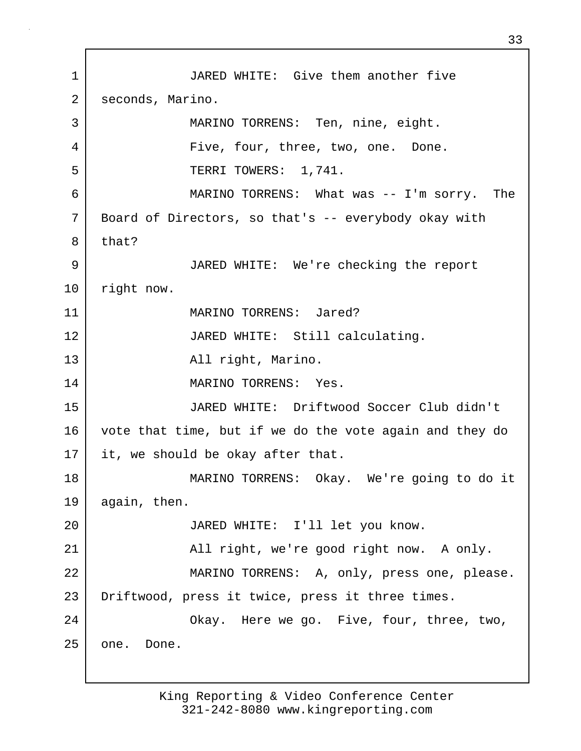1 JARED WHITE: Give them another five
2 seconds, Marino.
3 MARINO TORRENS: Ten, nine, eight.
4 Five, four, three, two, one. Done.
5 TERRI TOWERS: 1,741.
6 MARINO TORRENS: What was -- I'm sorry. The
7 Board of Directors, so that's -- everybody okay with
8 that?
9 JARED WHITE: We're checking the report
10 right now.
11 MARINO TORRENS: Jared?
12 JARED WHITE: Still calculating.
13 All right, Marino.
14 MARINO TORRENS: Yes.
15 JARED WHITE: Driftwood Soccer Club didn't
16 vote that time, but if we do the vote again and they do
17 it, we should be okay after that.
18 MARINO TORRENS: Okay. We're going to do it
19 again, then.
20 JARED WHITE: I'll let you know.
21 All right, we're good right now. A only.
22 MARINO TORRENS: A, only, press one, please.
23 Driftwood, press it twice, press it three times.
24 Okay. Here we go. Five, four, three, two,
25 one. Done.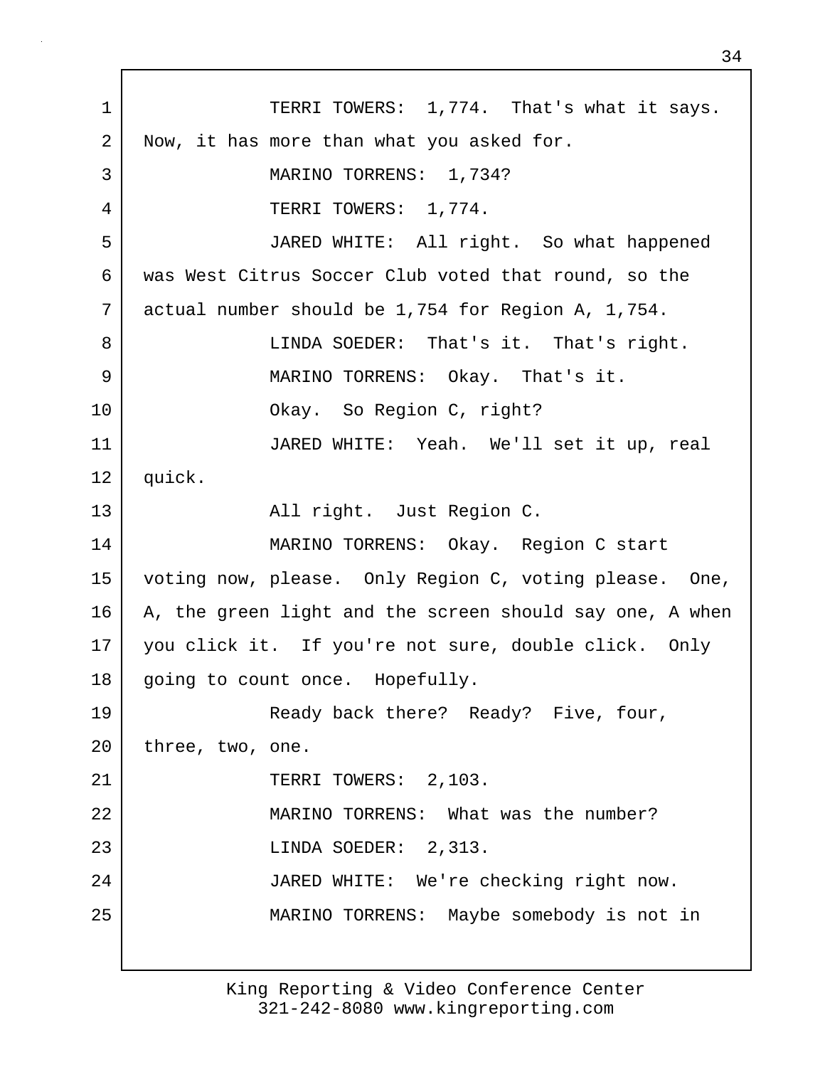TERRI TOWERS: 1,774. That's what it says. Now, it has more than what you asked for.

MARINO TORRENS: 1,734?

TERRI TOWERS: 1,774.

JARED WHITE: All right. So what happened was West Citrus Soccer Club voted that round, so the actual number should be 1,754 for Region A, 1,754.

LINDA SOEDER: That's it. That's right.

MARINO TORRENS: Okay. That's it.

Okay. So Region C, right?

JARED WHITE: Yeah. We'll set it up, real quick.

All right. Just Region C.

MARINO TORRENS: Okay. Region C start voting now, please. Only Region C, voting please. One, A, the green light and the screen should say one, A when you click it. If you're not sure, double click. Only going to count once. Hopefully.

Ready back there? Ready? Five, four, three, two, one.

TERRI TOWERS: 2,103.

MARINO TORRENS: What was the number?

LINDA SOEDER: 2,313.

JARED WHITE: We're checking right now.

MARINO TORRENS: Maybe somebody is not in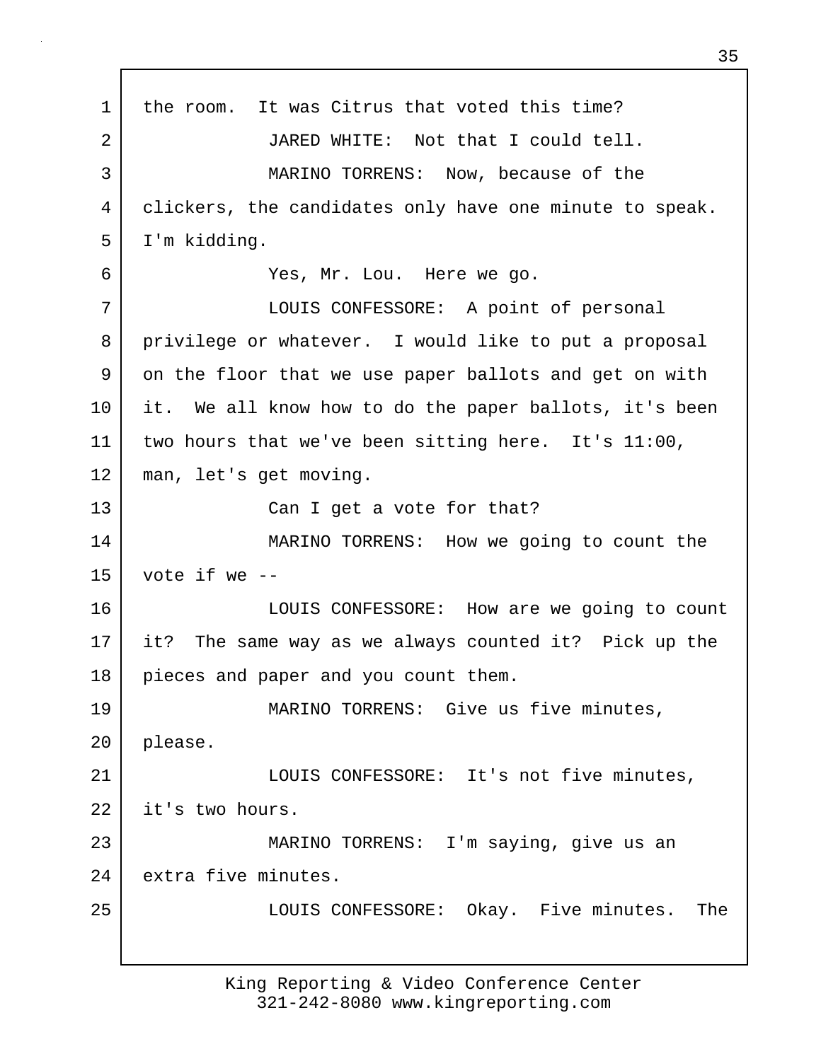the room. It was Citrus that voted this time?

JARED WHITE: Not that I could tell.

MARINO TORRENS: Now, because of the clickers, the candidates only have one minute to speak. I'm kidding.

Yes, Mr. Lou. Here we go.

LOUIS CONFESSORE: A point of personal privilege or whatever. I would like to put a proposal on the floor that we use paper ballots and get on with it. We all know how to do the paper ballots, it's been two hours that we've been sitting here. It's 11:00, man, let's get moving.

Can I get a vote for that?

MARINO TORRENS: How we going to count the vote if we --

LOUIS CONFESSORE: How are we going to count it? The same way as we always counted it? Pick up the pieces and paper and you count them.

MARINO TORRENS: Give us five minutes, please.

LOUIS CONFESSORE: It's not five minutes, it's two hours.

MARINO TORRENS: I'm saying, give us an extra five minutes.

LOUIS CONFESSORE: Okay. Five minutes. The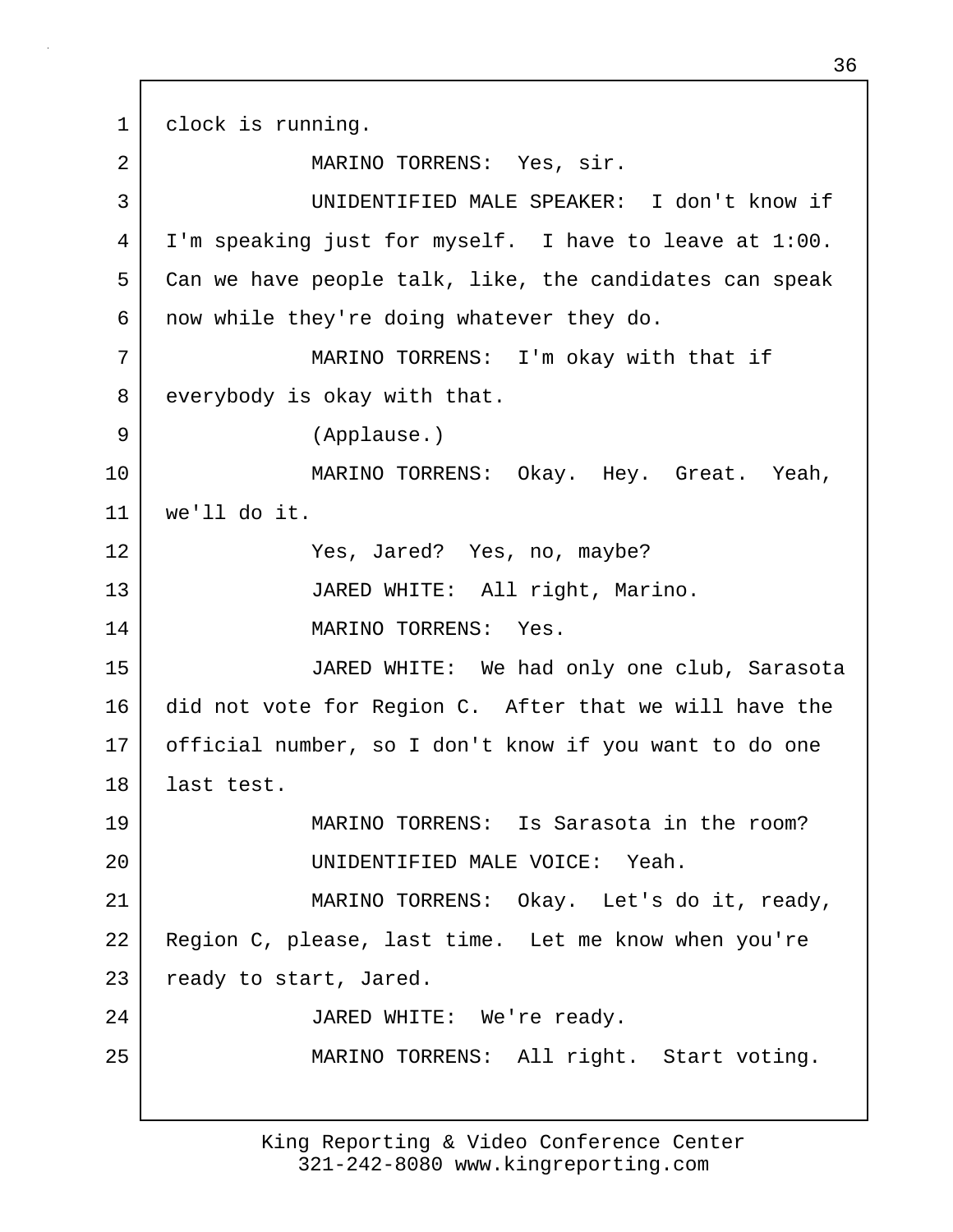1 clock is running.

2 MARINO TORRENS: Yes, sir.

3 UNIDENTIFIED MALE SPEAKER: I don't know if

4 I'm speaking just for myself. I have to leave at 1:00.

5 Can we have people talk, like, the candidates can speak

6 now while they're doing whatever they do.

7 MARINO TORRENS: I'm okay with that if

8 everybody is okay with that.

9 (Applause.)

10 MARINO TORRENS: Okay. Hey. Great. Yeah,

11 we'll do it.

12 Yes, Jared? Yes, no, maybe?

13 JARED WHITE: All right, Marino.

14 MARINO TORRENS: Yes.

15 JARED WHITE: We had only one club, Sarasota

16 did not vote for Region C. After that we will have the

17 official number, so I don't know if you want to do one

18 last test.

19 MARINO TORRENS: Is Sarasota in the room?

20 UNIDENTIFIED MALE VOICE: Yeah.

21 MARINO TORRENS: Okay. Let's do it, ready,

22 Region C, please, last time. Let me know when you're

23 ready to start, Jared.

24 JARED WHITE: We're ready.

25 MARINO TORRENS: All right. Start voting.

King Reporting & Video Conference Center
321-242-8080 www.kingreporting.com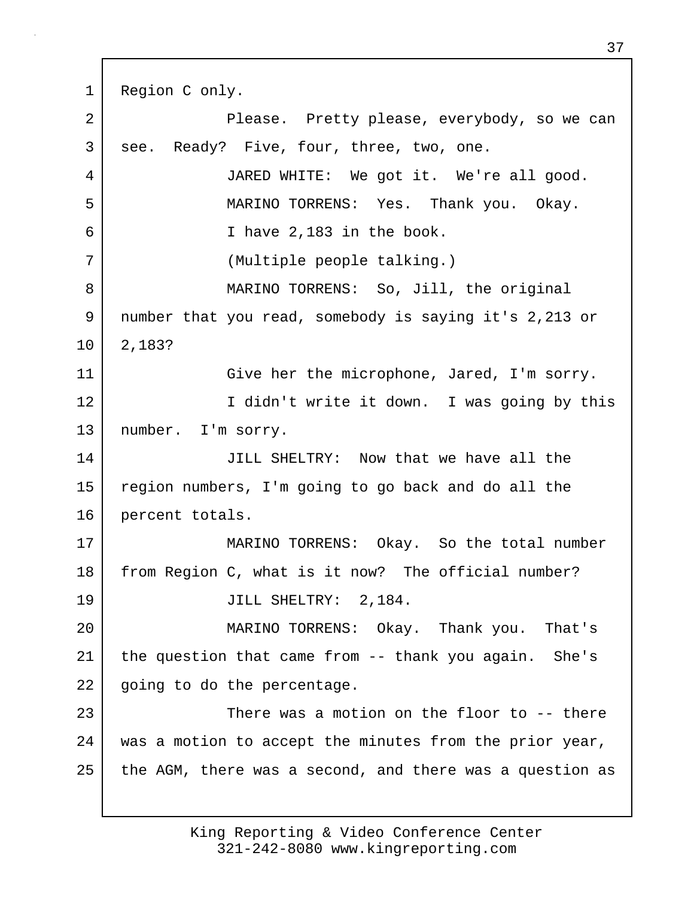1 Region C only.

2 Please. Pretty please, everybody, so we can

3 see. Ready? Five, four, three, two, one.

4 JARED WHITE: We got it. We're all good.

5 MARINO TORRENS: Yes. Thank you. Okay.

6 I have 2,183 in the book.

7 (Multiple people talking.)

8 MARINO TORRENS: So, Jill, the original

9 number that you read, somebody is saying it's 2,213 or

10 2,183?

11 Give her the microphone, Jared, I'm sorry.

12 I didn't write it down. I was going by this

13 number. I'm sorry.

14 JILL SHELTRY: Now that we have all the

15 region numbers, I'm going to go back and do all the

16 percent totals.

17 MARINO TORRENS: Okay. So the total number

18 from Region C, what is it now? The official number?

19 JILL SHELTRY: 2,184.

20 MARINO TORRENS: Okay. Thank you. That's

21 the question that came from -- thank you again. She's

22 going to do the percentage.

23 There was a motion on the floor to -- there

24 was a motion to accept the minutes from the prior year,

25 the AGM, there was a second, and there was a question as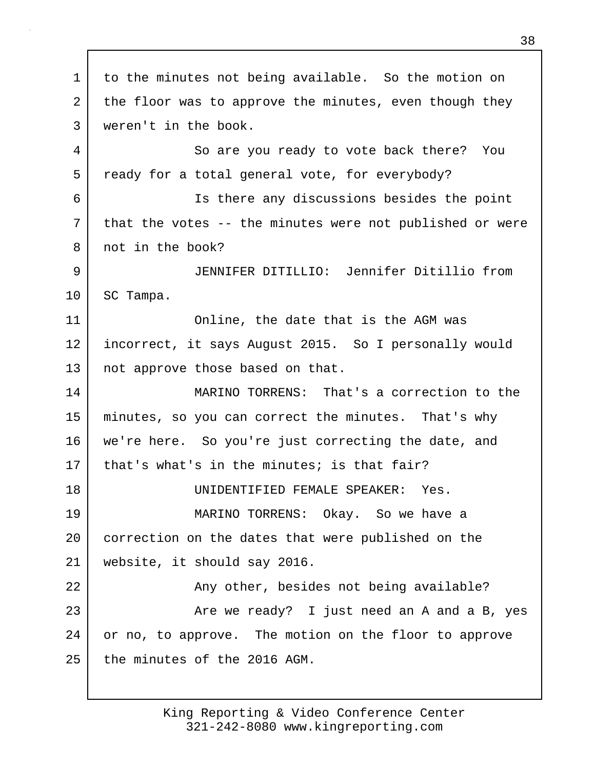to the minutes not being available. So the motion on the floor was to approve the minutes, even though they weren't in the book.

So are you ready to vote back there? You ready for a total general vote, for everybody?

Is there any discussions besides the point that the votes -- the minutes were not published or were not in the book?

JENNIFER DITILLIO: Jennifer Ditillio from SC Tampa.

Online, the date that is the AGM was incorrect, it says August 2015. So I personally would not approve those based on that.

MARINO TORRENS: That's a correction to the minutes, so you can correct the minutes. That's why we're here. So you're just correcting the date, and that's what's in the minutes; is that fair?

UNIDENTIFIED FEMALE SPEAKER: Yes.

MARINO TORRENS: Okay. So we have a correction on the dates that were published on the website, it should say 2016.

Any other, besides not being available?

Are we ready? I just need an A and a B, yes or no, to approve. The motion on the floor to approve the minutes of the 2016 AGM.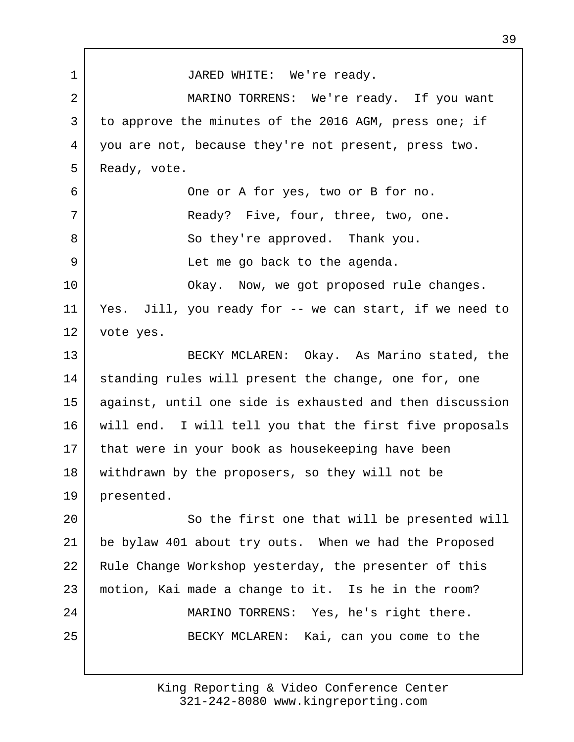JARED WHITE: We're ready.

MARINO TORRENS: We're ready. If you want to approve the minutes of the 2016 AGM, press one; if you are not, because they're not present, press two. Ready, vote.

One or A for yes, two or B for no.

Ready? Five, four, three, two, one.

So they're approved. Thank you.

Let me go back to the agenda.

Okay. Now, we got proposed rule changes. Yes. Jill, you ready for -- we can start, if we need to vote yes.

BECKY MCLAREN: Okay. As Marino stated, the standing rules will present the change, one for, one against, until one side is exhausted and then discussion will end. I will tell you that the first five proposals that were in your book as housekeeping have been withdrawn by the proposers, so they will not be presented.

So the first one that will be presented will be bylaw 401 about try outs. When we had the Proposed Rule Change Workshop yesterday, the presenter of this motion, Kai made a change to it. Is he in the room?

MARINO TORRENS: Yes, he's right there.

BECKY MCLAREN: Kai, can you come to the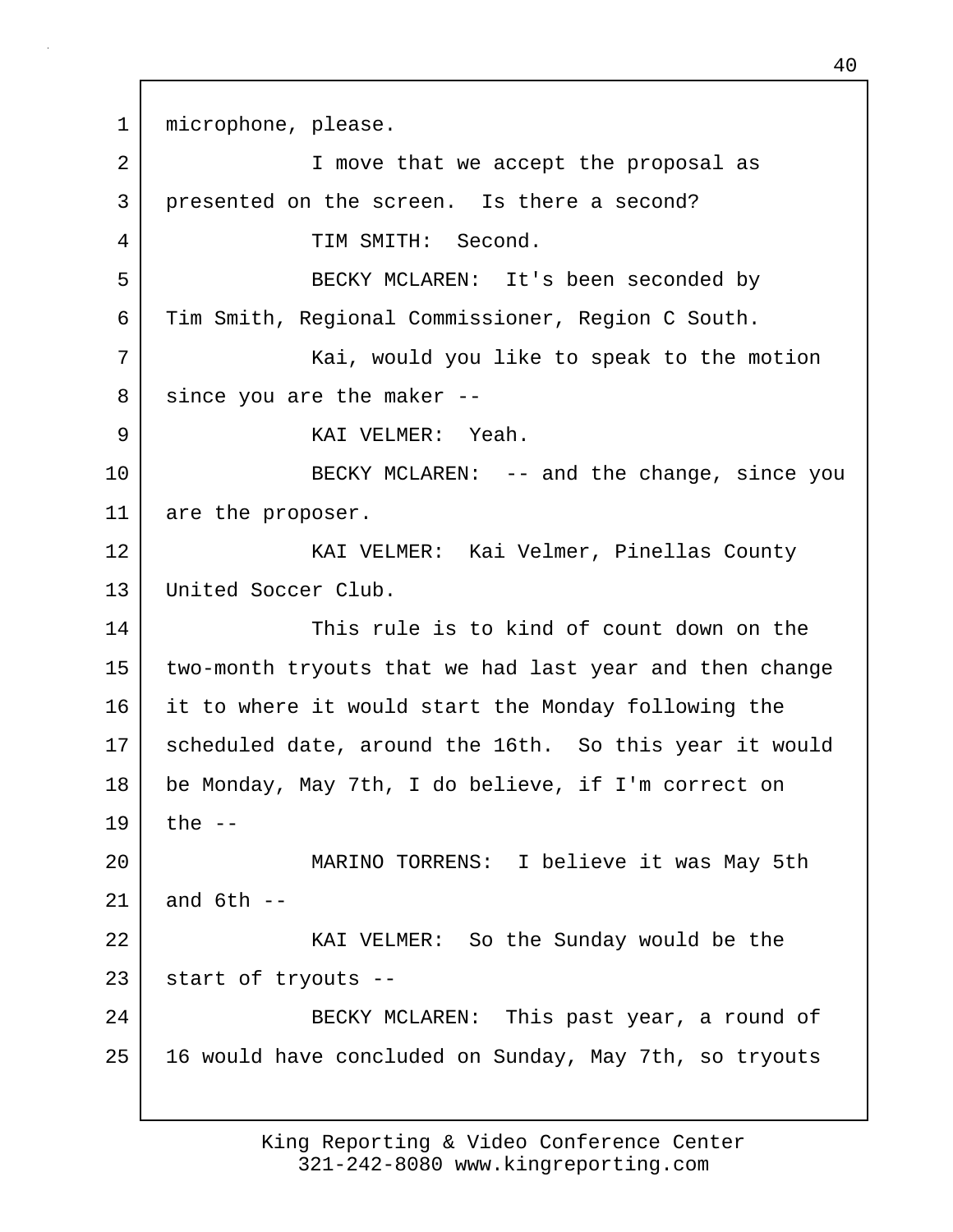microphone, please.

I move that we accept the proposal as presented on the screen. Is there a second?

TIM SMITH: Second.

BECKY MCLAREN: It's been seconded by Tim Smith, Regional Commissioner, Region C South.

Kai, would you like to speak to the motion since you are the maker --

KAI VELMER: Yeah.

BECKY MCLAREN: -- and the change, since you are the proposer.

KAI VELMER: Kai Velmer, Pinellas County United Soccer Club.

This rule is to kind of count down on the two-month tryouts that we had last year and then change it to where it would start the Monday following the scheduled date, around the 16th. So this year it would be Monday, May 7th, I do believe, if I'm correct on the --

MARINO TORRENS: I believe it was May 5th and 6th --

KAI VELMER: So the Sunday would be the start of tryouts --

BECKY MCLAREN: This past year, a round of 16 would have concluded on Sunday, May 7th, so tryouts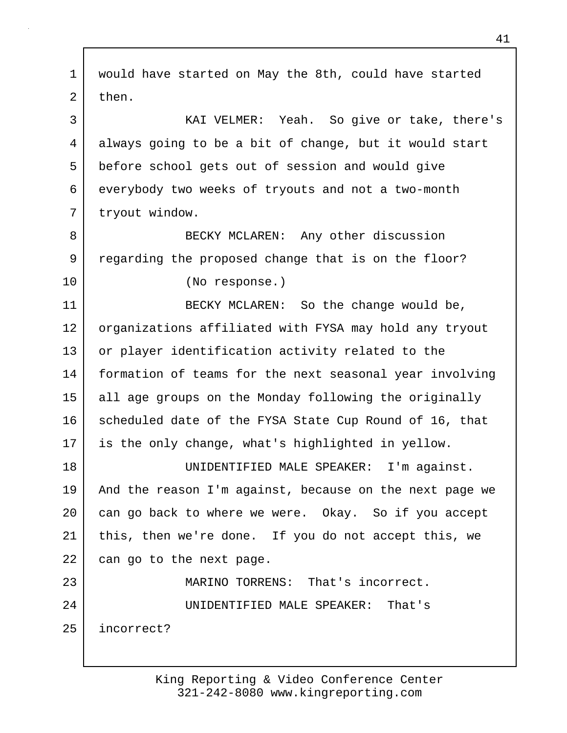1 would have started on May the 8th, could have started
2 then.
3 KAI VELMER: Yeah. So give or take, there's
4 always going to be a bit of change, but it would start
5 before school gets out of session and would give
6 everybody two weeks of tryouts and not a two-month
7 tryout window.
8 BECKY MCLAREN: Any other discussion
9 regarding the proposed change that is on the floor?
10 (No response.)
11 BECKY MCLAREN: So the change would be,
12 organizations affiliated with FYSA may hold any tryout
13 or player identification activity related to the
14 formation of teams for the next seasonal year involving
15 all age groups on the Monday following the originally
16 scheduled date of the FYSA State Cup Round of 16, that
17 is the only change, what's highlighted in yellow.
18 UNIDENTIFIED MALE SPEAKER: I'm against.
19 And the reason I'm against, because on the next page we
20 can go back to where we were. Okay. So if you accept
21 this, then we're done. If you do not accept this, we
22 can go to the next page.
23 MARINO TORRENS: That's incorrect.
24 UNIDENTIFIED MALE SPEAKER: That's
25 incorrect?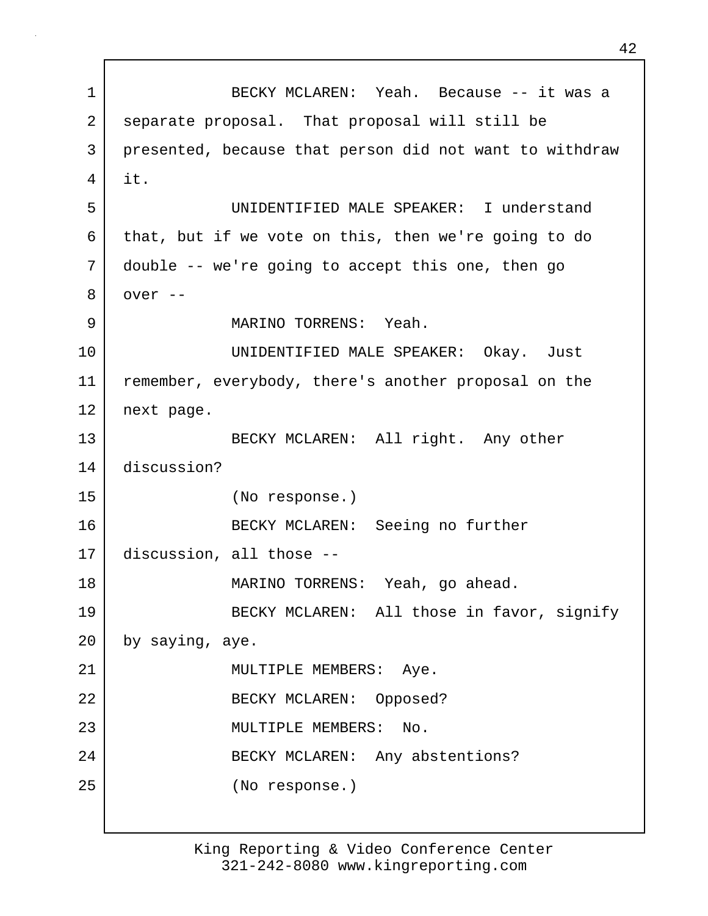BECKY MCLAREN: Yeah. Because -- it was a separate proposal. That proposal will still be presented, because that person did not want to withdraw it.

UNIDENTIFIED MALE SPEAKER: I understand that, but if we vote on this, then we're going to do double -- we're going to accept this one, then go over --

MARINO TORRENS: Yeah.

UNIDENTIFIED MALE SPEAKER: Okay. Just remember, everybody, there's another proposal on the next page.

BECKY MCLAREN: All right. Any other discussion?

(No response.)

BECKY MCLAREN: Seeing no further discussion, all those --

MARINO TORRENS: Yeah, go ahead.

BECKY MCLAREN: All those in favor, signify by saying, aye.

MULTIPLE MEMBERS: Aye.

BECKY MCLAREN: Opposed?

MULTIPLE MEMBERS: No.

BECKY MCLAREN: Any abstentions?

(No response.)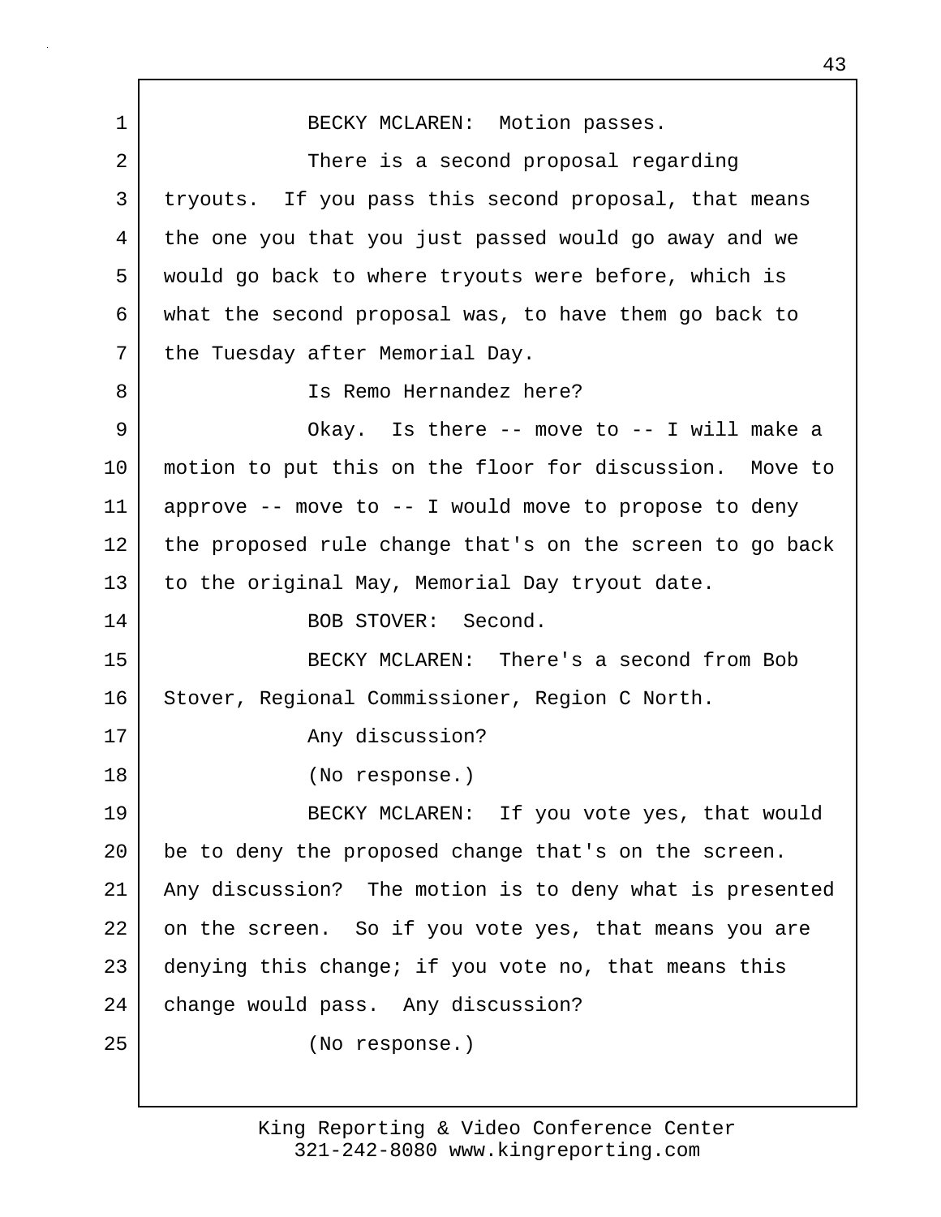BECKY MCLAREN: Motion passes.

There is a second proposal regarding tryouts. If you pass this second proposal, that means the one you that you just passed would go away and we would go back to where tryouts were before, which is what the second proposal was, to have them go back to the Tuesday after Memorial Day.

Is Remo Hernandez here?

Okay. Is there -- move to -- I will make a motion to put this on the floor for discussion. Move to approve -- move to -- I would move to propose to deny the proposed rule change that's on the screen to go back to the original May, Memorial Day tryout date.

BOB STOVER: Second.

BECKY MCLAREN: There's a second from Bob Stover, Regional Commissioner, Region C North.

Any discussion?

(No response.)

BECKY MCLAREN: If you vote yes, that would be to deny the proposed change that's on the screen. Any discussion? The motion is to deny what is presented on the screen. So if you vote yes, that means you are denying this change; if you vote no, that means this change would pass. Any discussion?

(No response.)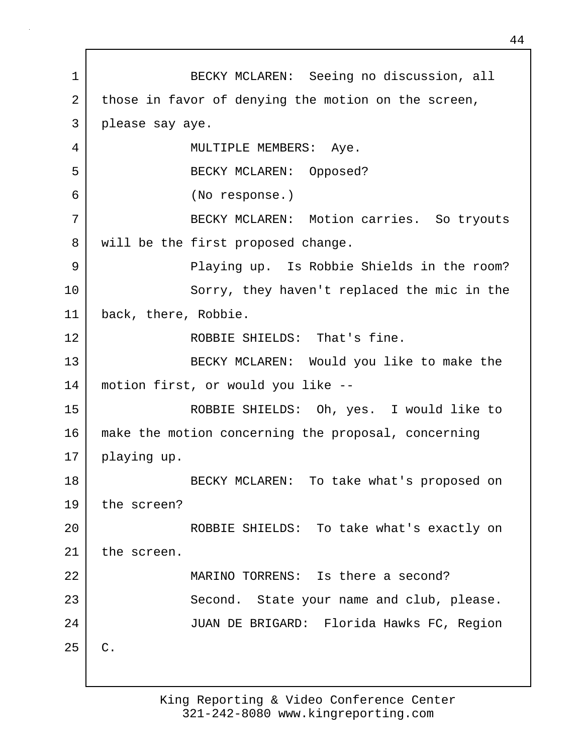BECKY MCLAREN: Seeing no discussion, all those in favor of denying the motion on the screen, please say aye.

MULTIPLE MEMBERS: Aye.

BECKY MCLAREN: Opposed?

(No response.)

BECKY MCLAREN: Motion carries. So tryouts will be the first proposed change.

Playing up. Is Robbie Shields in the room?

Sorry, they haven't replaced the mic in the back, there, Robbie.

ROBBIE SHIELDS: That's fine.

BECKY MCLAREN: Would you like to make the motion first, or would you like --

ROBBIE SHIELDS: Oh, yes. I would like to make the motion concerning the proposal, concerning playing up.

BECKY MCLAREN: To take what's proposed on the screen?

ROBBIE SHIELDS: To take what's exactly on the screen.

MARINO TORRENS: Is there a second?

Second. State your name and club, please.

JUAN DE BRIGARD: Florida Hawks FC, Region C.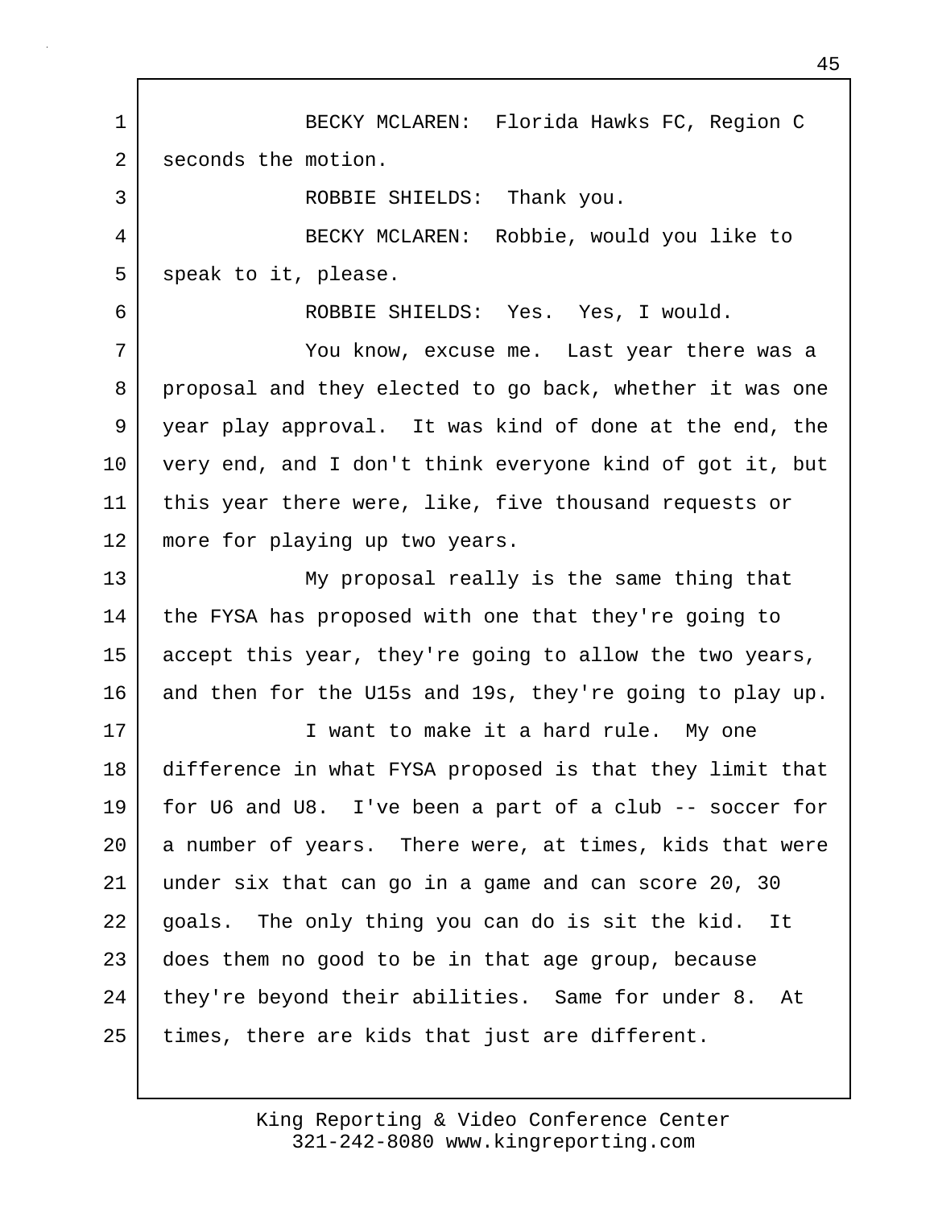BECKY MCLAREN: Florida Hawks FC, Region C seconds the motion.

ROBBIE SHIELDS: Thank you.

BECKY MCLAREN: Robbie, would you like to speak to it, please.

ROBBIE SHIELDS: Yes. Yes, I would.

You know, excuse me. Last year there was a proposal and they elected to go back, whether it was one year play approval. It was kind of done at the end, the very end, and I don't think everyone kind of got it, but this year there were, like, five thousand requests or more for playing up two years.

My proposal really is the same thing that the FYSA has proposed with one that they're going to accept this year, they're going to allow the two years, and then for the U15s and 19s, they're going to play up.

I want to make it a hard rule. My one difference in what FYSA proposed is that they limit that for U6 and U8. I've been a part of a club -- soccer for a number of years. There were, at times, kids that were under six that can go in a game and can score 20, 30 goals. The only thing you can do is sit the kid. It does them no good to be in that age group, because they're beyond their abilities. Same for under 8. At times, there are kids that just are different.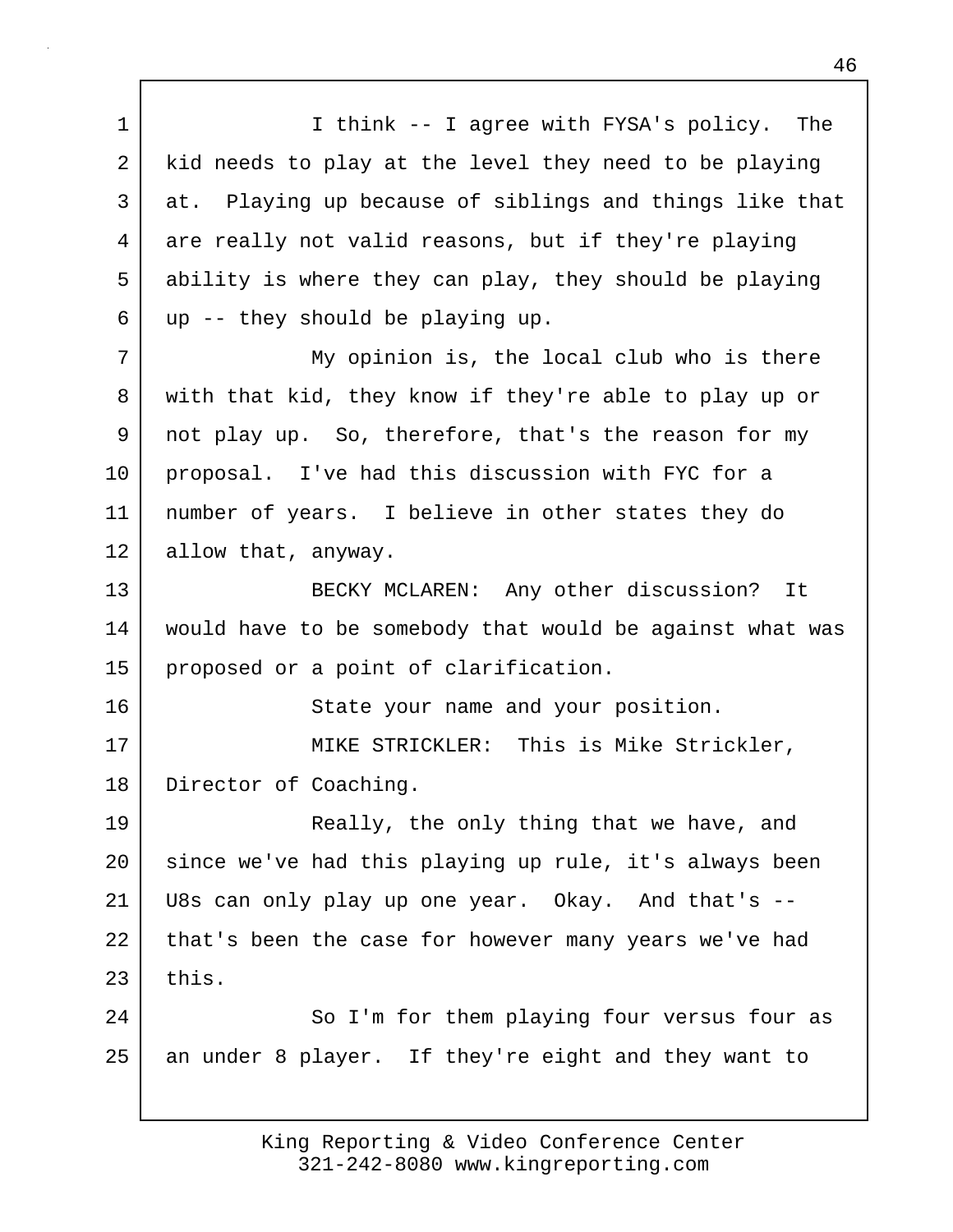I think -- I agree with FYSA's policy. The kid needs to play at the level they need to be playing at. Playing up because of siblings and things like that are really not valid reasons, but if they're playing ability is where they can play, they should be playing up -- they should be playing up.

My opinion is, the local club who is there with that kid, they know if they're able to play up or not play up. So, therefore, that's the reason for my proposal. I've had this discussion with FYC for a number of years. I believe in other states they do allow that, anyway.

BECKY MCLAREN: Any other discussion? It would have to be somebody that would be against what was proposed or a point of clarification.

State your name and your position.

MIKE STRICKLER: This is Mike Strickler, Director of Coaching.

Really, the only thing that we have, and since we've had this playing up rule, it's always been U8s can only play up one year. Okay. And that's -- that's been the case for however many years we've had this.

So I'm for them playing four versus four as an under 8 player. If they're eight and they want to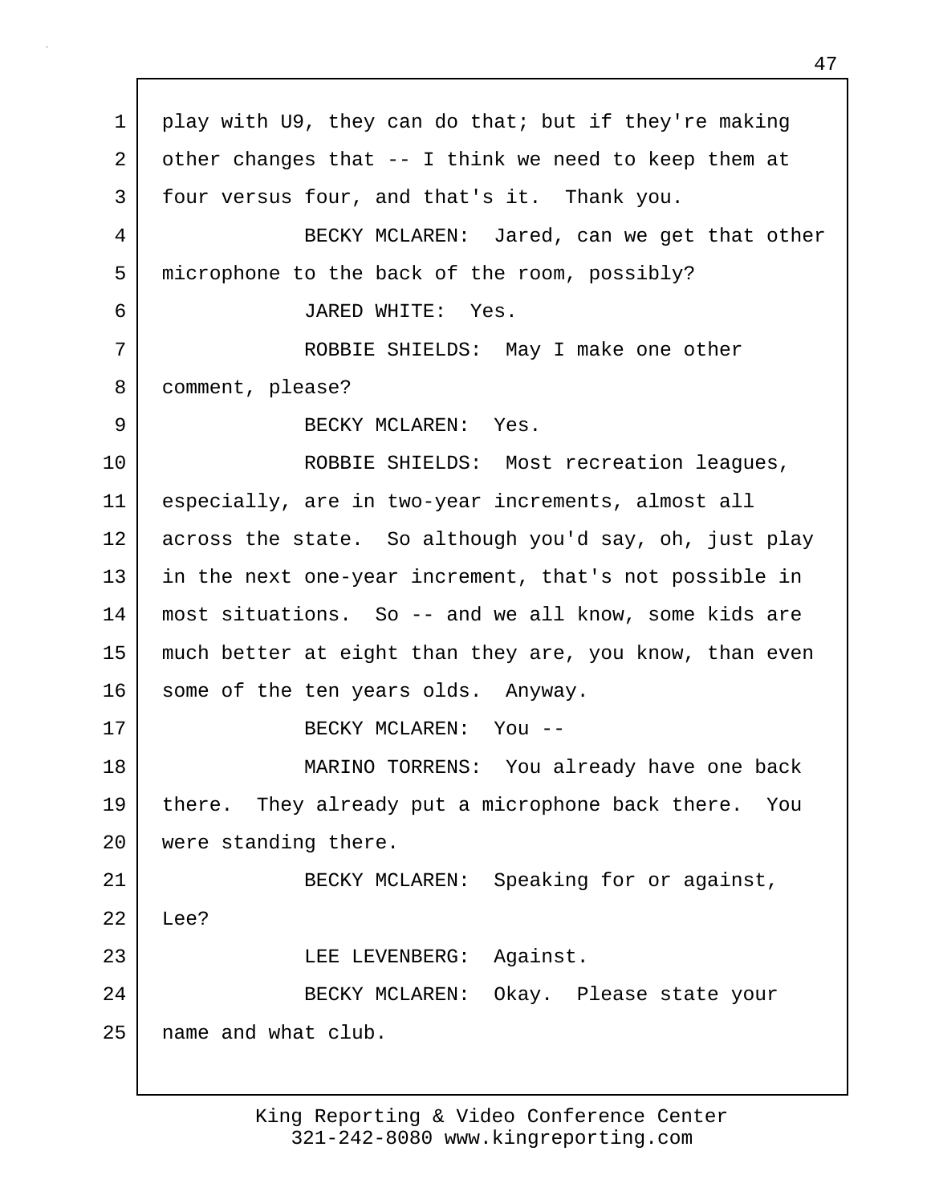play with U9, they can do that; but if they're making other changes that -- I think we need to keep them at four versus four, and that's it. Thank you.

BECKY MCLAREN: Jared, can we get that other microphone to the back of the room, possibly?

JARED WHITE: Yes.

ROBBIE SHIELDS: May I make one other comment, please?

BECKY MCLAREN: Yes.

ROBBIE SHIELDS: Most recreation leagues, especially, are in two-year increments, almost all across the state. So although you'd say, oh, just play in the next one-year increment, that's not possible in most situations. So -- and we all know, some kids are much better at eight than they are, you know, than even some of the ten years olds. Anyway.

BECKY MCLAREN: You --

MARINO TORRENS: You already have one back there. They already put a microphone back there. You were standing there.

BECKY MCLAREN: Speaking for or against, Lee?

LEE LEVENBERG: Against.

BECKY MCLAREN: Okay. Please state your name and what club.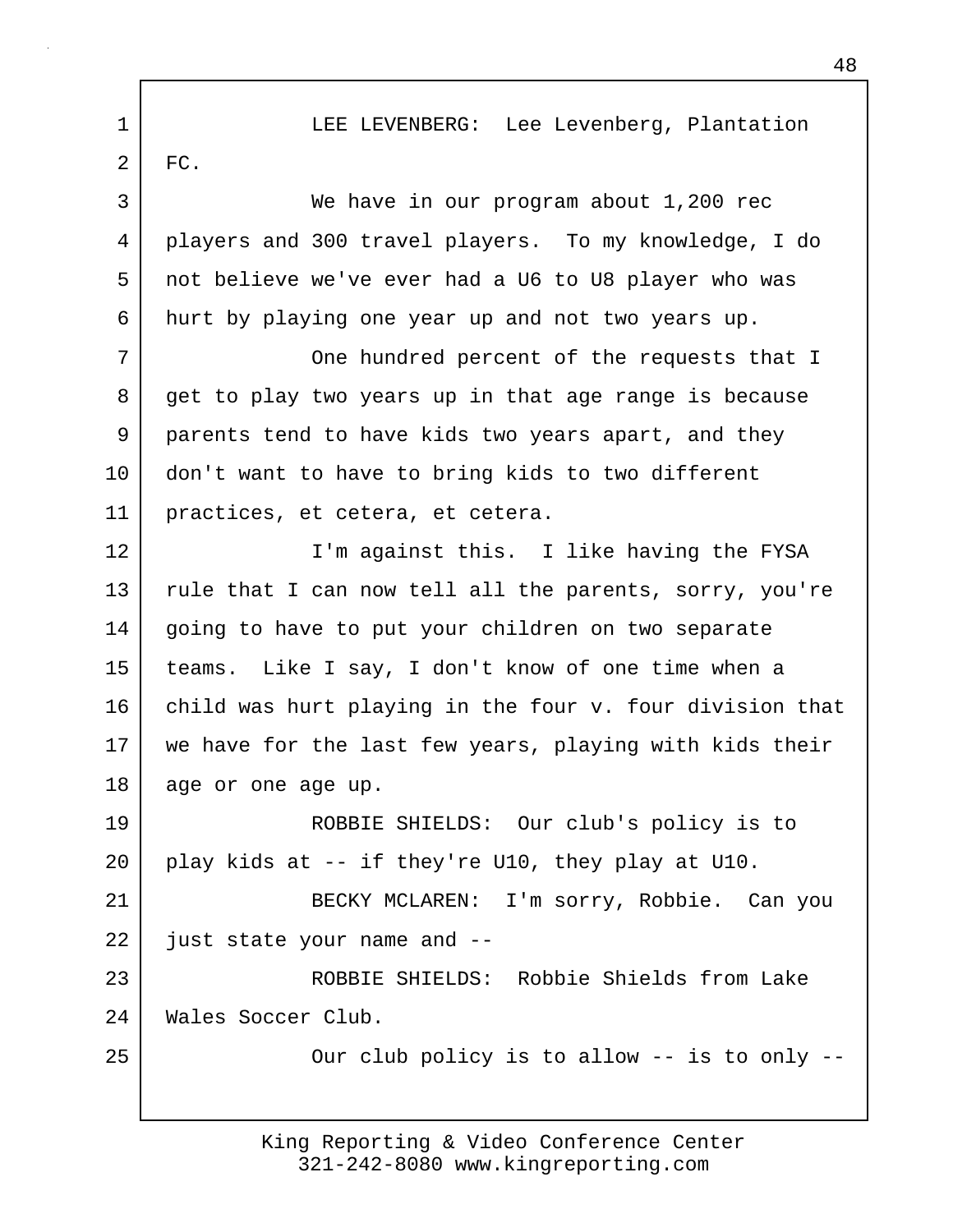LEE LEVENBERG: Lee Levenberg, Plantation FC.

We have in our program about 1,200 rec players and 300 travel players. To my knowledge, I do not believe we've ever had a U6 to U8 player who was hurt by playing one year up and not two years up.

One hundred percent of the requests that I get to play two years up in that age range is because parents tend to have kids two years apart, and they don't want to have to bring kids to two different practices, et cetera, et cetera.

I'm against this. I like having the FYSA rule that I can now tell all the parents, sorry, you're going to have to put your children on two separate teams. Like I say, I don't know of one time when a child was hurt playing in the four v. four division that we have for the last few years, playing with kids their age or one age up.

ROBBIE SHIELDS: Our club's policy is to play kids at -- if they're U10, they play at U10.

BECKY MCLAREN: I'm sorry, Robbie. Can you just state your name and --

ROBBIE SHIELDS: Robbie Shields from Lake Wales Soccer Club.

Our club policy is to allow -- is to only --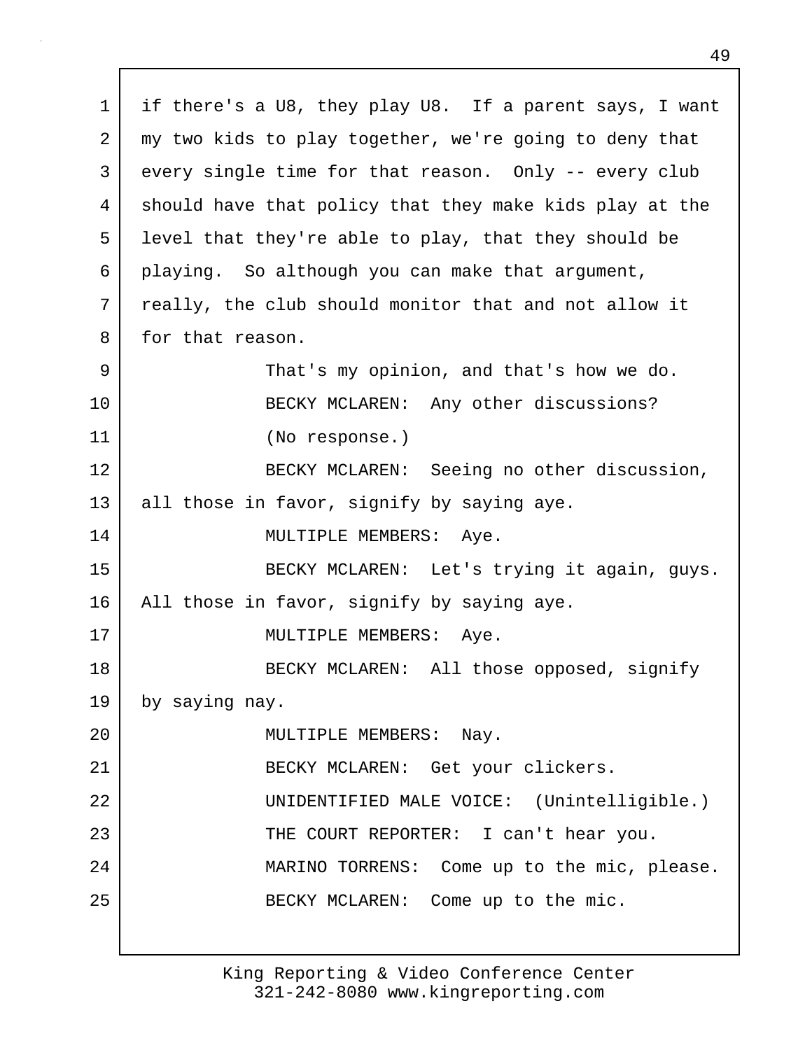if there's a U8, they play U8. If a parent says, I want my two kids to play together, we're going to deny that every single time for that reason. Only -- every club should have that policy that they make kids play at the level that they're able to play, that they should be playing. So although you can make that argument, really, the club should monitor that and not allow it for that reason.

That's my opinion, and that's how we do.

BECKY MCLAREN: Any other discussions?

(No response.)

BECKY MCLAREN: Seeing no other discussion, all those in favor, signify by saying aye.

MULTIPLE MEMBERS: Aye.

BECKY MCLAREN: Let's trying it again, guys. All those in favor, signify by saying aye.

MULTIPLE MEMBERS: Aye.

BECKY MCLAREN: All those opposed, signify by saying nay.

MULTIPLE MEMBERS: Nay.

BECKY MCLAREN: Get your clickers.

UNIDENTIFIED MALE VOICE: (Unintelligible.)

THE COURT REPORTER: I can't hear you.

MARINO TORRENS: Come up to the mic, please.

BECKY MCLAREN: Come up to the mic.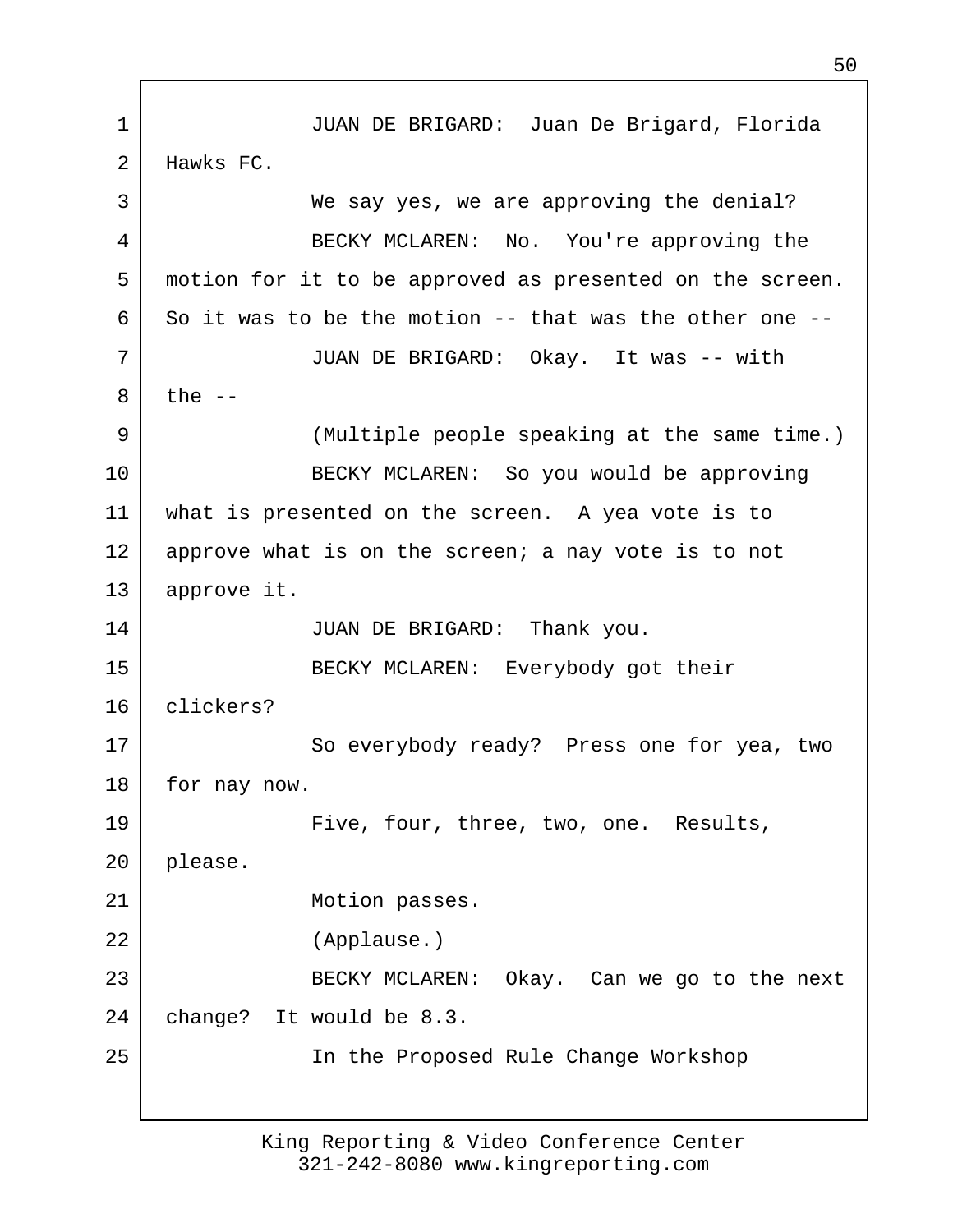JUAN DE BRIGARD: Juan De Brigard, Florida Hawks FC.

We say yes, we are approving the denial?

BECKY MCLAREN: No. You're approving the motion for it to be approved as presented on the screen. So it was to be the motion -- that was the other one --

JUAN DE BRIGARD: Okay. It was -- with the --

(Multiple people speaking at the same time.)

BECKY MCLAREN: So you would be approving what is presented on the screen. A yea vote is to approve what is on the screen; a nay vote is to not approve it.

JUAN DE BRIGARD: Thank you.

BECKY MCLAREN: Everybody got their clickers?

So everybody ready? Press one for yea, two for nay now.

Five, four, three, two, one. Results, please.

Motion passes.

(Applause.)

BECKY MCLAREN: Okay. Can we go to the next change? It would be 8.3.

In the Proposed Rule Change Workshop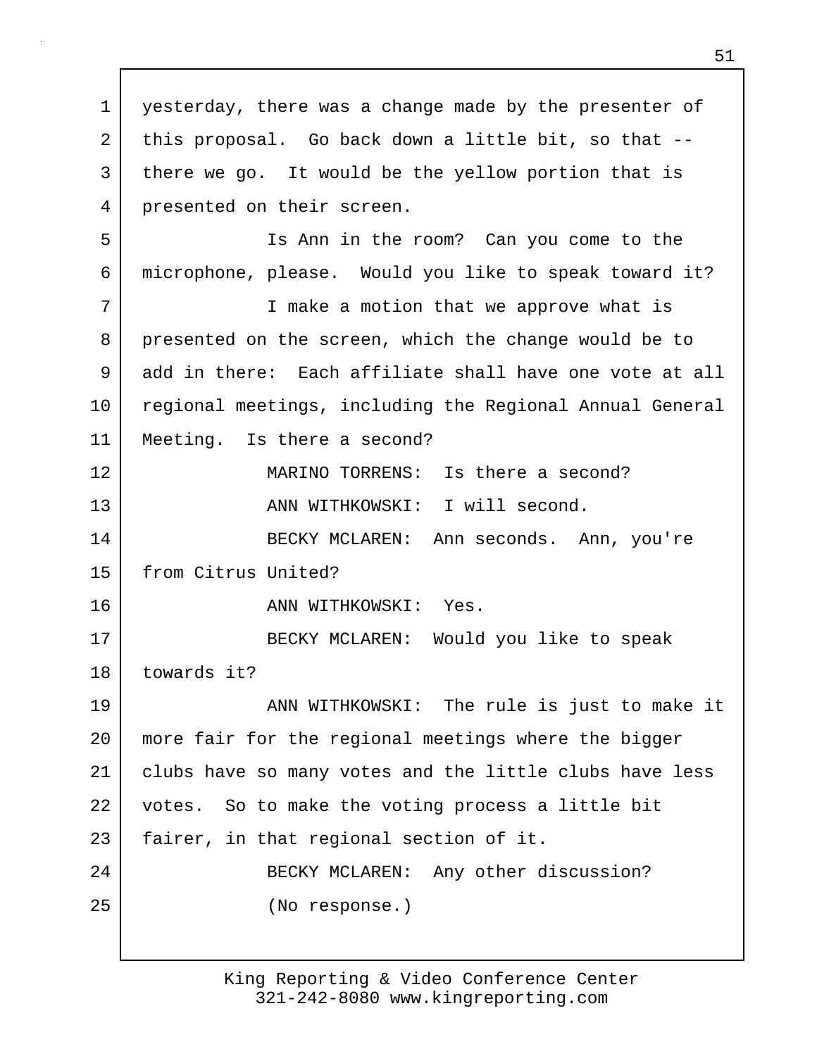yesterday, there was a change made by the presenter of this proposal. Go back down a little bit, so that -- there we go. It would be the yellow portion that is presented on their screen.

Is Ann in the room? Can you come to the microphone, please. Would you like to speak toward it?

I make a motion that we approve what is presented on the screen, which the change would be to add in there: Each affiliate shall have one vote at all regional meetings, including the Regional Annual General Meeting. Is there a second?

MARINO TORRENS: Is there a second?

ANN WITHKOWSKI: I will second.

BECKY MCLAREN: Ann seconds. Ann, you're from Citrus United?

ANN WITHKOWSKI: Yes.

BECKY MCLAREN: Would you like to speak towards it?

ANN WITHKOWSKI: The rule is just to make it more fair for the regional meetings where the bigger clubs have so many votes and the little clubs have less votes. So to make the voting process a little bit fairer, in that regional section of it.

BECKY MCLAREN: Any other discussion?

(No response.)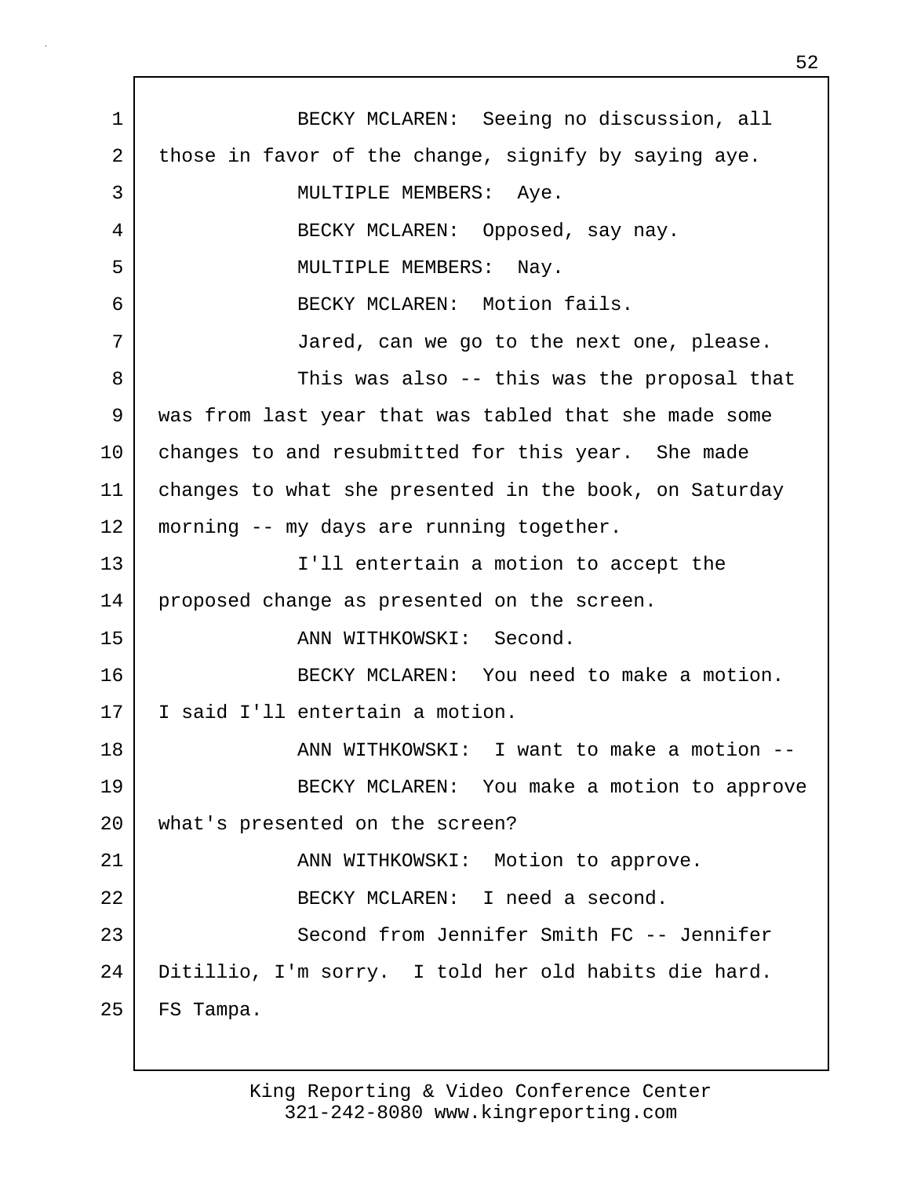BECKY MCLAREN: Seeing no discussion, all those in favor of the change, signify by saying aye.

MULTIPLE MEMBERS: Aye.

BECKY MCLAREN: Opposed, say nay.

MULTIPLE MEMBERS: Nay.

BECKY MCLAREN: Motion fails.

Jared, can we go to the next one, please.

This was also -- this was the proposal that was from last year that was tabled that she made some changes to and resubmitted for this year. She made changes to what she presented in the book, on Saturday morning -- my days are running together.

I'll entertain a motion to accept the proposed change as presented on the screen.

ANN WITHKOWSKI: Second.

BECKY MCLAREN: You need to make a motion. I said I'll entertain a motion.

ANN WITHKOWSKI: I want to make a motion --

BECKY MCLAREN: You make a motion to approve what's presented on the screen?

ANN WITHKOWSKI: Motion to approve.

BECKY MCLAREN: I need a second.

Second from Jennifer Smith FC -- Jennifer Ditillio, I'm sorry. I told her old habits die hard. FS Tampa.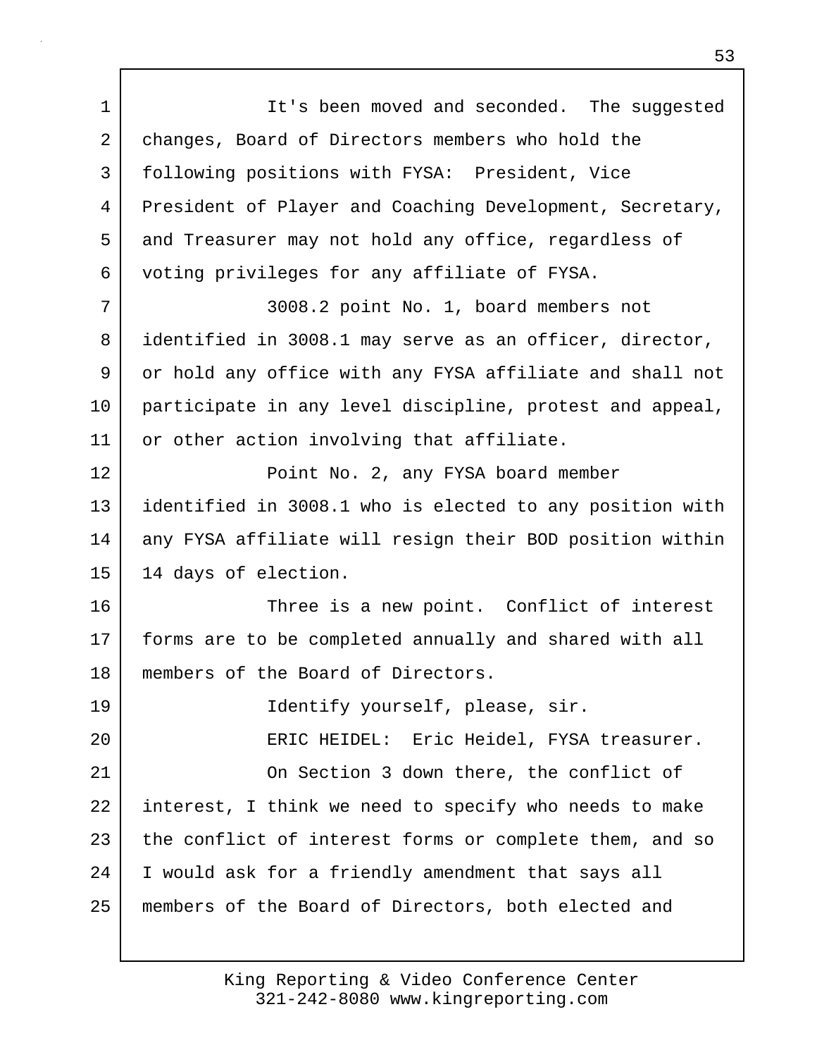It's been moved and seconded. The suggested changes, Board of Directors members who hold the following positions with FYSA: President, Vice President of Player and Coaching Development, Secretary, and Treasurer may not hold any office, regardless of voting privileges for any affiliate of FYSA.

3008.2 point No. 1, board members not identified in 3008.1 may serve as an officer, director, or hold any office with any FYSA affiliate and shall not participate in any level discipline, protest and appeal, or other action involving that affiliate.

Point No. 2, any FYSA board member identified in 3008.1 who is elected to any position with any FYSA affiliate will resign their BOD position within 14 days of election.

Three is a new point. Conflict of interest forms are to be completed annually and shared with all members of the Board of Directors.

Identify yourself, please, sir.

ERIC HEIDEL: Eric Heidel, FYSA treasurer.

On Section 3 down there, the conflict of interest, I think we need to specify who needs to make the conflict of interest forms or complete them, and so I would ask for a friendly amendment that says all members of the Board of Directors, both elected and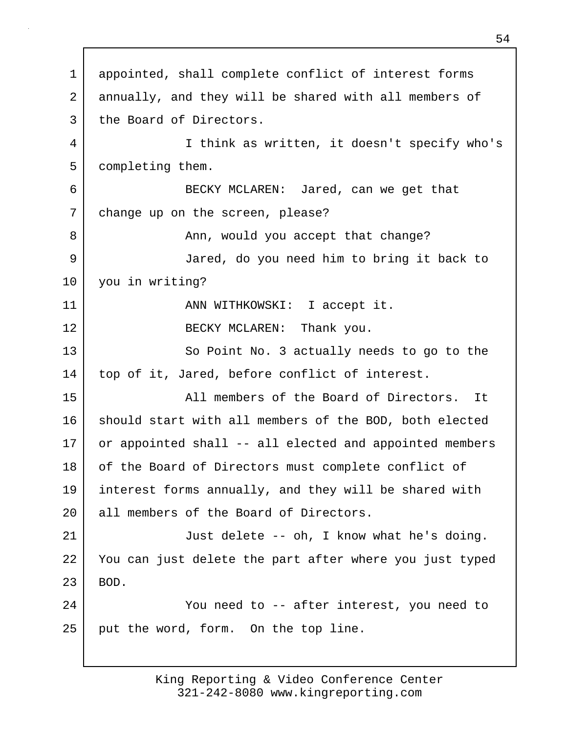appointed, shall complete conflict of interest forms annually, and they will be shared with all members of the Board of Directors.

I think as written, it doesn't specify who's completing them.

BECKY MCLAREN: Jared, can we get that change up on the screen, please?

Ann, would you accept that change?

Jared, do you need him to bring it back to you in writing?

ANN WITHKOWSKI: I accept it.

BECKY MCLAREN: Thank you.

So Point No. 3 actually needs to go to the top of it, Jared, before conflict of interest.

All members of the Board of Directors. It should start with all members of the BOD, both elected or appointed shall -- all elected and appointed members of the Board of Directors must complete conflict of interest forms annually, and they will be shared with all members of the Board of Directors.

Just delete -- oh, I know what he's doing. You can just delete the part after where you just typed BOD.

You need to -- after interest, you need to put the word, form. On the top line.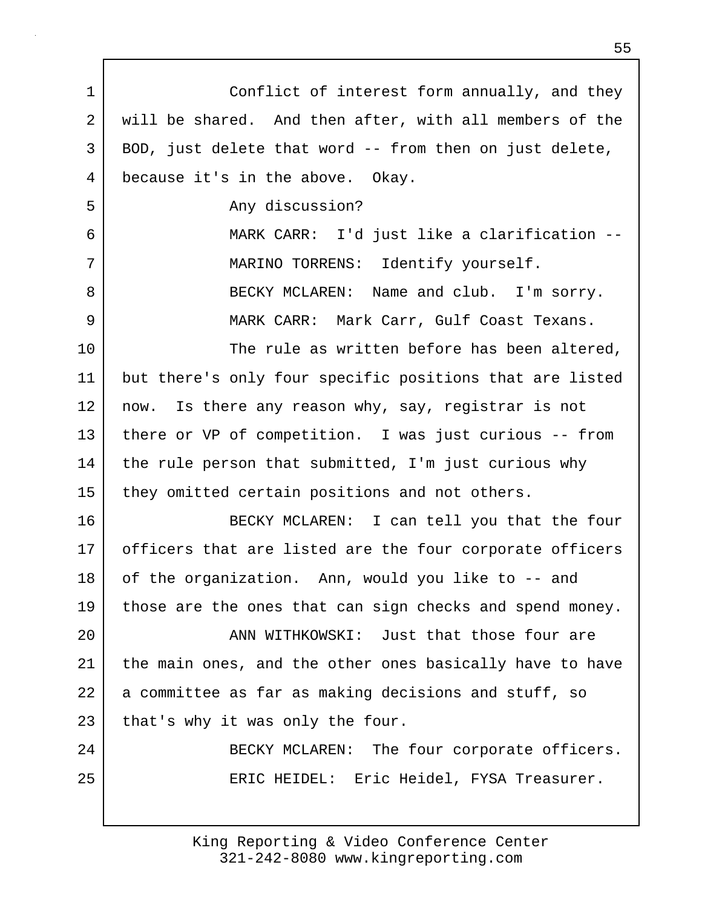Conflict of interest form annually, and they will be shared. And then after, with all members of the BOD, just delete that word -- from then on just delete, because it's in the above. Okay.

Any discussion?

MARK CARR: I'd just like a clarification --

MARINO TORRENS: Identify yourself.

BECKY MCLAREN: Name and club. I'm sorry.

MARK CARR: Mark Carr, Gulf Coast Texans.

The rule as written before has been altered, but there's only four specific positions that are listed now. Is there any reason why, say, registrar is not there or VP of competition. I was just curious -- from the rule person that submitted, I'm just curious why they omitted certain positions and not others.

BECKY MCLAREN: I can tell you that the four officers that are listed are the four corporate officers of the organization. Ann, would you like to -- and those are the ones that can sign checks and spend money.

ANN WITHKOWSKI: Just that those four are the main ones, and the other ones basically have to have a committee as far as making decisions and stuff, so that's why it was only the four.

BECKY MCLAREN: The four corporate officers.

ERIC HEIDEL: Eric Heidel, FYSA Treasurer.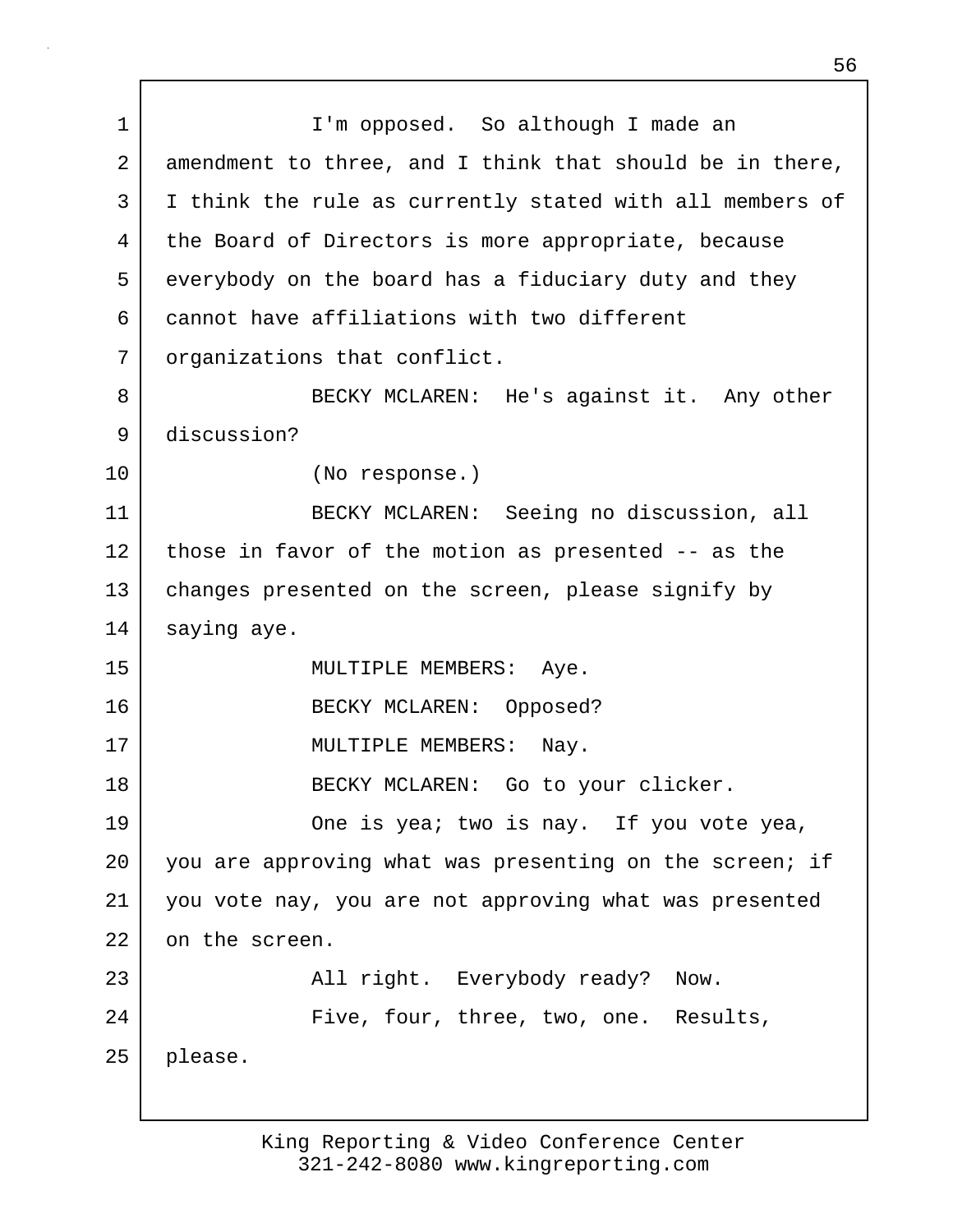I'm opposed. So although I made an amendment to three, and I think that should be in there, I think the rule as currently stated with all members of the Board of Directors is more appropriate, because everybody on the board has a fiduciary duty and they cannot have affiliations with two different organizations that conflict.

BECKY MCLAREN: He's against it. Any other discussion?

(No response.)

BECKY MCLAREN: Seeing no discussion, all those in favor of the motion as presented -- as the changes presented on the screen, please signify by saying aye.

MULTIPLE MEMBERS: Aye.

BECKY MCLAREN: Opposed?

MULTIPLE MEMBERS: Nay.

BECKY MCLAREN: Go to your clicker.

One is yea; two is nay. If you vote yea, you are approving what was presenting on the screen; if you vote nay, you are not approving what was presented on the screen.

All right. Everybody ready? Now.

Five, four, three, two, one. Results, please.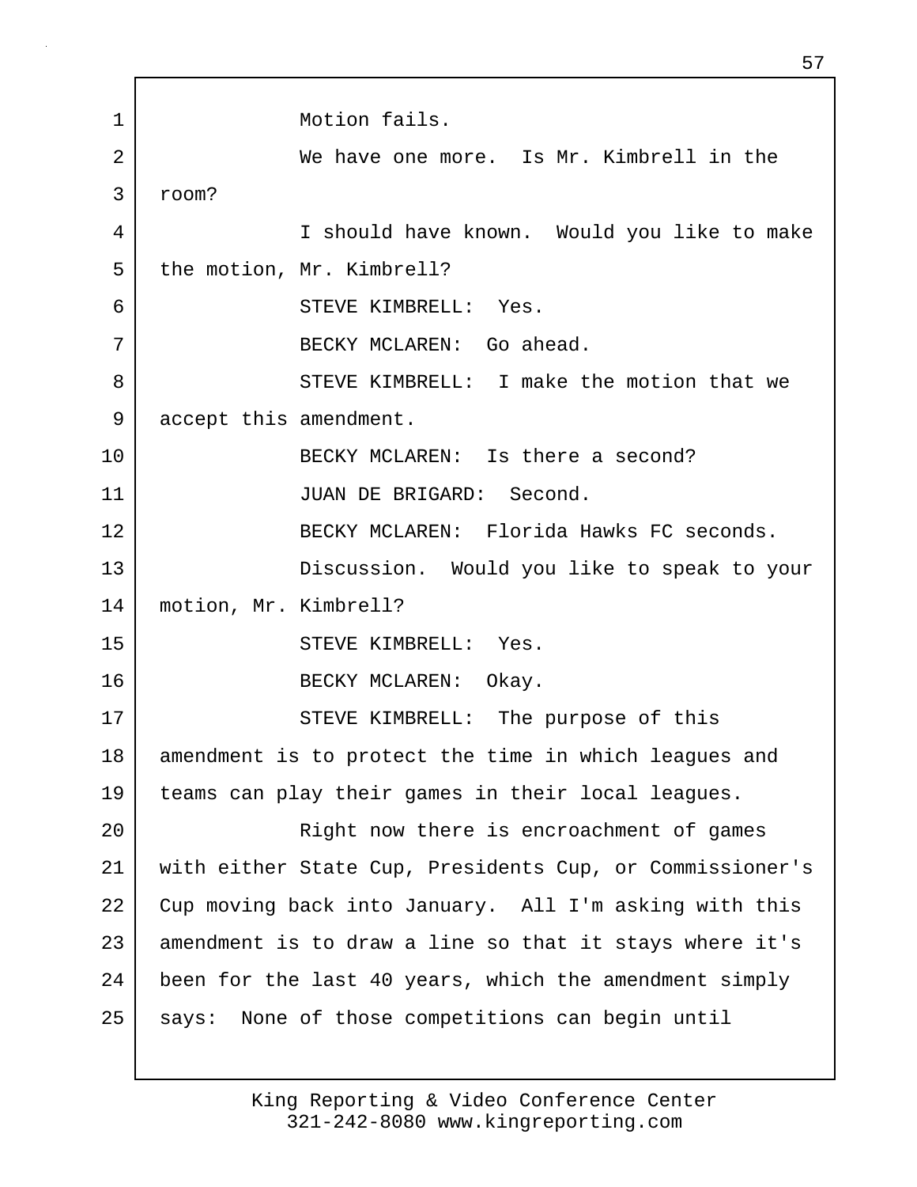Motion fails.

We have one more. Is Mr. Kimbrell in the room?

I should have known. Would you like to make the motion, Mr. Kimbrell?

STEVE KIMBRELL: Yes.

BECKY MCLAREN: Go ahead.

STEVE KIMBRELL: I make the motion that we accept this amendment.

BECKY MCLAREN: Is there a second?

JUAN DE BRIGARD: Second.

BECKY MCLAREN: Florida Hawks FC seconds.

Discussion. Would you like to speak to your motion, Mr. Kimbrell?

STEVE KIMBRELL: Yes.

BECKY MCLAREN: Okay.

STEVE KIMBRELL: The purpose of this amendment is to protect the time in which leagues and teams can play their games in their local leagues.

Right now there is encroachment of games with either State Cup, Presidents Cup, or Commissioner's Cup moving back into January. All I'm asking with this amendment is to draw a line so that it stays where it's been for the last 40 years, which the amendment simply says: None of those competitions can begin until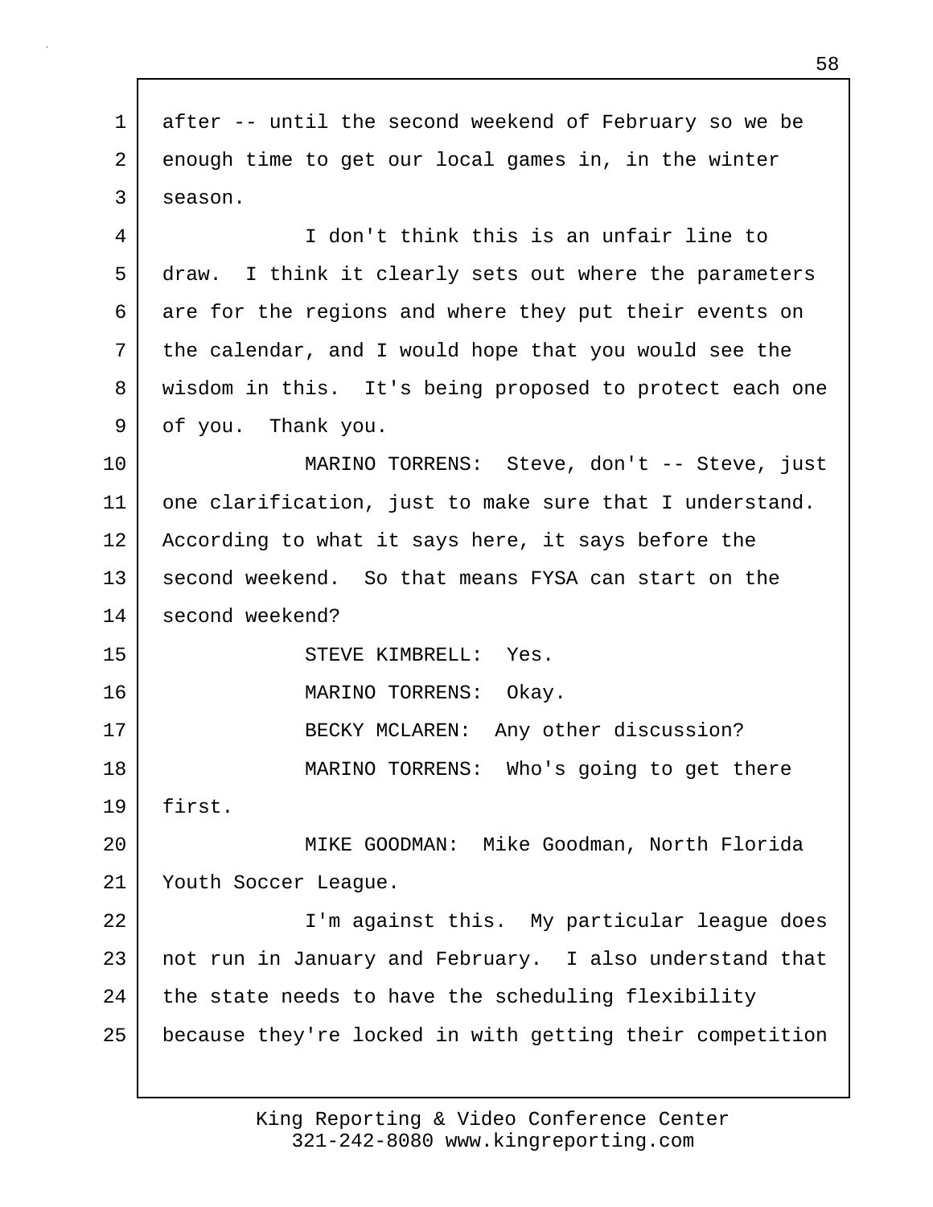after -- until the second weekend of February so we be enough time to get our local games in, in the winter season.

I don't think this is an unfair line to draw. I think it clearly sets out where the parameters are for the regions and where they put their events on the calendar, and I would hope that you would see the wisdom in this. It's being proposed to protect each one of you. Thank you.

MARINO TORRENS: Steve, don't -- Steve, just one clarification, just to make sure that I understand. According to what it says here, it says before the second weekend. So that means FYSA can start on the second weekend?

STEVE KIMBRELL: Yes.

MARINO TORRENS: Okay.

BECKY MCLAREN: Any other discussion?

MARINO TORRENS: Who's going to get there first.

MIKE GOODMAN: Mike Goodman, North Florida Youth Soccer League.

I'm against this. My particular league does not run in January and February. I also understand that the state needs to have the scheduling flexibility because they're locked in with getting their competition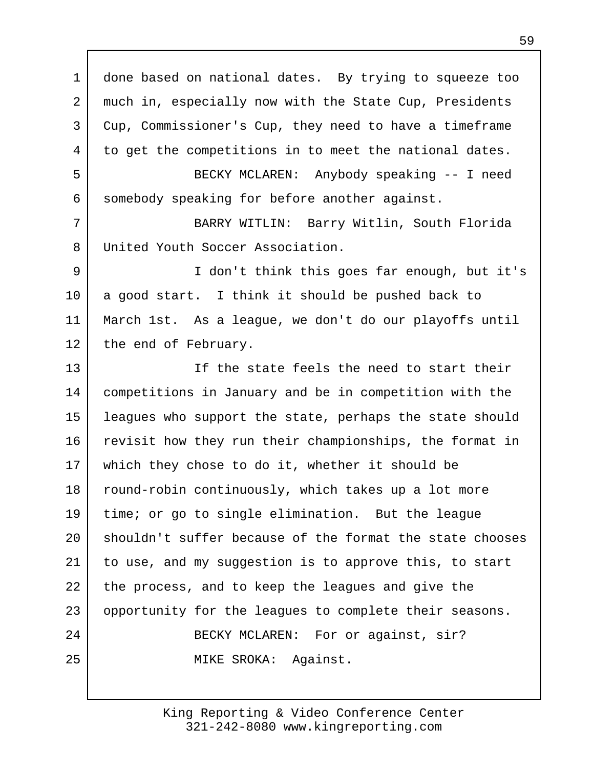done based on national dates. By trying to squeeze too much in, especially now with the State Cup, Presidents Cup, Commissioner's Cup, they need to have a timeframe to get the competitions in to meet the national dates.

BECKY MCLAREN: Anybody speaking -- I need somebody speaking for before another against.

BARRY WITLIN: Barry Witlin, South Florida United Youth Soccer Association.

I don't think this goes far enough, but it's a good start. I think it should be pushed back to March 1st. As a league, we don't do our playoffs until the end of February.

If the state feels the need to start their competitions in January and be in competition with the leagues who support the state, perhaps the state should revisit how they run their championships, the format in which they chose to do it, whether it should be round-robin continuously, which takes up a lot more time; or go to single elimination. But the league shouldn't suffer because of the format the state chooses to use, and my suggestion is to approve this, to start the process, and to keep the leagues and give the opportunity for the leagues to complete their seasons.

BECKY MCLAREN: For or against, sir?

MIKE SROKA: Against.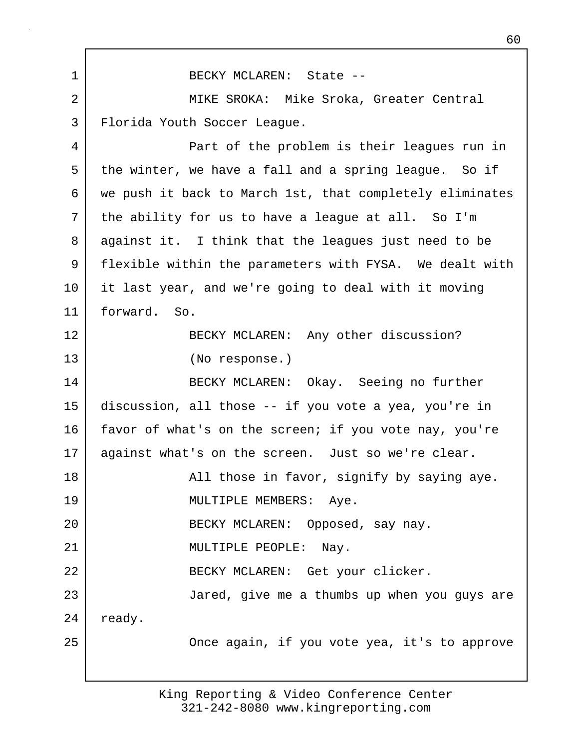BECKY MCLAREN: State --

MIKE SROKA: Mike Sroka, Greater Central Florida Youth Soccer League.

Part of the problem is their leagues run in the winter, we have a fall and a spring league. So if we push it back to March 1st, that completely eliminates the ability for us to have a league at all. So I'm against it. I think that the leagues just need to be flexible within the parameters with FYSA. We dealt with it last year, and we're going to deal with it moving forward. So.

BECKY MCLAREN: Any other discussion?

(No response.)

BECKY MCLAREN: Okay. Seeing no further discussion, all those -- if you vote a yea, you're in favor of what's on the screen; if you vote nay, you're against what's on the screen. Just so we're clear.

All those in favor, signify by saying aye.

MULTIPLE MEMBERS: Aye.

BECKY MCLAREN: Opposed, say nay.

MULTIPLE PEOPLE: Nay.

BECKY MCLAREN: Get your clicker.

Jared, give me a thumbs up when you guys are ready.

Once again, if you vote yea, it's to approve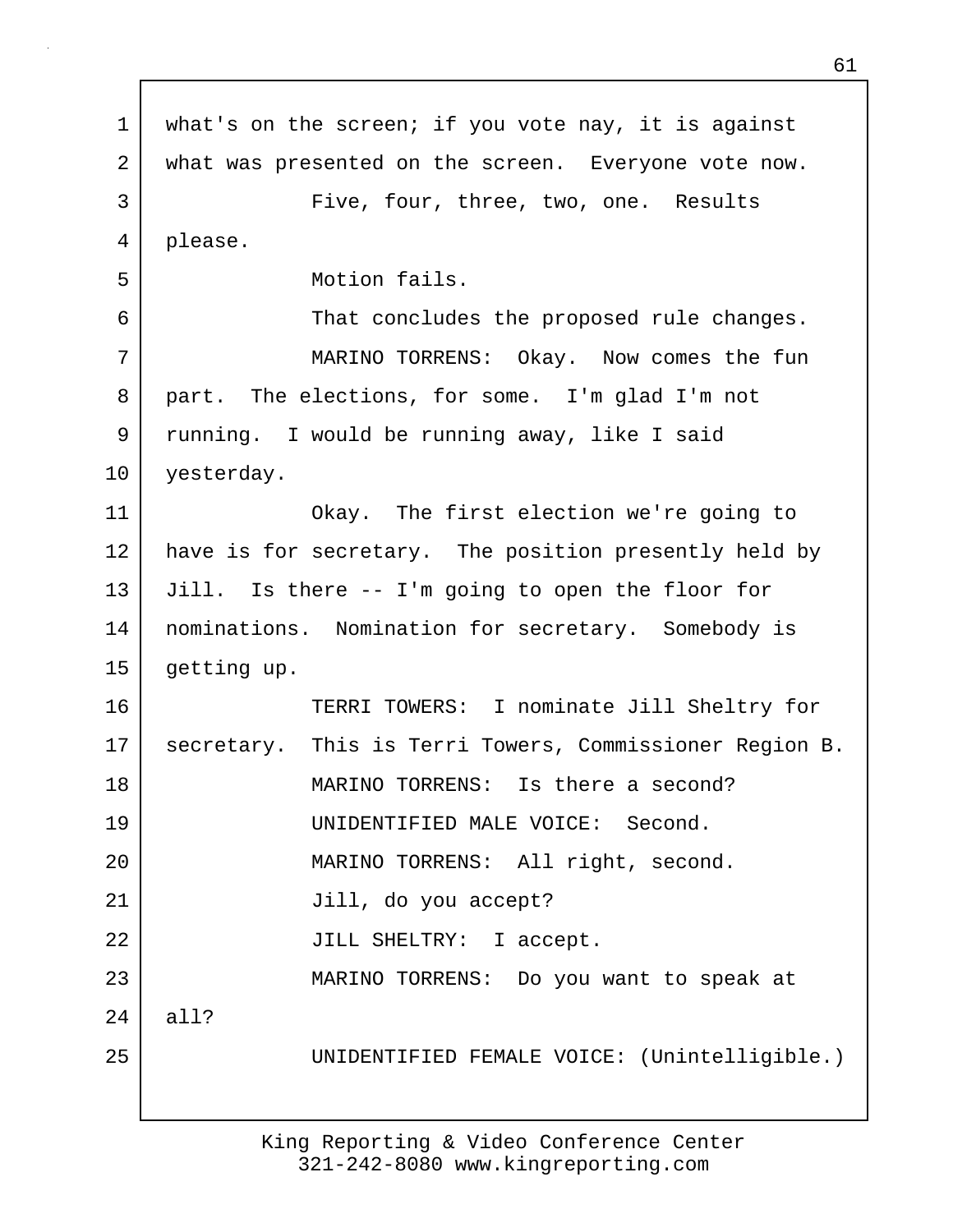what's on the screen; if you vote nay, it is against what was presented on the screen. Everyone vote now.

Five, four, three, two, one. Results please.

Motion fails.

That concludes the proposed rule changes.

MARINO TORRENS: Okay. Now comes the fun part. The elections, for some. I'm glad I'm not running. I would be running away, like I said yesterday.

Okay. The first election we're going to have is for secretary. The position presently held by Jill. Is there -- I'm going to open the floor for nominations. Nomination for secretary. Somebody is getting up.

TERRI TOWERS: I nominate Jill Sheltry for secretary. This is Terri Towers, Commissioner Region B.

MARINO TORRENS: Is there a second?

UNIDENTIFIED MALE VOICE: Second.

MARINO TORRENS: All right, second.

Jill, do you accept?

JILL SHELTRY: I accept.

MARINO TORRENS: Do you want to speak at all?

UNIDENTIFIED FEMALE VOICE: (Unintelligible.)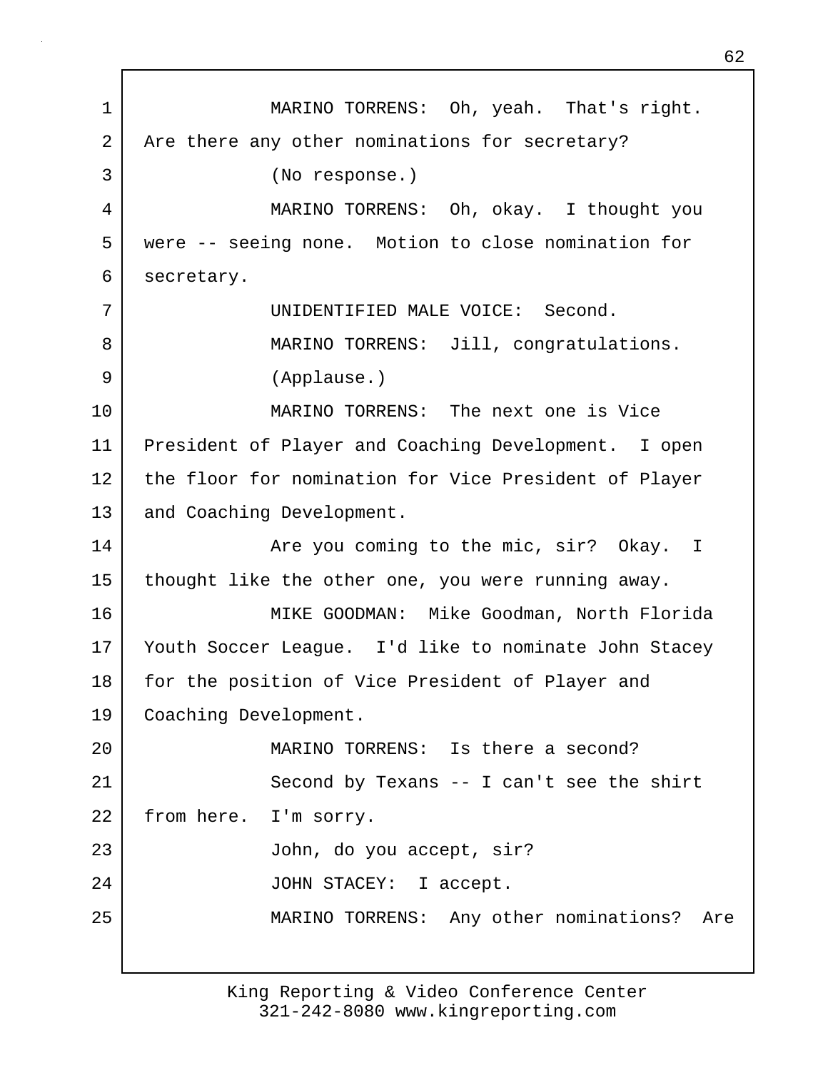MARINO TORRENS: Oh, yeah. That's right. Are there any other nominations for secretary?

(No response.)

MARINO TORRENS: Oh, okay. I thought you were -- seeing none. Motion to close nomination for secretary.

UNIDENTIFIED MALE VOICE: Second.

MARINO TORRENS: Jill, congratulations.

(Applause.)

MARINO TORRENS: The next one is Vice President of Player and Coaching Development. I open the floor for nomination for Vice President of Player and Coaching Development.

Are you coming to the mic, sir? Okay. I thought like the other one, you were running away.

MIKE GOODMAN: Mike Goodman, North Florida Youth Soccer League. I'd like to nominate John Stacey for the position of Vice President of Player and Coaching Development.

MARINO TORRENS: Is there a second?

Second by Texans -- I can't see the shirt from here. I'm sorry.

John, do you accept, sir?

JOHN STACEY: I accept.

MARINO TORRENS: Any other nominations? Are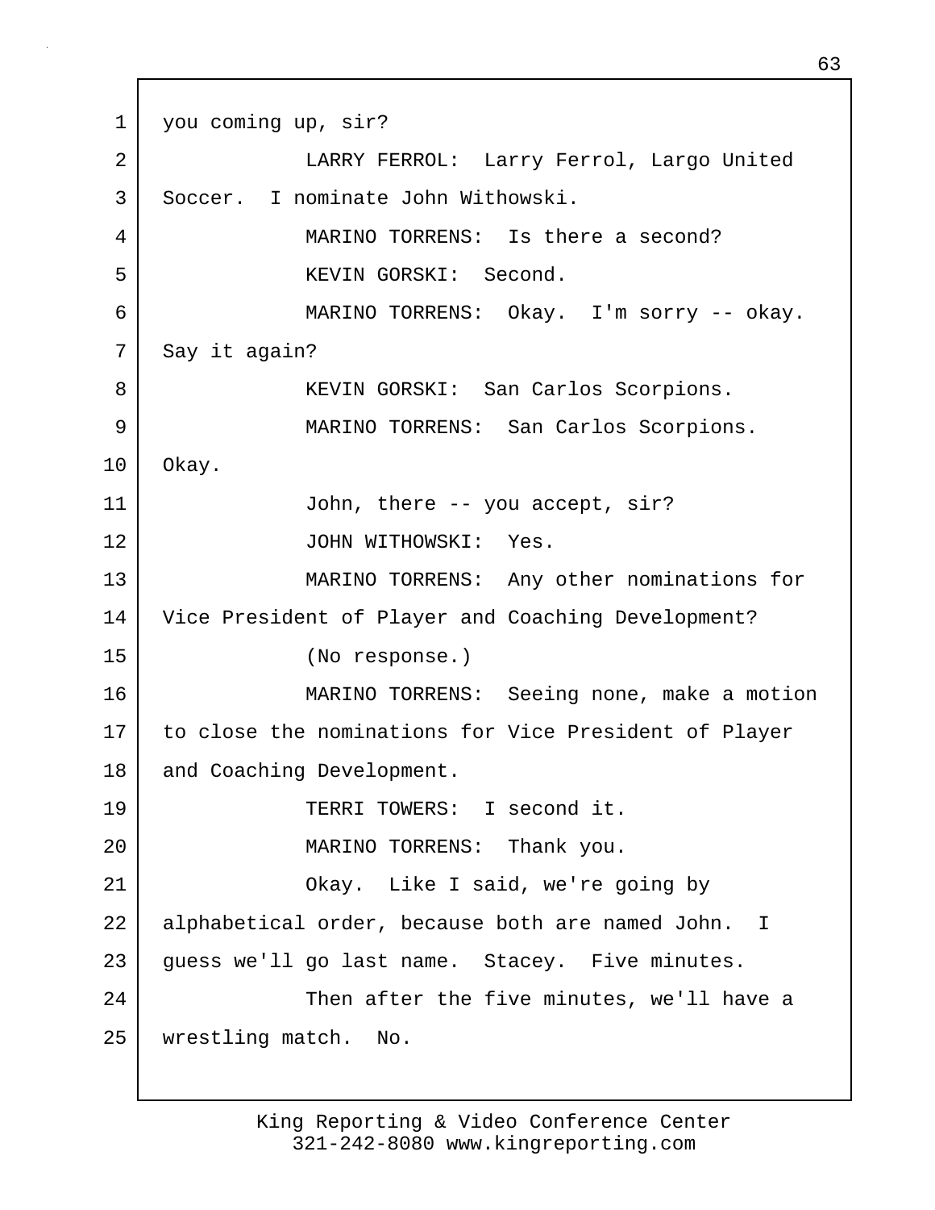you coming up, sir?

LARRY FERROL: Larry Ferrol, Largo United Soccer. I nominate John Withowski.

MARINO TORRENS: Is there a second?

KEVIN GORSKI: Second.

MARINO TORRENS: Okay. I'm sorry -- okay. Say it again?

KEVIN GORSKI: San Carlos Scorpions.

MARINO TORRENS: San Carlos Scorpions. Okay.

John, there -- you accept, sir?

JOHN WITHOWSKI: Yes.

MARINO TORRENS: Any other nominations for Vice President of Player and Coaching Development?

(No response.)

MARINO TORRENS: Seeing none, make a motion to close the nominations for Vice President of Player and Coaching Development.

TERRI TOWERS: I second it.

MARINO TORRENS: Thank you.

Okay. Like I said, we're going by alphabetical order, because both are named John. I guess we'll go last name. Stacey. Five minutes.

Then after the five minutes, we'll have a wrestling match. No.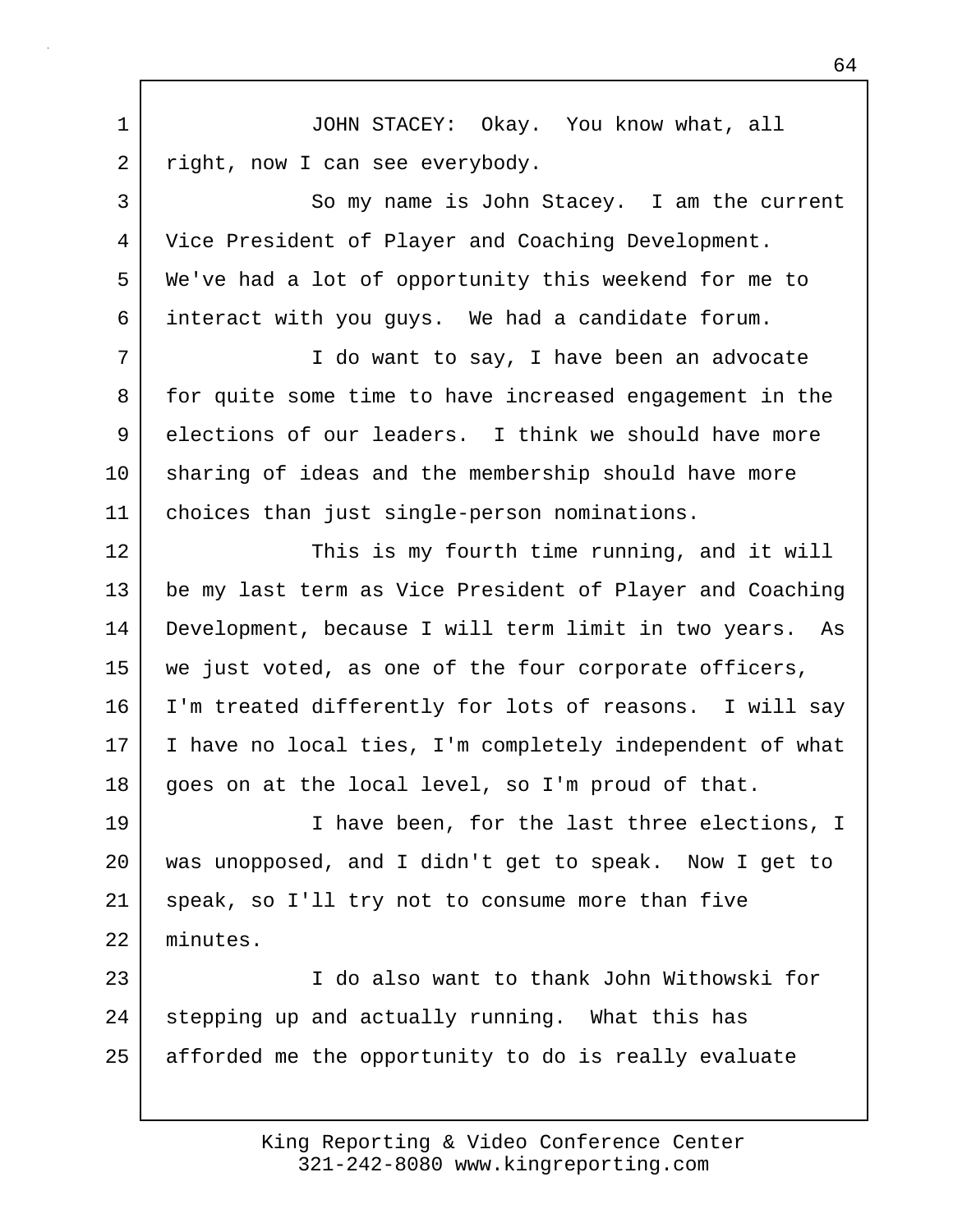JOHN STACEY: Okay. You know what, all right, now I can see everybody.

So my name is John Stacey. I am the current Vice President of Player and Coaching Development. We've had a lot of opportunity this weekend for me to interact with you guys. We had a candidate forum.

I do want to say, I have been an advocate for quite some time to have increased engagement in the elections of our leaders. I think we should have more sharing of ideas and the membership should have more choices than just single-person nominations.

This is my fourth time running, and it will be my last term as Vice President of Player and Coaching Development, because I will term limit in two years. As we just voted, as one of the four corporate officers, I'm treated differently for lots of reasons. I will say I have no local ties, I'm completely independent of what goes on at the local level, so I'm proud of that.

I have been, for the last three elections, I was unopposed, and I didn't get to speak. Now I get to speak, so I'll try not to consume more than five minutes.

I do also want to thank John Withowski for stepping up and actually running. What this has afforded me the opportunity to do is really evaluate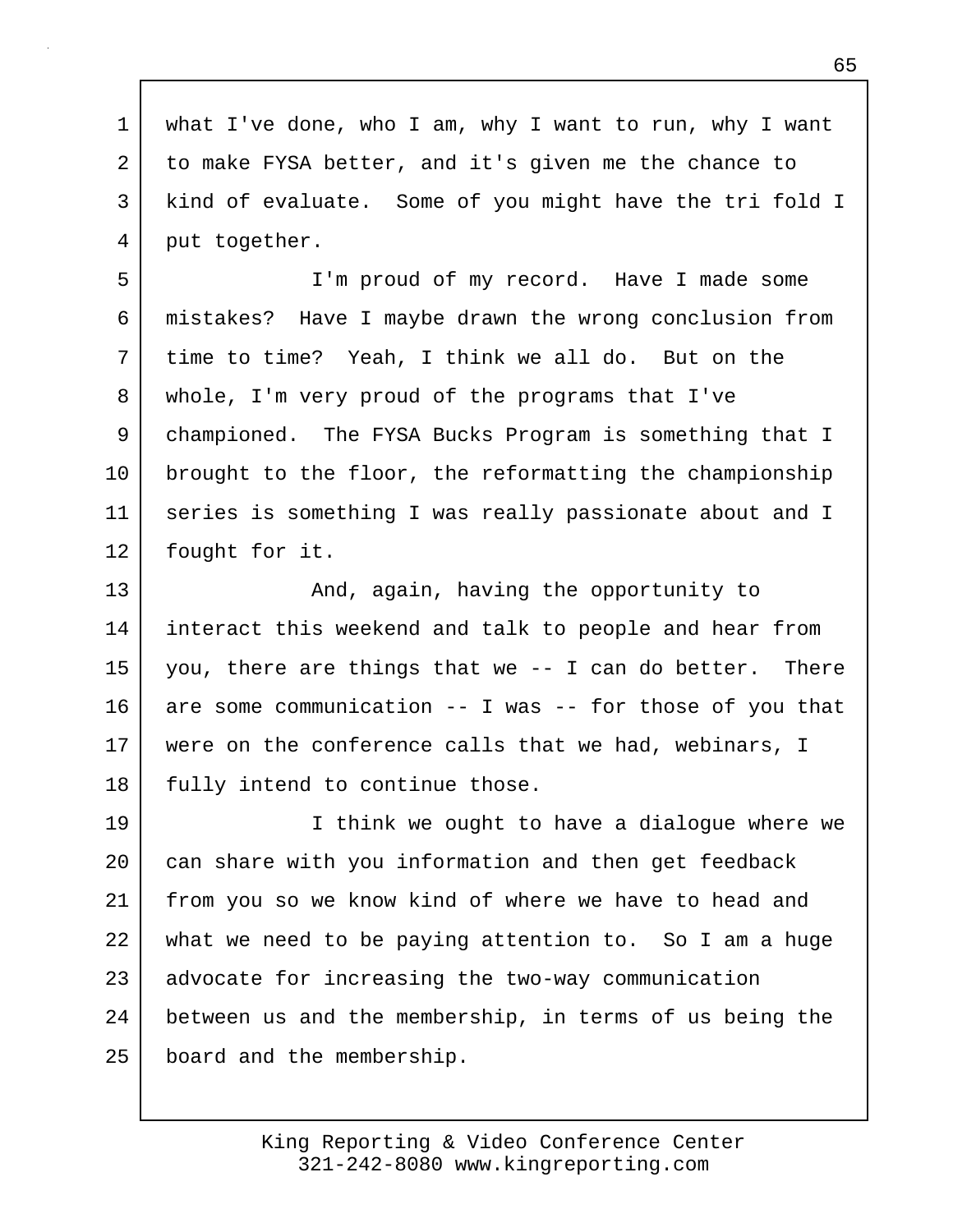what I've done, who I am, why I want to run, why I want to make FYSA better, and it's given me the chance to kind of evaluate. Some of you might have the tri fold I put together.

I'm proud of my record. Have I made some mistakes? Have I maybe drawn the wrong conclusion from time to time? Yeah, I think we all do. But on the whole, I'm very proud of the programs that I've championed. The FYSA Bucks Program is something that I brought to the floor, the reformatting the championship series is something I was really passionate about and I fought for it.

And, again, having the opportunity to interact this weekend and talk to people and hear from you, there are things that we -- I can do better. There are some communication -- I was -- for those of you that were on the conference calls that we had, webinars, I fully intend to continue those.

I think we ought to have a dialogue where we can share with you information and then get feedback from you so we know kind of where we have to head and what we need to be paying attention to. So I am a huge advocate for increasing the two-way communication between us and the membership, in terms of us being the board and the membership.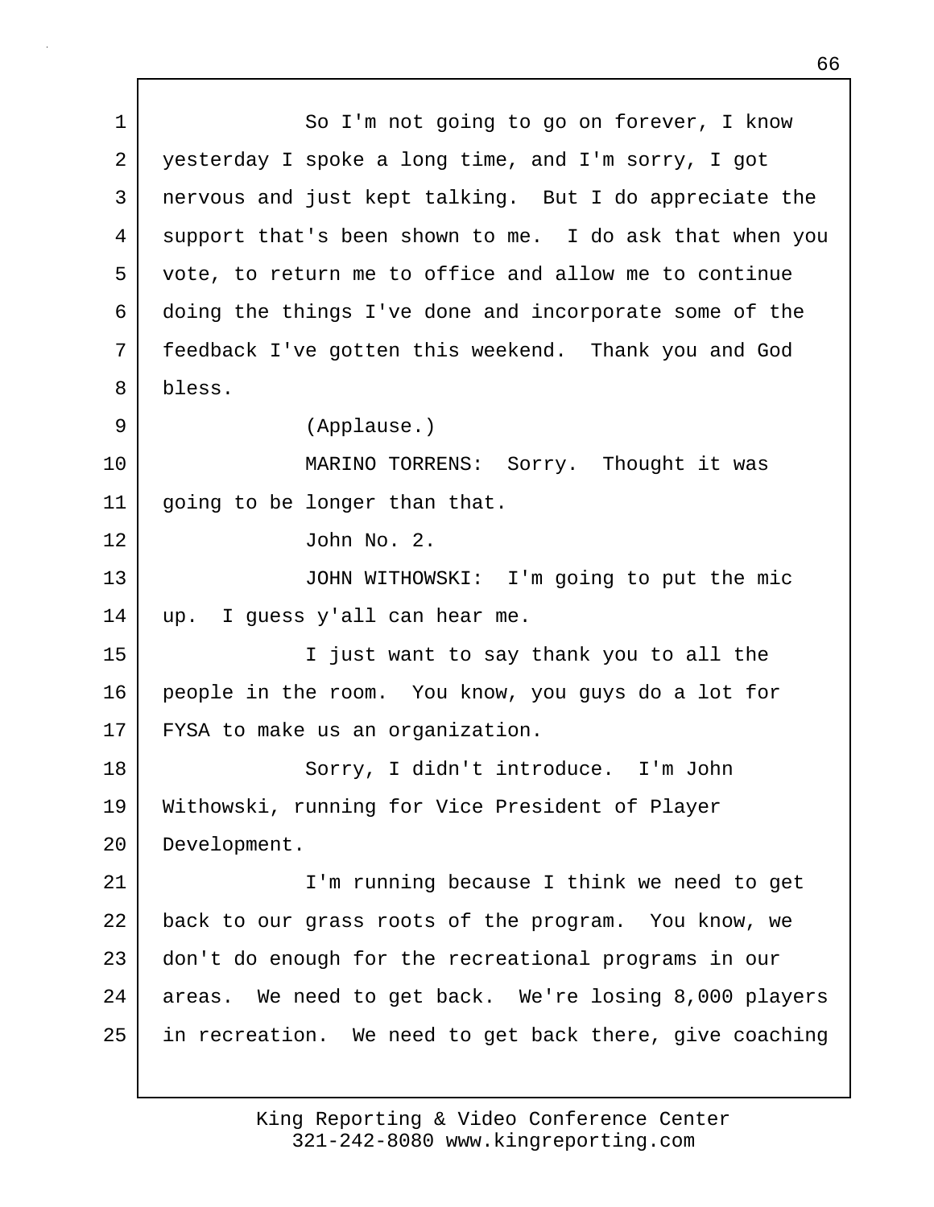So I'm not going to go on forever, I know yesterday I spoke a long time, and I'm sorry, I got nervous and just kept talking. But I do appreciate the support that's been shown to me. I do ask that when you vote, to return me to office and allow me to continue doing the things I've done and incorporate some of the feedback I've gotten this weekend. Thank you and God bless.

(Applause.)

MARINO TORRENS: Sorry. Thought it was going to be longer than that.

John No. 2.

JOHN WITHOWSKI: I'm going to put the mic up. I guess y'all can hear me.

I just want to say thank you to all the people in the room. You know, you guys do a lot for FYSA to make us an organization.

Sorry, I didn't introduce. I'm John Withowski, running for Vice President of Player Development.

I'm running because I think we need to get back to our grass roots of the program. You know, we don't do enough for the recreational programs in our areas. We need to get back. We're losing 8,000 players in recreation. We need to get back there, give coaching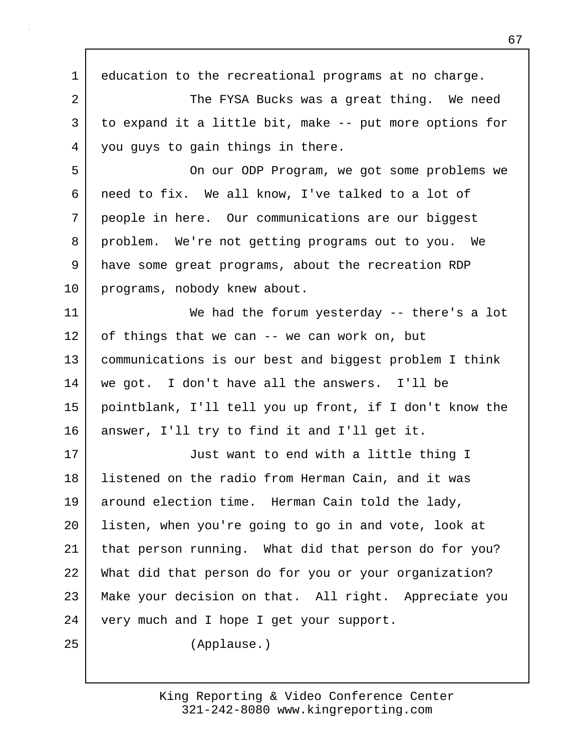education to the recreational programs at no charge.

The FYSA Bucks was a great thing. We need to expand it a little bit, make -- put more options for you guys to gain things in there.

On our ODP Program, we got some problems we need to fix. We all know, I've talked to a lot of people in here. Our communications are our biggest problem. We're not getting programs out to you. We have some great programs, about the recreation RDP programs, nobody knew about.

We had the forum yesterday -- there's a lot of things that we can -- we can work on, but communications is our best and biggest problem I think we got. I don't have all the answers. I'll be pointblank, I'll tell you up front, if I don't know the answer, I'll try to find it and I'll get it.

Just want to end with a little thing I listened on the radio from Herman Cain, and it was around election time. Herman Cain told the lady, listen, when you're going to go in and vote, look at that person running. What did that person do for you? What did that person do for you or your organization? Make your decision on that. All right. Appreciate you very much and I hope I get your support.

(Applause.)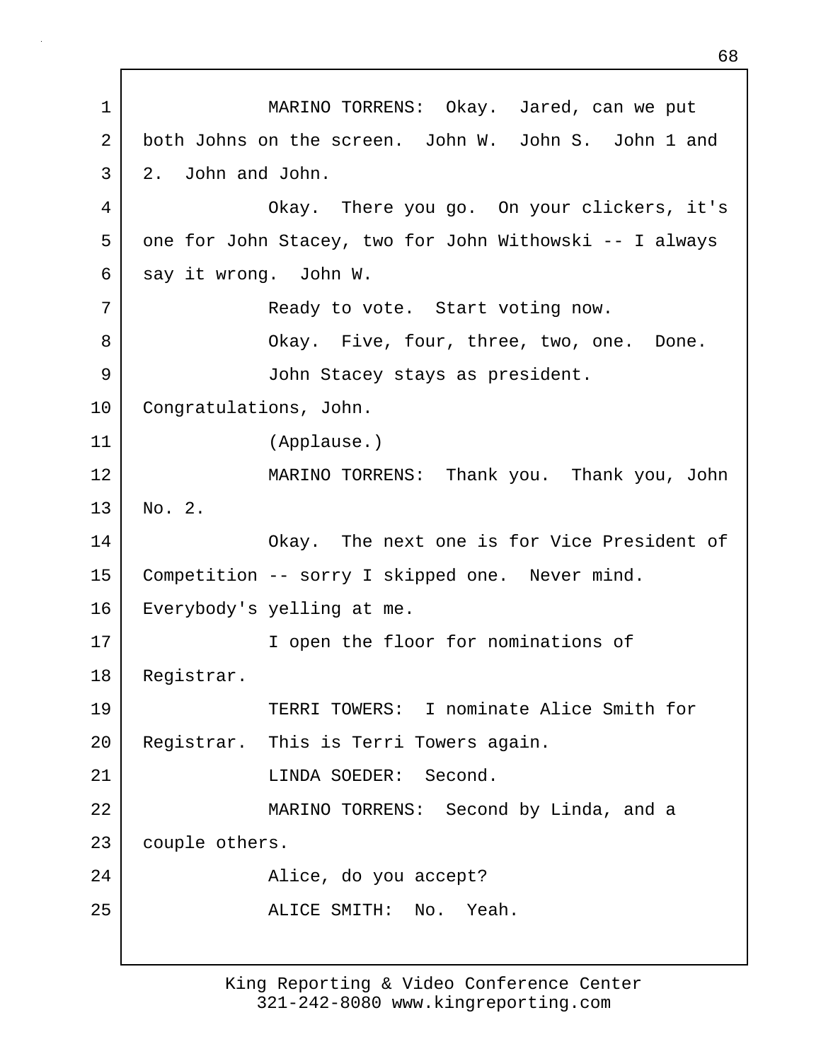MARINO TORRENS: Okay. Jared, can we put both Johns on the screen. John W. John S. John 1 and 2. John and John.

Okay. There you go. On your clickers, it's one for John Stacey, two for John Withowski -- I always say it wrong. John W.

Ready to vote. Start voting now.

Okay. Five, four, three, two, one. Done.

John Stacey stays as president. Congratulations, John.

(Applause.)

MARINO TORRENS: Thank you. Thank you, John No. 2.

Okay. The next one is for Vice President of Competition -- sorry I skipped one. Never mind. Everybody's yelling at me.

I open the floor for nominations of Registrar.

TERRI TOWERS: I nominate Alice Smith for Registrar. This is Terri Towers again.

LINDA SOEDER: Second.

MARINO TORRENS: Second by Linda, and a couple others.

Alice, do you accept?

ALICE SMITH: No. Yeah.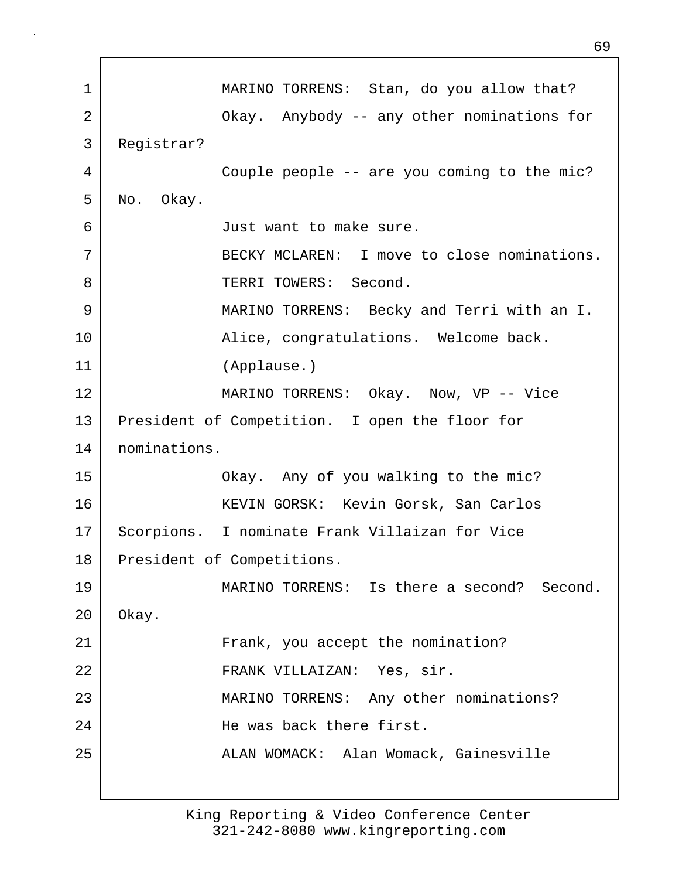1 MARINO TORRENS: Stan, do you allow that?
2 Okay. Anybody -- any other nominations for
3 Registrar?
4 Couple people -- are you coming to the mic?
5 No. Okay.
6 Just want to make sure.
7 BECKY MCLAREN: I move to close nominations.
8 TERRI TOWERS: Second.
9 MARINO TORRENS: Becky and Terri with an I.
10 Alice, congratulations. Welcome back.
11 (Applause.)
12 MARINO TORRENS: Okay. Now, VP -- Vice
13 President of Competition. I open the floor for
14 nominations.
15 Okay. Any of you walking to the mic?
16 KEVIN GORSK: Kevin Gorsk, San Carlos
17 Scorpions. I nominate Frank Villaizan for Vice
18 President of Competitions.
19 MARINO TORRENS: Is there a second? Second.
20 Okay.
21 Frank, you accept the nomination?
22 FRANK VILLAIZAN: Yes, sir.
23 MARINO TORRENS: Any other nominations?
24 He was back there first.
25 ALAN WOMACK: Alan Womack, Gainesville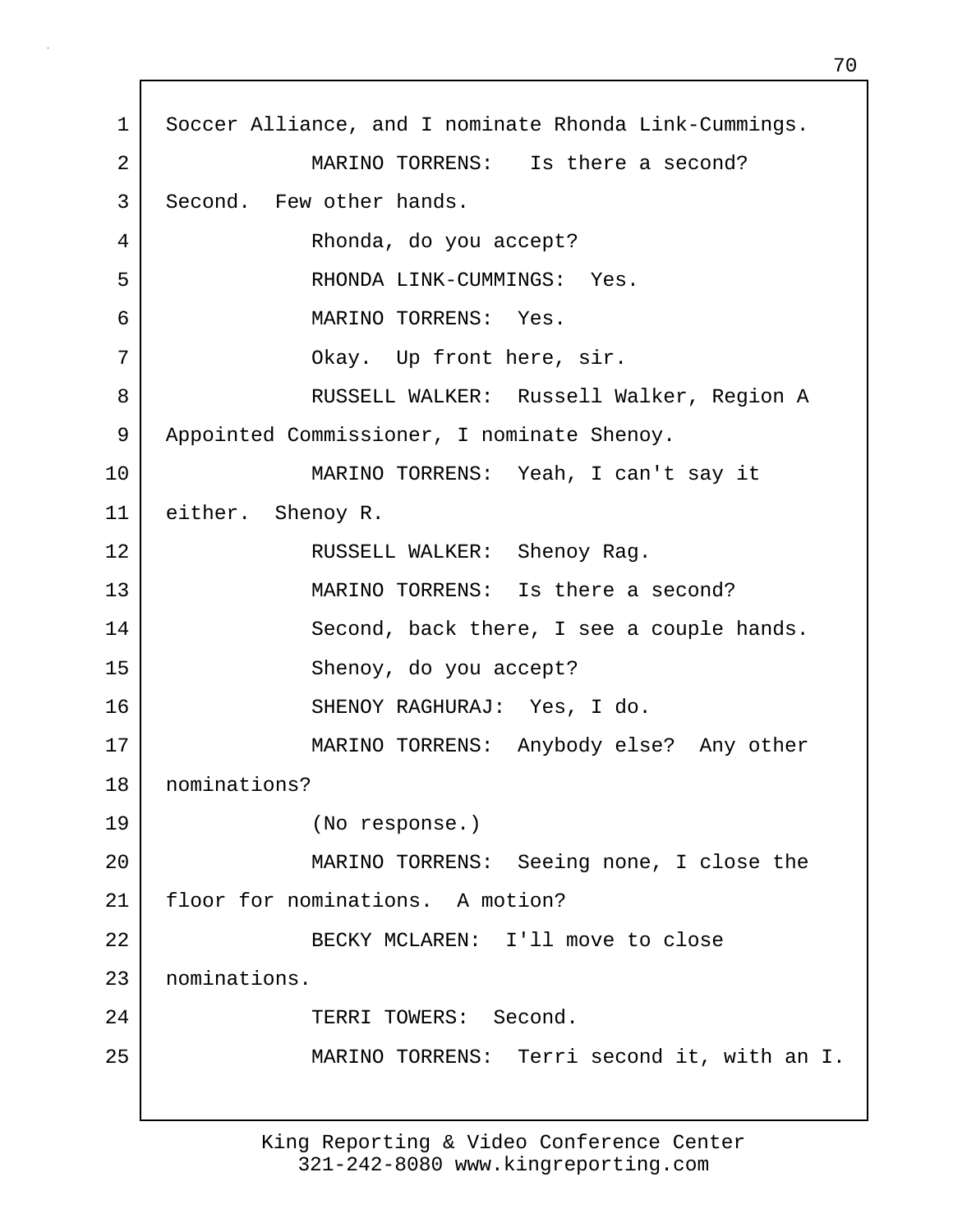1 Soccer Alliance, and I nominate Rhonda Link-Cummings.

2 MARINO TORRENS: Is there a second?

3 Second. Few other hands.

4 Rhonda, do you accept?

5 RHONDA LINK-CUMMINGS: Yes.

6 MARINO TORRENS: Yes.

7 Okay. Up front here, sir.

8 RUSSELL WALKER: Russell Walker, Region A

9 Appointed Commissioner, I nominate Shenoy.

10 MARINO TORRENS: Yeah, I can't say it

11 either. Shenoy R.

12 RUSSELL WALKER: Shenoy Rag.

13 MARINO TORRENS: Is there a second?

14 Second, back there, I see a couple hands.

15 Shenoy, do you accept?

16 SHENOY RAGHURAJ: Yes, I do.

17 MARINO TORRENS: Anybody else? Any other

18 nominations?

19 (No response.)

20 MARINO TORRENS: Seeing none, I close the

21 floor for nominations. A motion?

22 BECKY MCLAREN: I'll move to close

23 nominations.

24 TERRI TOWERS: Second.

25 MARINO TORRENS: Terri second it, with an I.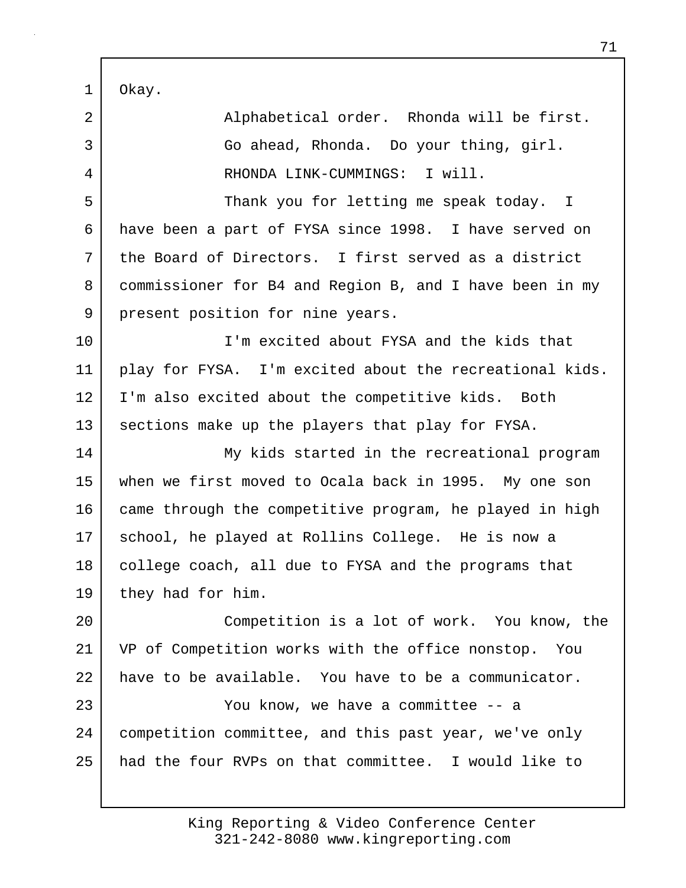Okay.

Alphabetical order. Rhonda will be first.

Go ahead, Rhonda. Do your thing, girl.

RHONDA LINK-CUMMINGS: I will.

Thank you for letting me speak today. I have been a part of FYSA since 1998. I have served on the Board of Directors. I first served as a district commissioner for B4 and Region B, and I have been in my present position for nine years.

I'm excited about FYSA and the kids that play for FYSA. I'm excited about the recreational kids. I'm also excited about the competitive kids. Both sections make up the players that play for FYSA.

My kids started in the recreational program when we first moved to Ocala back in 1995. My one son came through the competitive program, he played in high school, he played at Rollins College. He is now a college coach, all due to FYSA and the programs that they had for him.

Competition is a lot of work. You know, the VP of Competition works with the office nonstop. You have to be available. You have to be a communicator.

You know, we have a committee -- a competition committee, and this past year, we've only had the four RVPs on that committee. I would like to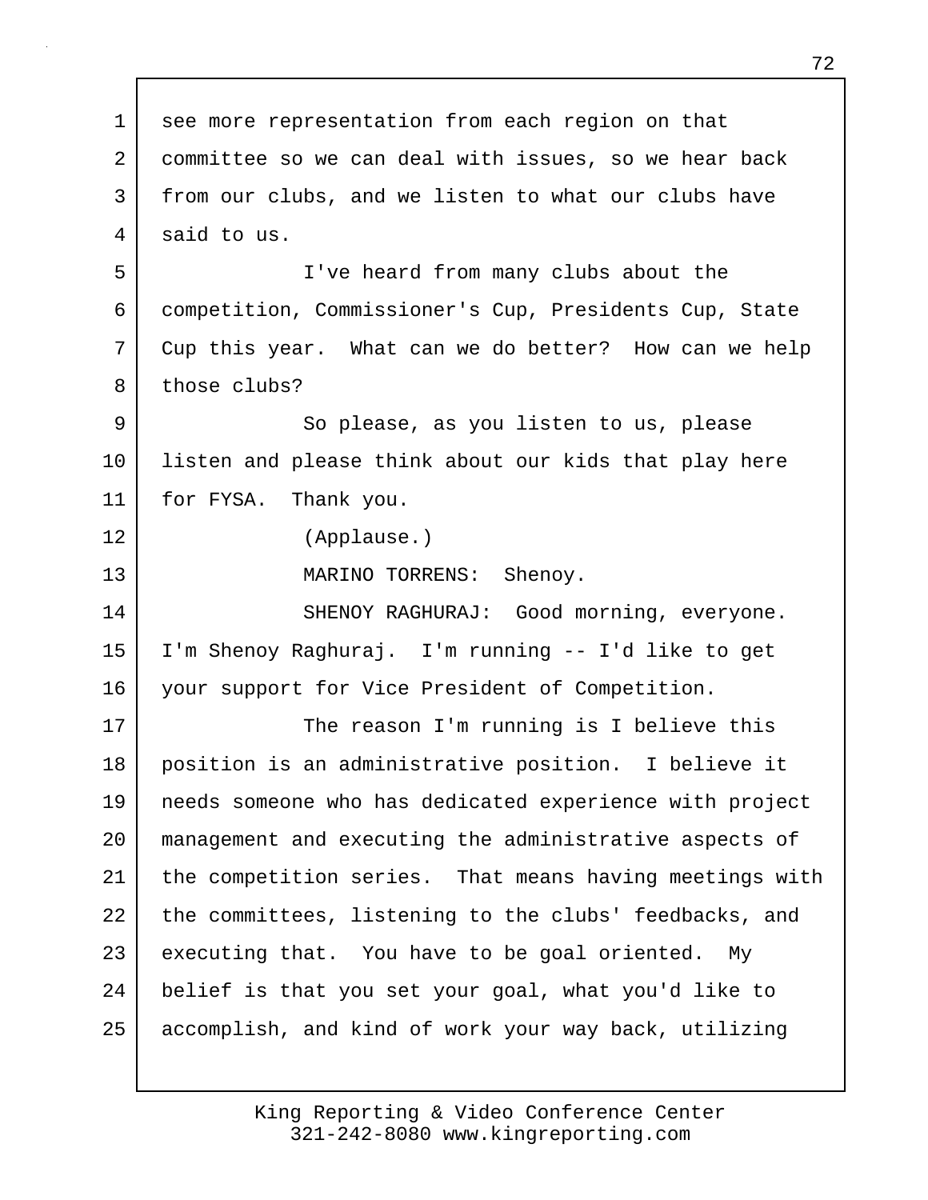see more representation from each region on that committee so we can deal with issues, so we hear back from our clubs, and we listen to what our clubs have said to us.

I've heard from many clubs about the competition, Commissioner's Cup, Presidents Cup, State Cup this year. What can we do better? How can we help those clubs?

So please, as you listen to us, please listen and please think about our kids that play here for FYSA. Thank you.

(Applause.)

MARINO TORRENS: Shenoy.

SHENOY RAGHURAJ: Good morning, everyone. I'm Shenoy Raghuraj. I'm running -- I'd like to get your support for Vice President of Competition.

The reason I'm running is I believe this position is an administrative position. I believe it needs someone who has dedicated experience with project management and executing the administrative aspects of the competition series. That means having meetings with the committees, listening to the clubs' feedbacks, and executing that. You have to be goal oriented. My belief is that you set your goal, what you'd like to accomplish, and kind of work your way back, utilizing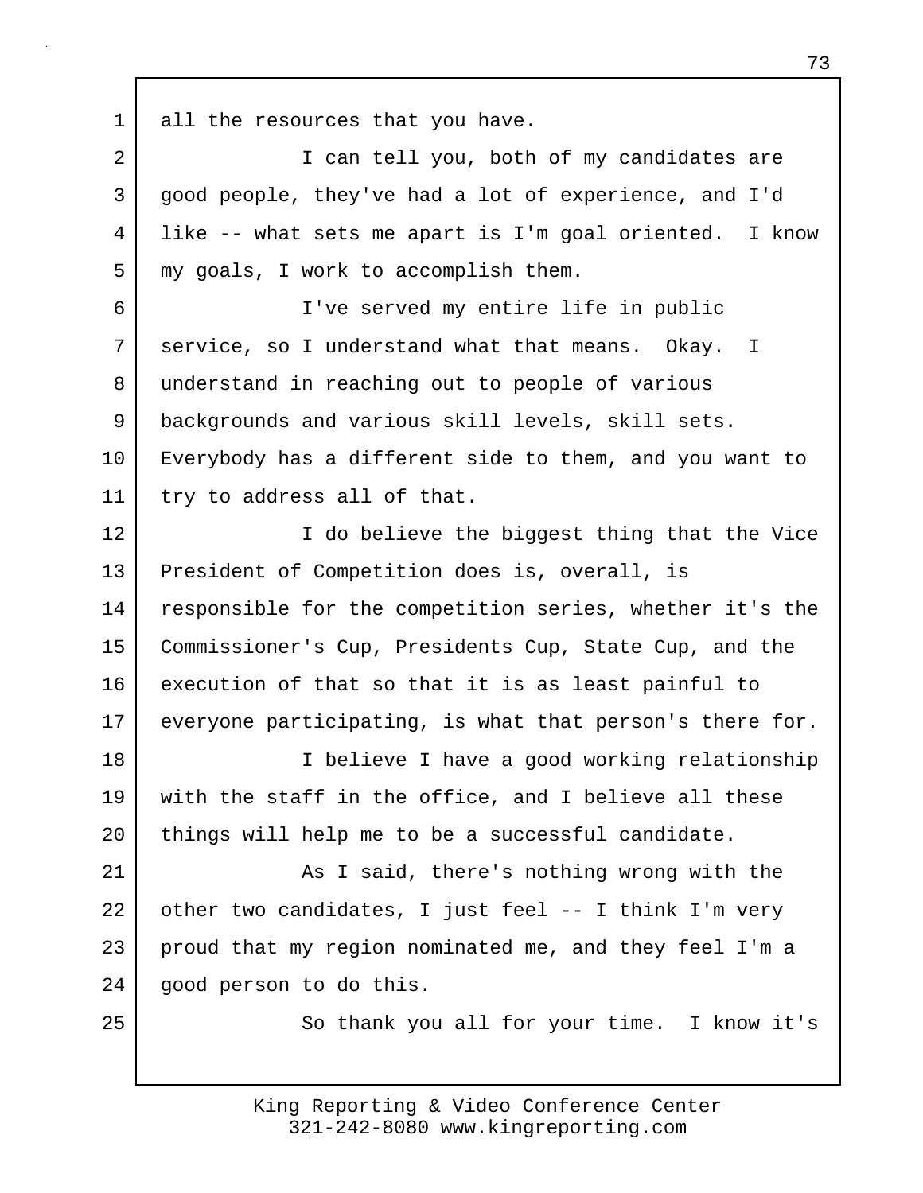all the resources that you have.

I can tell you, both of my candidates are good people, they've had a lot of experience, and I'd like -- what sets me apart is I'm goal oriented. I know my goals, I work to accomplish them.

I've served my entire life in public service, so I understand what that means. Okay. I understand in reaching out to people of various backgrounds and various skill levels, skill sets. Everybody has a different side to them, and you want to try to address all of that.

I do believe the biggest thing that the Vice President of Competition does is, overall, is responsible for the competition series, whether it's the Commissioner's Cup, Presidents Cup, State Cup, and the execution of that so that it is as least painful to everyone participating, is what that person's there for.

I believe I have a good working relationship with the staff in the office, and I believe all these things will help me to be a successful candidate.

As I said, there's nothing wrong with the other two candidates, I just feel -- I think I'm very proud that my region nominated me, and they feel I'm a good person to do this.

So thank you all for your time. I know it's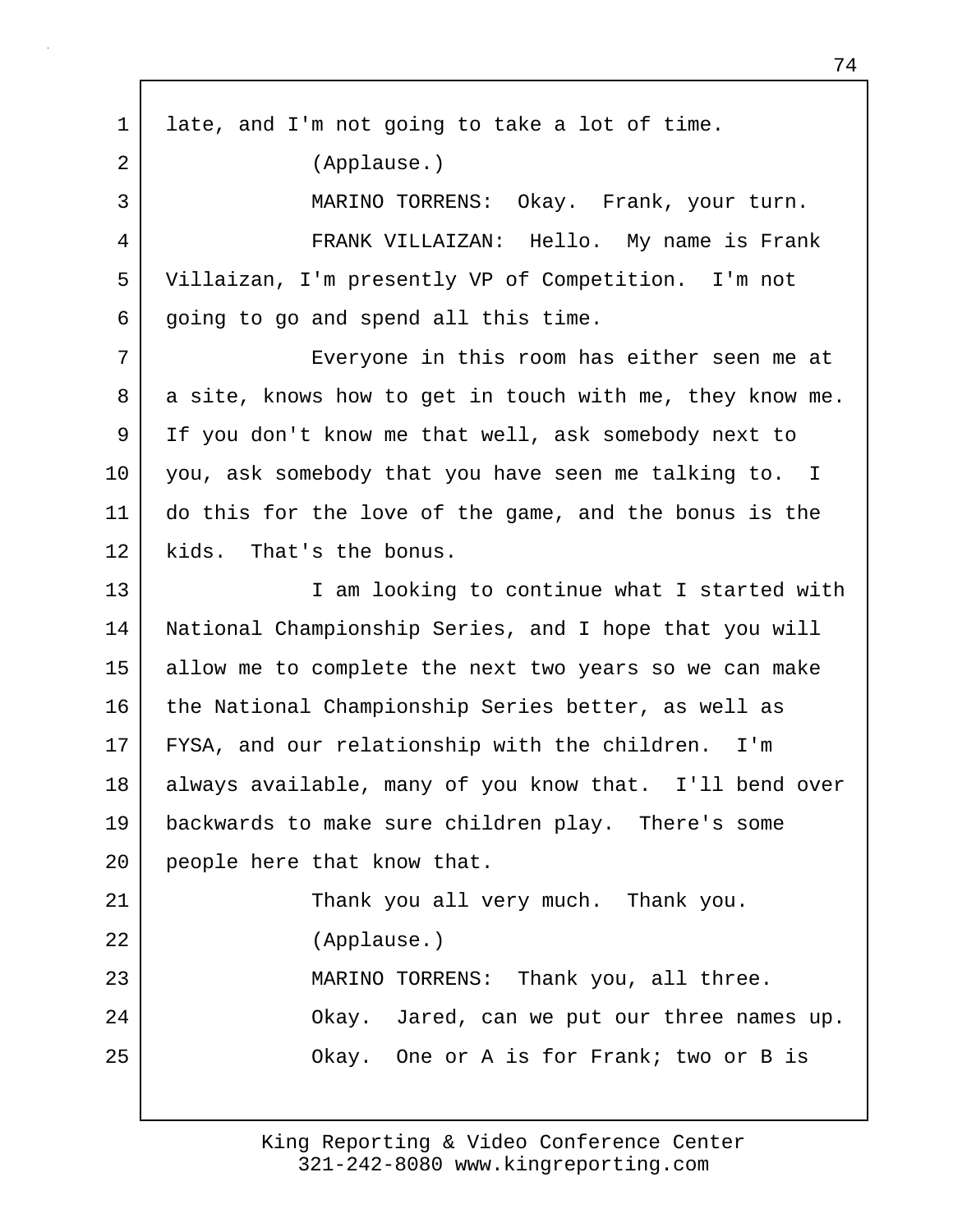late, and I'm not going to take a lot of time.

(Applause.)

MARINO TORRENS: Okay. Frank, your turn.

FRANK VILLAIZAN: Hello. My name is Frank Villaizan, I'm presently VP of Competition. I'm not going to go and spend all this time.

Everyone in this room has either seen me at a site, knows how to get in touch with me, they know me. If you don't know me that well, ask somebody next to you, ask somebody that you have seen me talking to. I do this for the love of the game, and the bonus is the kids. That's the bonus.

I am looking to continue what I started with National Championship Series, and I hope that you will allow me to complete the next two years so we can make the National Championship Series better, as well as FYSA, and our relationship with the children. I'm always available, many of you know that. I'll bend over backwards to make sure children play. There's some people here that know that.

Thank you all very much. Thank you.

(Applause.)

MARINO TORRENS: Thank you, all three.

Okay. Jared, can we put our three names up.

Okay. One or A is for Frank; two or B is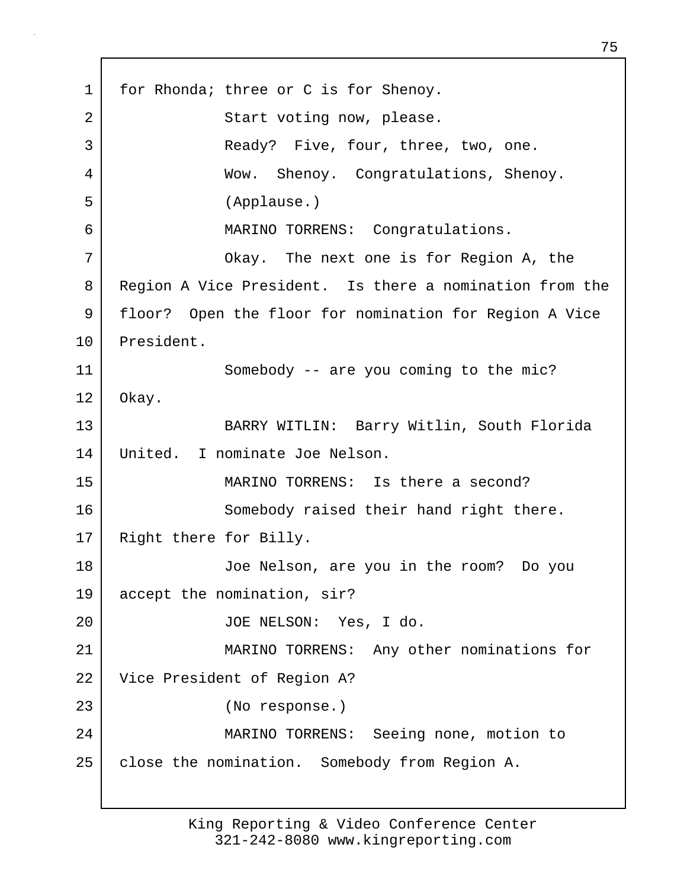for Rhonda; three or C is for Shenoy.

Start voting now, please.

Ready? Five, four, three, two, one.

Wow. Shenoy. Congratulations, Shenoy.

(Applause.)

MARINO TORRENS: Congratulations.

Okay. The next one is for Region A, the Region A Vice President. Is there a nomination from the floor? Open the floor for nomination for Region A Vice President.

Somebody -- are you coming to the mic? Okay.

BARRY WITLIN: Barry Witlin, South Florida United. I nominate Joe Nelson.

MARINO TORRENS: Is there a second?

Somebody raised their hand right there. Right there for Billy.

Joe Nelson, are you in the room? Do you accept the nomination, sir?

JOE NELSON: Yes, I do.

MARINO TORRENS: Any other nominations for Vice President of Region A?

(No response.)

MARINO TORRENS: Seeing none, motion to close the nomination. Somebody from Region A.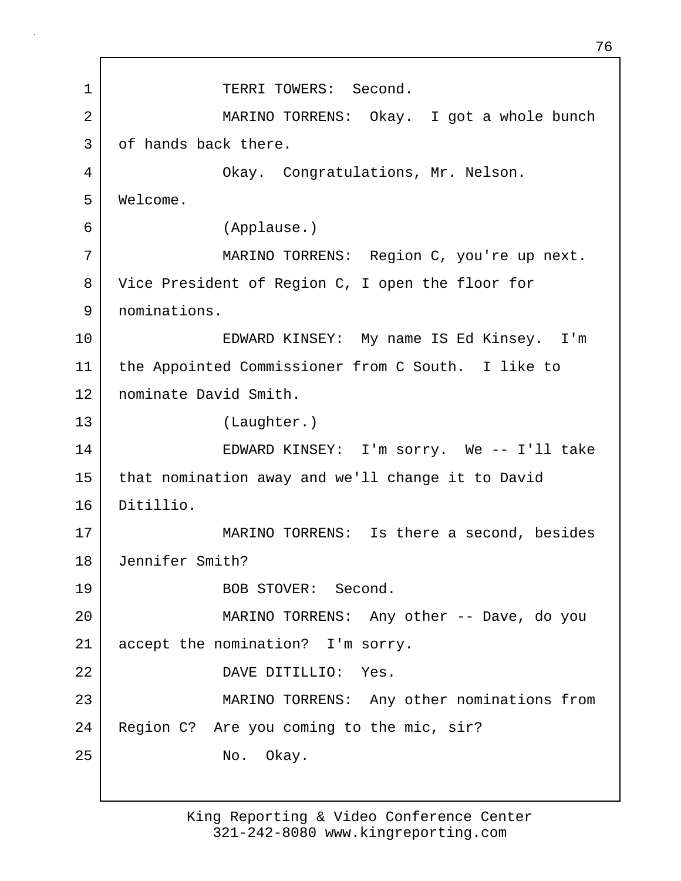TERRI TOWERS: Second.

MARINO TORRENS: Okay. I got a whole bunch of hands back there.

Okay. Congratulations, Mr. Nelson. Welcome.

(Applause.)

MARINO TORRENS: Region C, you're up next. Vice President of Region C, I open the floor for nominations.

EDWARD KINSEY: My name IS Ed Kinsey. I'm the Appointed Commissioner from C South. I like to nominate David Smith.

(Laughter.)

EDWARD KINSEY: I'm sorry. We -- I'll take that nomination away and we'll change it to David Ditillio.

MARINO TORRENS: Is there a second, besides Jennifer Smith?

BOB STOVER: Second.

MARINO TORRENS: Any other -- Dave, do you accept the nomination? I'm sorry.

DAVE DITILLIO: Yes.

MARINO TORRENS: Any other nominations from Region C? Are you coming to the mic, sir?

No. Okay.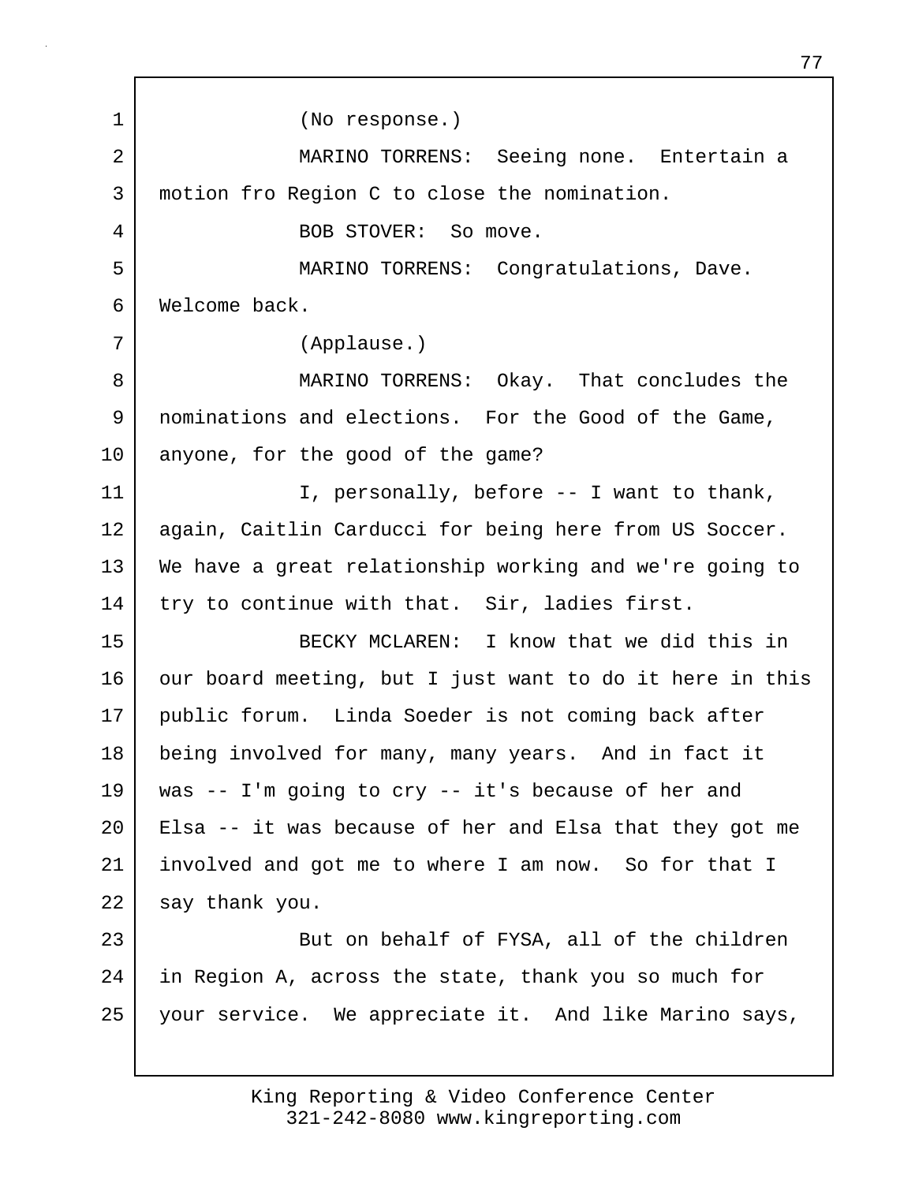(No response.)

MARINO TORRENS: Seeing none. Entertain a motion fro Region C to close the nomination.

BOB STOVER: So move.

MARINO TORRENS: Congratulations, Dave. Welcome back.

(Applause.)

MARINO TORRENS: Okay. That concludes the nominations and elections. For the Good of the Game, anyone, for the good of the game?

I, personally, before -- I want to thank, again, Caitlin Carducci for being here from US Soccer. We have a great relationship working and we're going to try to continue with that. Sir, ladies first.

BECKY MCLAREN: I know that we did this in our board meeting, but I just want to do it here in this public forum. Linda Soeder is not coming back after being involved for many, many years. And in fact it was -- I'm going to cry -- it's because of her and Elsa -- it was because of her and Elsa that they got me involved and got me to where I am now. So for that I say thank you.

But on behalf of FYSA, all of the children in Region A, across the state, thank you so much for your service. We appreciate it. And like Marino says,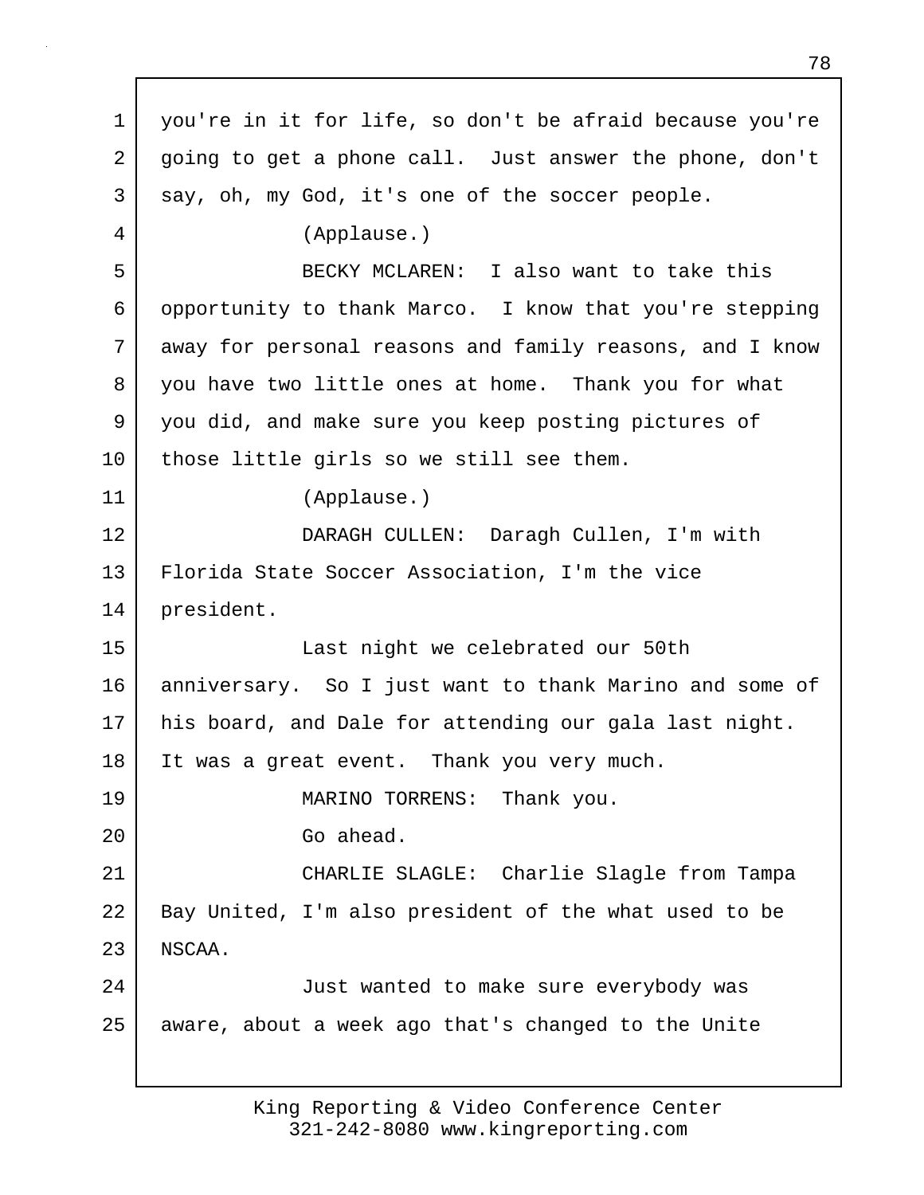you're in it for life, so don't be afraid because you're going to get a phone call. Just answer the phone, don't say, oh, my God, it's one of the soccer people.

(Applause.)

BECKY MCLAREN: I also want to take this opportunity to thank Marco. I know that you're stepping away for personal reasons and family reasons, and I know you have two little ones at home. Thank you for what you did, and make sure you keep posting pictures of those little girls so we still see them.

(Applause.)

DARAGH CULLEN: Daragh Cullen, I'm with Florida State Soccer Association, I'm the vice president.

Last night we celebrated our 50th anniversary. So I just want to thank Marino and some of his board, and Dale for attending our gala last night. It was a great event. Thank you very much.

MARINO TORRENS: Thank you.

Go ahead.

CHARLIE SLAGLE: Charlie Slagle from Tampa Bay United, I'm also president of the what used to be NSCAA.

Just wanted to make sure everybody was aware, about a week ago that's changed to the Unite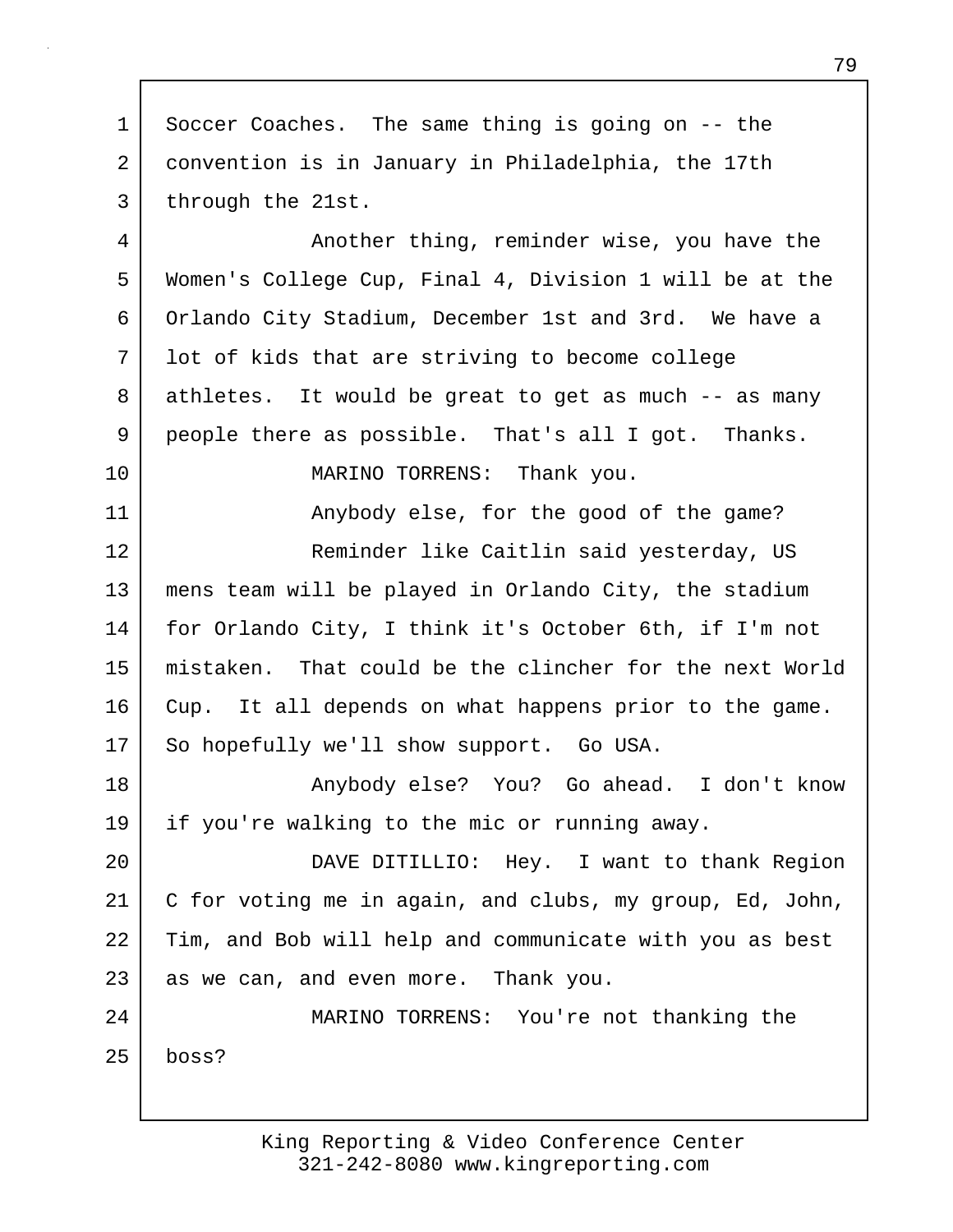Soccer Coaches. The same thing is going on -- the convention is in January in Philadelphia, the 17th through the 21st.

Another thing, reminder wise, you have the Women's College Cup, Final 4, Division 1 will be at the Orlando City Stadium, December 1st and 3rd. We have a lot of kids that are striving to become college athletes. It would be great to get as much -- as many people there as possible. That's all I got. Thanks.

MARINO TORRENS: Thank you.

Anybody else, for the good of the game?

Reminder like Caitlin said yesterday, US mens team will be played in Orlando City, the stadium for Orlando City, I think it's October 6th, if I'm not mistaken. That could be the clincher for the next World Cup. It all depends on what happens prior to the game. So hopefully we'll show support. Go USA.

Anybody else? You? Go ahead. I don't know if you're walking to the mic or running away.

DAVE DITILLIO: Hey. I want to thank Region C for voting me in again, and clubs, my group, Ed, John, Tim, and Bob will help and communicate with you as best as we can, and even more. Thank you.

MARINO TORRENS: You're not thanking the boss?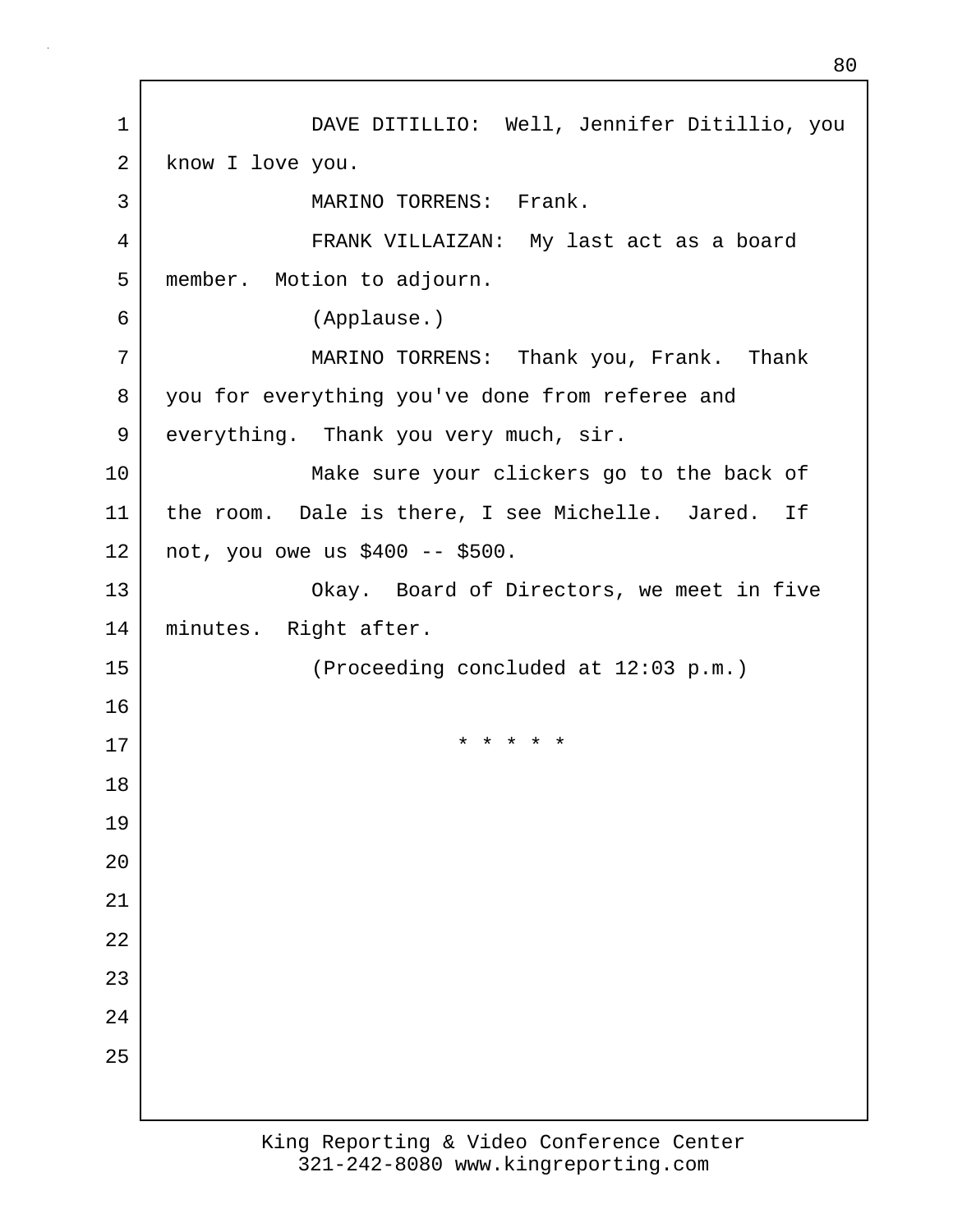DAVE DITILLIO: Well, Jennifer Ditillio, you know I love you.

MARINO TORRENS: Frank.

FRANK VILLAIZAN: My last act as a board member. Motion to adjourn.

(Applause.)

MARINO TORRENS: Thank you, Frank. Thank you for everything you've done from referee and everything. Thank you very much, sir.

Make sure your clickers go to the back of the room. Dale is there, I see Michelle. Jared. If not, you owe us $400 -- $500.

Okay. Board of Directors, we meet in five minutes. Right after.

(Proceeding concluded at 12:03 p.m.)

* * * * *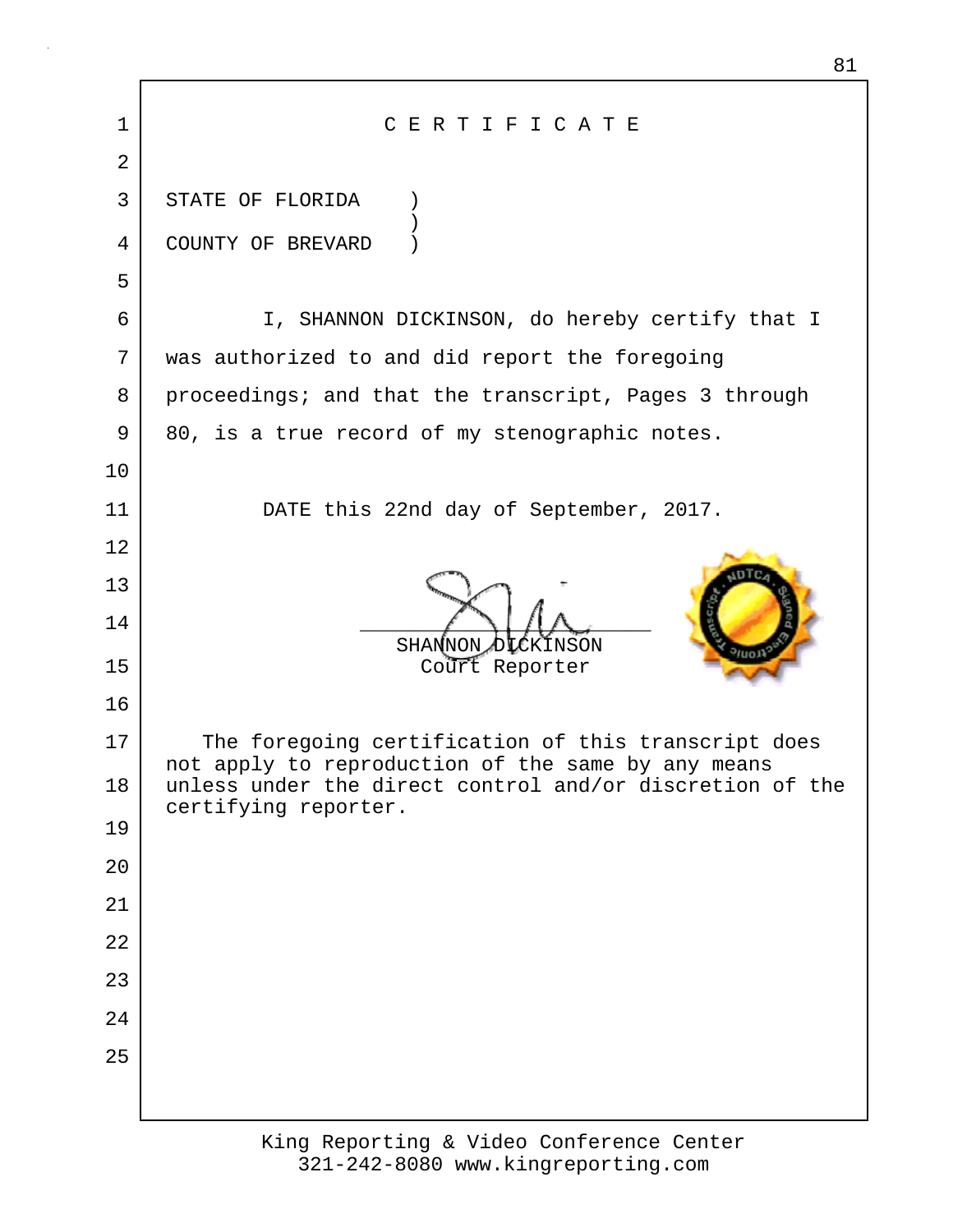# C E R T I F I C A T E

STATE OF FLORIDA )
COUNTY OF BREVARD )

I, SHANNON DICKINSON, do hereby certify that I was authorized to and did report the foregoing proceedings; and that the transcript, Pages 3 through 80, is a true record of my stenographic notes.

DATE this 22nd day of September, 2017.

SHANNON DICKINSON
Court Reporter

The foregoing certification of this transcript does not apply to reproduction of the same by any means unless under the direct control and/or discretion of the certifying reporter.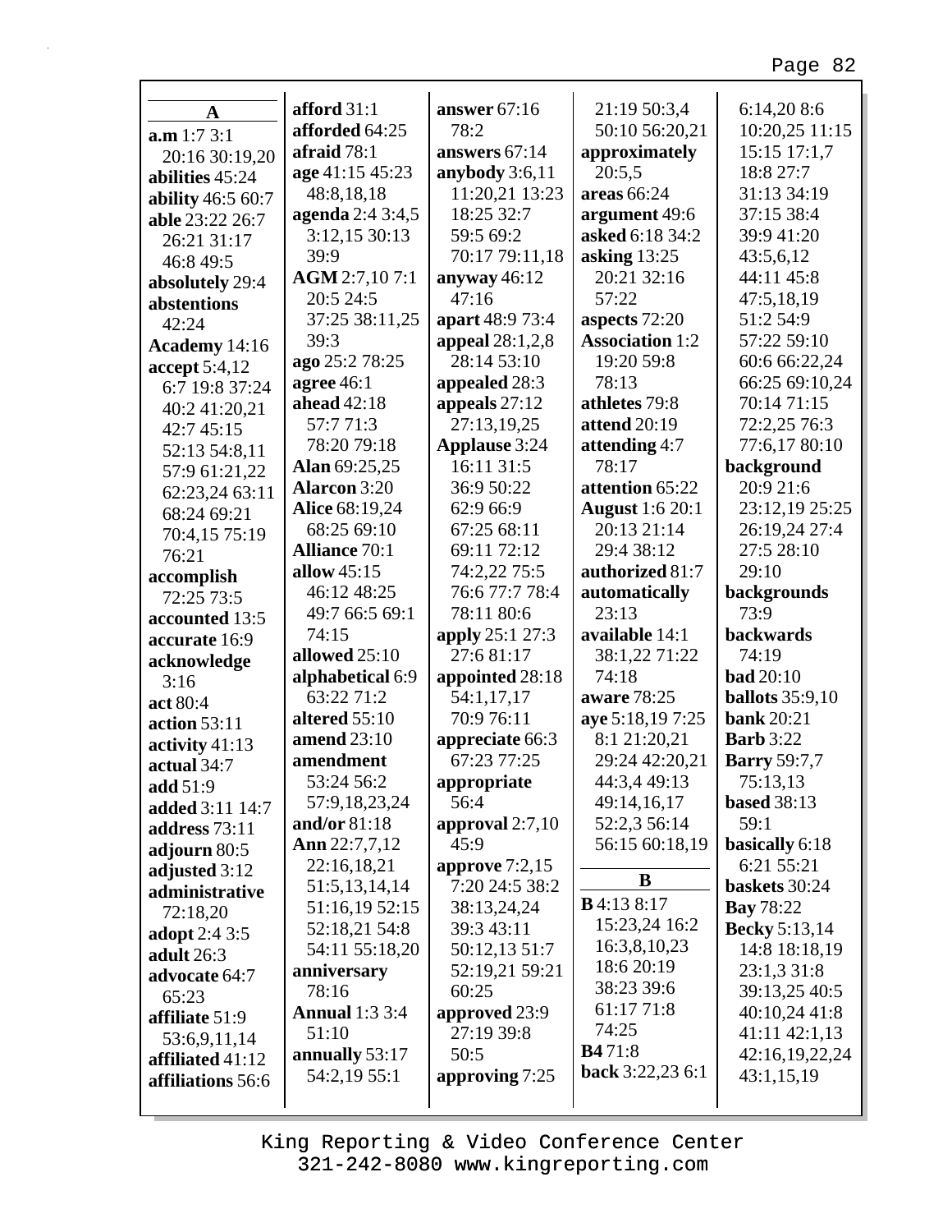**A**

**a.m** 1:7 3:1 20:16 30:19,20
**abilities** 45:24
**ability** 46:5 60:7
**able** 23:22 26:7 26:21 31:17 46:8 49:5
**absolutely** 29:4
**abstentions** 42:24
**Academy** 14:16
**accept** 5:4,12 6:7 19:8 37:24 40:2 41:20,21 42:7 45:15 52:13 54:8,11 57:9 61:21,22 62:23,24 63:11 68:24 69:21 70:4,15 75:19 76:21
**accomplish** 72:25 73:5
**accounted** 13:5
**accurate** 16:9
**acknowledge** 3:16
**act** 80:4
**action** 53:11
**activity** 41:13
**actual** 34:7
**add** 51:9
**added** 3:11 14:7
**address** 73:11
**adjourn** 80:5
**adjusted** 3:12
**administrative** 72:18,20
**adopt** 2:4 3:5
**adult** 26:3
**advocate** 64:7 65:23
**affiliate** 51:9 53:6,9,11,14
**affiliated** 41:12
**affiliations** 56:6
**afford** 31:1
**afforded** 64:25
**afraid** 78:1
**age** 41:15 45:23 48:8,18,18
**agenda** 2:4 3:4,5 3:12,15 30:13 39:9
**AGM** 2:7,10 7:1 20:5 24:5 37:25 38:11,25 39:3
**ago** 25:2 78:25
**agree** 46:1
**ahead** 42:18 57:7 71:3 78:20 79:18
**Alan** 69:25,25
**Alarcon** 3:20
**Alice** 68:19,24 68:25 69:10
**Alliance** 70:1
**allow** 45:15 46:12 48:25 49:7 66:5 69:1 74:15
**allowed** 25:10
**alphabetical** 6:9 63:22 71:2
**altered** 55:10
**amend** 23:10
**amendment** 53:24 56:2 57:9,18,23,24
**and/or** 81:18
**Ann** 22:7,7,12 22:16,18,21 51:5,13,14,14 51:16,19 52:15 52:18,21 54:8 54:11 55:18,20
**anniversary** 78:16
**Annual** 1:3 3:4 51:10
**annually** 53:17 54:2,19 55:1
**answer** 67:16 78:2
**answers** 67:14
**anybody** 3:6,11 11:20,21 13:23 18:25 32:7 59:5 69:2 70:17 79:11,18
**anyway** 46:12 47:16
**apart** 48:9 73:4
**appeal** 28:1,2,8 28:14 53:10
**appealed** 28:3
**appeals** 27:12 27:13,19,25
**Applause** 3:24 16:11 31:5 36:9 50:22 62:9 66:9 67:25 68:11 69:11 72:12 74:2,22 75:5 76:6 77:7 78:4 78:11 80:6
**apply** 25:1 27:3 27:6 81:17
**appointed** 28:18 54:1,17,17 70:9 76:11
**appreciate** 66:3 67:23 77:25
**appropriate** 56:4
**approval** 2:7,10 45:9
**approve** 7:2,15 7:20 24:5 38:2 38:13,24,24 39:3 43:11 50:12,13 51:7 52:19,21 59:21 60:25
**approved** 23:9 27:19 39:8 50:5
**approving** 7:25
21:19 50:3,4 50:10 56:20,21
**approximately** 20:5,5
**areas** 66:24
**argument** 49:6
**asked** 6:18 34:2
**asking** 13:25 20:21 32:16 57:22
**aspects** 72:20
**Association** 1:2 19:20 59:8 78:13
**athletes** 79:8
**attend** 20:19
**attending** 4:7 78:17
**attention** 65:22
**August** 1:6 20:1 20:13 21:14 29:4 38:12
**authorized** 81:7
**automatically** 23:13
**available** 14:1 38:1,22 71:22 74:18
**aware** 78:25
**aye** 5:18,19 7:25 8:1 21:20,21 29:24 42:20,21 44:3,4 49:13 49:14,16,17 52:2,3 56:14 56:15 60:18,19

**B**

**B** 4:13 8:17 15:23,24 16:2 16:3,8,10,23 18:6 20:19 38:23 39:6 61:17 71:8 74:25
**B4** 71:8
**back** 3:22,23 6:1 6:14,20 8:6 10:20,25 11:15 15:15 17:1,7 18:8 27:7 31:13 34:19 37:15 38:4 39:9 41:20 43:5,6,12 44:11 45:8 47:5,18,19 51:2 54:9 57:22 59:10 60:6 66:22,24 66:25 69:10,24 70:14 71:15 72:2,25 76:3 77:6,17 80:10
**background** 20:9 21:6 23:12,19 25:25 26:19,24 27:4 27:5 28:10 29:10
**backgrounds** 73:9
**backwards** 74:19
**bad** 20:10
**ballots** 35:9,10
**bank** 20:21
**Barb** 3:22
**Barry** 59:7,7 75:13,13
**based** 38:13 59:1
**basically** 6:18 6:21 55:21
**baskets** 30:24
**Bay** 78:22
**Becky** 5:13,14 14:8 18:18,19 23:1,3 31:8 39:13,25 40:5 40:10,24 41:8 41:11 42:1,13 42:16,19,22,24 43:1,15,19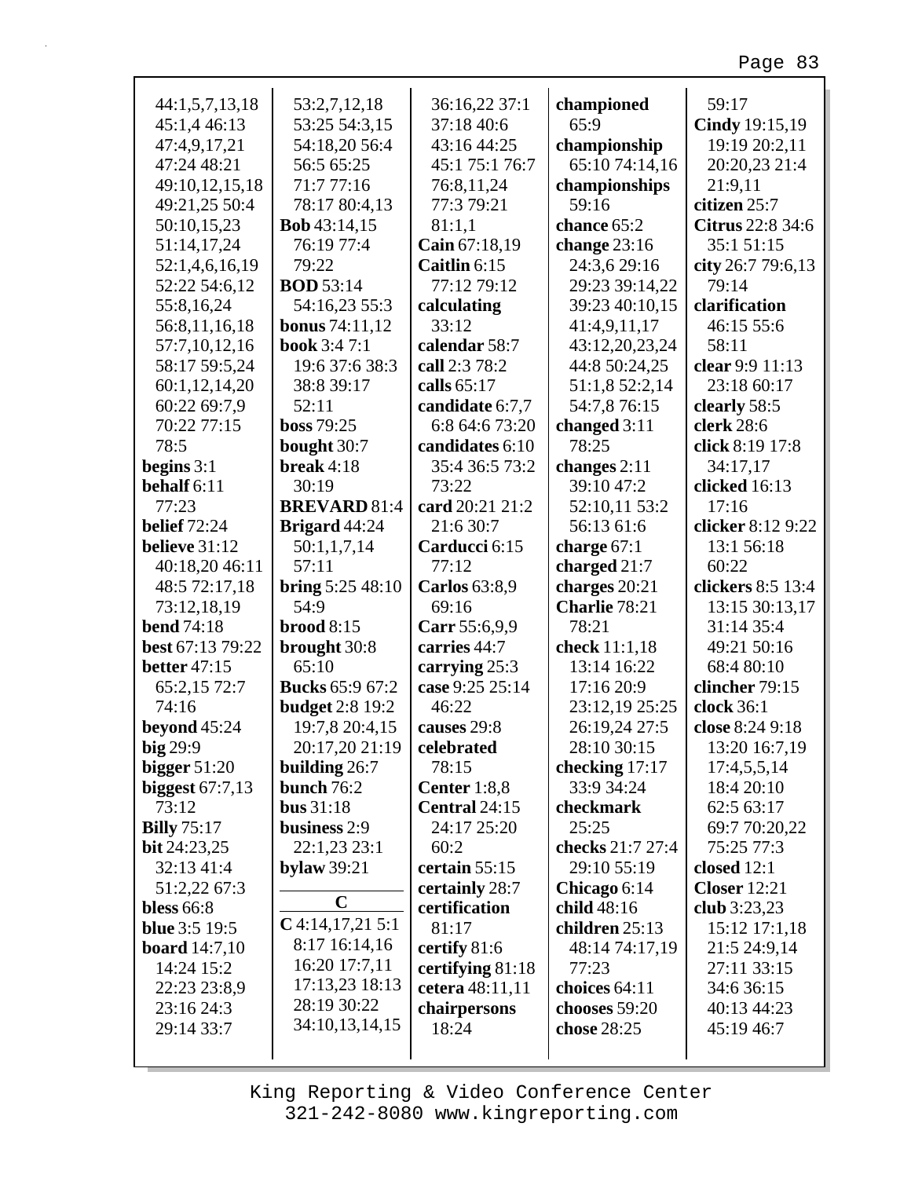44:1,5,7,13,18
45:1,4 46:13
47:4,9,17,21
47:24 48:21
49:10,12,15,18
49:21,25 50:4
50:10,15,23
51:14,17,24
52:1,4,6,16,19
52:22 54:6,12
55:8,16,24
56:8,11,16,18
57:7,10,12,16
58:17 59:5,24
60:1,12,14,20
60:22 69:7,9
70:22 77:15
78:5

**begins** 3:1
**behalf** 6:11
77:23
**belief** 72:24
**believe** 31:12
40:18,20 46:11
48:5 72:17,18
73:12,18,19
**bend** 74:18
**best** 67:13 79:22
**better** 47:15
65:2,15 72:7
74:16
**beyond** 45:24
**big** 29:9
**bigger** 51:20
**biggest** 67:7,13
73:12
**Billy** 75:17
**bit** 24:23,25
32:13 41:4
51:2,22 67:3
**bless** 66:8
**blue** 3:5 19:5
**board** 14:7,10
14:24 15:2
22:23 23:8,9
23:16 24:3
29:14 33:7
53:2,7,12,18
53:25 54:3,15
54:18,20 56:4
56:5 65:25
71:7 77:16
78:17 80:4,13
**Bob** 43:14,15
76:19 77:4
79:22
**BOD** 53:14
54:16,23 55:3
**bonus** 74:11,12
**book** 3:4 7:1
19:6 37:6 38:3
38:8 39:17
52:11
**boss** 79:25
**bought** 30:7
**break** 4:18
30:19
**BREVARD** 81:4
**Brigard** 44:24
50:1,1,7,14
57:11
**bring** 5:25 48:10
54:9
**brood** 8:15
**brought** 30:8
65:10
**Bucks** 65:9 67:2
**budget** 2:8 19:2
19:7,8 20:4,15
20:17,20 21:19
**building** 26:7
**bunch** 76:2
**bus** 31:18
**business** 2:9
22:1,23 23:1
**bylaw** 39:21

**C**

**C** 4:14,17,21 5:1
8:17 16:14,16
16:20 17:7,11
17:13,23 18:13
28:19 30:22
34:10,13,14,15
36:16,22 37:1
37:18 40:6
43:16 44:25
45:1 75:1 76:7
76:8,11,24
77:3 79:21
81:1,1
**Cain** 67:18,19
**Caitlin** 6:15
77:12 79:12
**calculating**
33:12
**calendar** 58:7
**call** 2:3 78:2
**calls** 65:17
**candidate** 6:7,7
6:8 64:6 73:20
**candidates** 6:10
35:4 36:5 73:2
73:22
**card** 20:21 21:2
21:6 30:7
**Carducci** 6:15
77:12
**Carlos** 63:8,9
69:16
**Carr** 55:6,9,9
**carries** 44:7
**carrying** 25:3
**case** 9:25 25:14
46:22
**causes** 29:8
**celebrated**
78:15
**Center** 1:8,8
**Central** 24:15
24:17 25:20
60:2
**certain** 55:15
**certainly** 28:7
**certification**
81:17
**certify** 81:6
**certifying** 81:18
**cetera** 48:11,11
**chairpersons**
18:24
**championed**
65:9
**championship**
65:10 74:14,16
**championships**
59:16
**chance** 65:2
**change** 23:16
24:3,6 29:16
29:23 39:14,22
39:23 40:10,15
41:4,9,11,17
43:12,20,23,24
44:8 50:24,25
51:1,8 52:2,14
54:7,8 76:15
**changed** 3:11
78:25
**changes** 2:11
39:10 47:2
52:10,11 53:2
56:13 61:6
**charge** 67:1
**charged** 21:7
**charges** 20:21
**Charlie** 78:21
78:21
**check** 11:1,18
13:14 16:22
17:16 20:9
23:12,19 25:25
26:19,24 27:5
28:10 30:15
**checking** 17:17
33:9 34:24
**checkmark**
25:25
**checks** 21:7 27:4
29:10 55:19
**Chicago** 6:14
**child** 48:16
**children** 25:13
48:14 74:17,19
77:23
**choices** 64:11
**chooses** 59:20
**chose** 28:25
59:17
**Cindy** 19:15,19
19:19 20:2,11
20:20,23 21:4
21:9,11
**citizen** 25:7
**Citrus** 22:8 34:6
35:1 51:15
**city** 26:7 79:6,13
79:14
**clarification**
46:15 55:6
58:11
**clear** 9:9 11:13
23:18 60:17
**clearly** 58:5
**clerk** 28:6
**click** 8:19 17:8
34:17,17
**clicked** 16:13
17:16
**clicker** 8:12 9:22
13:1 56:18
60:22
**clickers** 8:5 13:4
13:15 30:13,17
31:14 35:4
49:21 50:16
68:4 80:10
**clincher** 79:15
**clock** 36:1
**close** 8:24 9:18
13:20 16:7,19
17:4,5,5,14
18:4 20:10
62:5 63:17
69:7 70:20,22
75:25 77:3
**closed** 12:1
**Closer** 12:21
**club** 3:23,23
15:12 17:1,18
21:5 24:9,14
27:11 33:15
34:6 36:15
40:13 44:23
45:19 46:7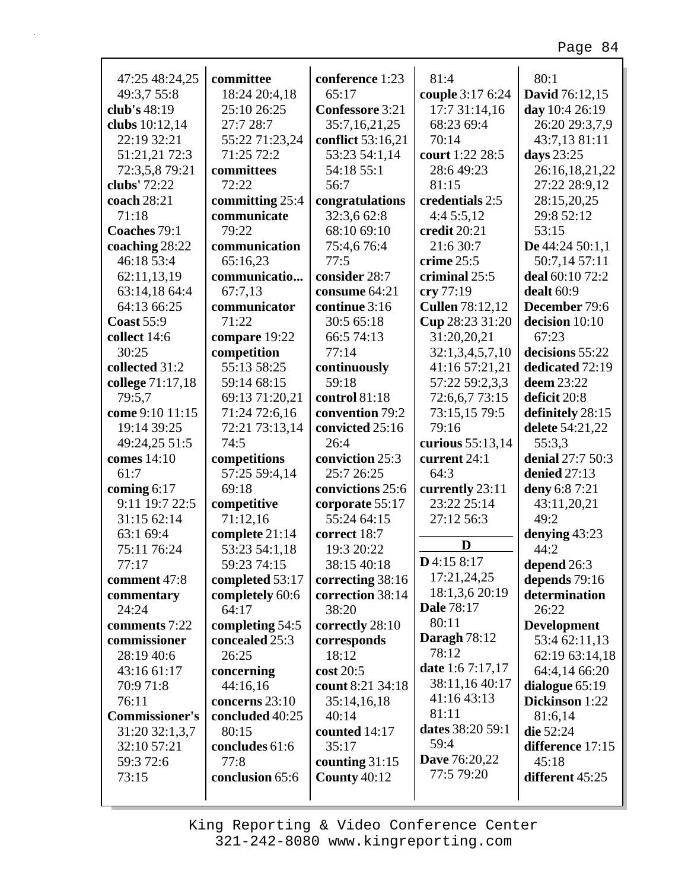47:25 48:24,25
49:3,7 55:8
**club's** 48:19
**clubs** 10:12,14
22:19 32:21
51:21,21 72:3
72:3,5,8 79:21
**clubs'** 72:22
**coach** 28:21
71:18
**Coaches** 79:1
**coaching** 28:22
46:18 53:4
62:11,13,19
63:14,18 64:4
64:13 66:25
**Coast** 55:9
**collect** 14:6
30:25
**collected** 31:2
**college** 71:17,18
79:5,7
**come** 9:10 11:15
19:14 39:25
49:24,25 51:5
**comes** 14:10
61:7
**coming** 6:17
9:11 19:7 22:5
31:15 62:14
63:1 69:4
75:11 76:24
77:17
**comment** 47:8
**commentary**
24:24
**comments** 7:22
**commissioner**
28:19 40:6
43:16 61:17
70:9 71:8
76:11
**Commissioner's**
31:20 32:1,3,7
32:10 57:21
59:3 72:6
73:15

**committee**
18:24 20:4,18
25:10 26:25
27:7 28:7
55:22 71:23,24
71:25 72:2
**committees**
72:22
**committing** 25:4
**communicate**
79:22
**communication**
65:16,23
**communicatio...**
67:7,13
**communicator**
71:22
**compare** 19:22
**competition**
55:13 58:25
59:14 68:15
69:13 71:20,21
71:24 72:6,16
72:21 73:13,14
74:5
**competitions**
57:25 59:4,14
69:18
**competitive**
71:12,16
**complete** 21:14
53:23 54:1,18
59:23 74:15
**completed** 53:17
**completely** 60:6
64:17
**completing** 54:5
**concealed** 25:3
26:25
**concerning**
44:16,16
**concerns** 23:10
**concluded** 40:25
80:15
**concludes** 61:6
77:8
**conclusion** 65:6

**conference** 1:23
65:17
**Confessore** 3:21
35:7,16,21,25
**conflict** 53:16,21
53:23 54:1,14
54:18 55:1
56:7
**congratulations**
32:3,6 62:8
68:10 69:10
75:4,6 76:4
77:5
**consider** 28:7
**consume** 64:21
**continue** 3:16
30:5 65:18
66:5 74:13
77:14
**continuously**
59:18
**control** 81:18
**convention** 79:2
**convicted** 25:16
26:4
**conviction** 25:3
25:7 26:25
**convictions** 25:6
**corporate** 55:17
55:24 64:15
**correct** 18:7
19:3 20:22
38:15 40:18
**correcting** 38:16
**correction** 38:14
38:20
**correctly** 28:10
**corresponds**
18:12
**cost** 20:5
**count** 8:21 34:18
35:14,16,18
40:14
**counted** 14:17
35:17
**counting** 31:15
**County** 40:12

81:4
**couple** 3:17 6:24
17:7 31:14,16
68:23 69:4
70:14
**court** 1:22 28:5
28:6 49:23
81:15
**credentials** 2:5
4:4 5:5,12
**credit** 20:21
21:6 30:7
**crime** 25:5
**criminal** 25:5
**cry** 77:19
**Cullen** 78:12,12
**Cup** 28:23 31:20
31:20,20,21
32:1,3,4,5,7,10
41:16 57:21,21
57:22 59:2,3,3
72:6,6,7 73:15
73:15,15 79:5
79:16
**curious** 55:13,14
**current** 24:1
64:3
**currently** 23:11
23:22 25:14
27:12 56:3

**D**

**D** 4:15 8:17
17:21,24,25
18:1,3,6 20:19
**Dale** 78:17
80:11
**Daragh** 78:12
78:12
**date** 1:6 7:17,17
38:11,16 40:17
41:16 43:13
81:11
**dates** 38:20 59:1
59:4
**Dave** 76:20,22
77:5 79:20

80:1
**David** 76:12,15
**day** 10:4 26:19
26:20 29:3,7,9
43:7,13 81:11
**days** 23:25
26:16,18,21,22
27:22 28:9,12
28:15,20,25
29:8 52:12
53:15
**De** 44:24 50:1,1
50:7,14 57:11
**deal** 60:10 72:2
**dealt** 60:9
**December** 79:6
**decision** 10:10
67:23
**decisions** 55:22
**dedicated** 72:19
**deem** 23:22
**deficit** 20:8
**definitely** 28:15
**delete** 54:21,22
55:3,3
**denial** 27:7 50:3
**denied** 27:13
**deny** 6:8 7:21
43:11,20,21
49:2
**denying** 43:23
44:2
**depend** 26:3
**depends** 79:16
**determination**
26:22
**Development**
53:4 62:11,13
62:19 63:14,18
64:4,14 66:20
**dialogue** 65:19
**Dickinson** 1:22
81:6,14
**die** 52:24
**difference** 17:15
45:18
**different** 45:25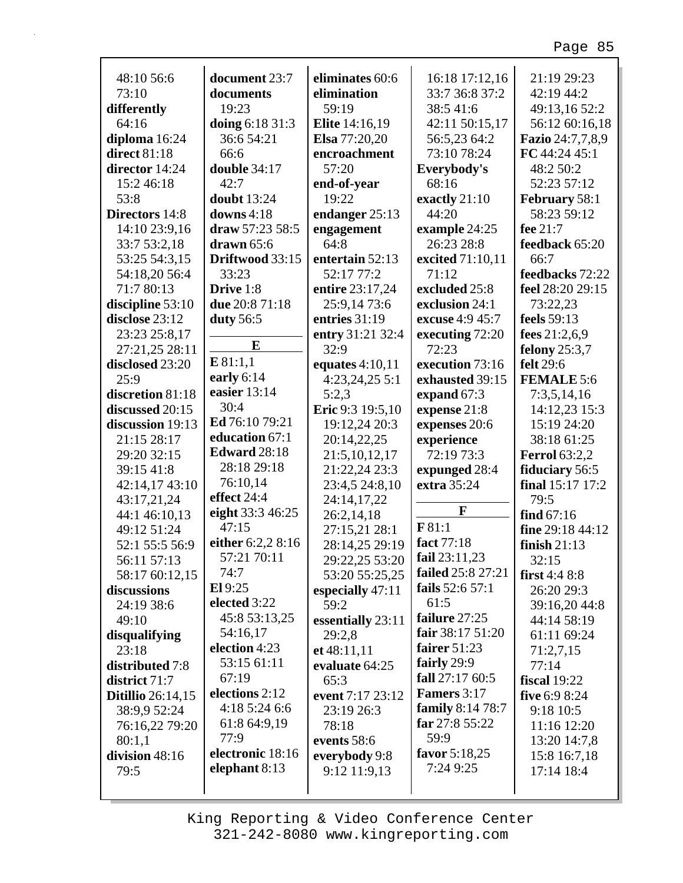48:10 56:6 73:10
**differently** 64:16
**diploma** 16:24
**direct** 81:18
**director** 14:24 15:2 46:18 53:8
**Directors** 14:8 14:10 23:9,16 33:7 53:2,18 53:25 54:3,15 54:18,20 56:4 71:7 80:13
**discipline** 53:10
**disclose** 23:12 23:23 25:8,17 27:21,25 28:11
**disclosed** 23:20 25:9
**discretion** 81:18
**discussed** 20:15
**discussion** 19:13 21:15 28:17 29:20 32:15 39:15 41:8 42:14,17 43:10 43:17,21,24 44:1 46:10,13 49:12 51:24 52:1 55:5 56:9 56:11 57:13 58:17 60:12,15
**discussions** 24:19 38:6 49:10
**disqualifying** 23:18
**distributed** 7:8
**district** 71:7
**Ditillio** 26:14,15 38:9,9 52:24 76:16,22 79:20 80:1,1
**division** 48:16 79:5
**document** 23:7
**documents** 19:23
**doing** 6:18 31:3 36:6 54:21 66:6
**double** 34:17 42:7
**doubt** 13:24
**downs** 4:18
**draw** 57:23 58:5
**drawn** 65:6
**Driftwood** 33:15 33:23
**Drive** 1:8
**due** 20:8 71:18
**duty** 56:5

**E**

**E** 81:1,1
**early** 6:14
**easier** 13:14 30:4
**Ed** 76:10 79:21
**education** 67:1
**Edward** 28:18 28:18 29:18 76:10,14
**effect** 24:4
**eight** 33:3 46:25 47:15
**either** 6:2,2 8:16 57:21 70:11 74:7
**El** 9:25
**elected** 3:22 45:8 53:13,25 54:16,17
**election** 4:23 53:15 61:11 67:19
**elections** 2:12 4:18 5:24 6:6 61:8 64:9,19 77:9
**electronic** 18:16
**elephant** 8:13
**eliminates** 60:6
**elimination** 59:19
**Elite** 14:16,19
**Elsa** 77:20,20
**encroachment** 57:20
**end-of-year** 19:22
**endanger** 25:13
**engagement** 64:8
**entertain** 52:13 52:17 77:2
**entire** 23:17,24 25:9,14 73:6
**entries** 31:19
**entry** 31:21 32:4 32:9
**equates** 4:10,11 4:23,24,25 5:1 5:2,3
**Eric** 9:3 19:5,10 19:12,24 20:3 20:14,22,25 21:5,10,12,17 21:22,24 23:3 23:4,5 24:8,10 24:14,17,22 26:2,14,18 27:15,21 28:1 28:14,25 29:19 29:22,25 53:20 53:20 55:25,25
**especially** 47:11 59:2
**essentially** 23:11 29:2,8
**et** 48:11,11
**evaluate** 64:25 65:3
**event** 7:17 23:12 23:19 26:3 78:18
**events** 58:6
**everybody** 9:8 9:12 11:9,13 16:18 17:12,16 33:7 36:8 37:2 38:5 41:6 42:11 50:15,17 56:5,23 64:2 73:10 78:24
**Everybody's** 68:16
**exactly** 21:10 44:20
**example** 24:25 26:23 28:8
**excited** 71:10,11 71:12
**excluded** 25:8
**exclusion** 24:1
**excuse** 4:9 45:7
**executing** 72:20 72:23
**execution** 73:16
**exhausted** 39:15
**expand** 67:3
**expense** 21:8
**expenses** 20:6
**experience** 72:19 73:3
**expunged** 28:4
**extra** 35:24

**F**

**F** 81:1
**fact** 77:18
**fail** 23:11,23
**failed** 25:8 27:21
**fails** 52:6 57:1 61:5
**failure** 27:25
**fair** 38:17 51:20
**fairer** 51:23
**fairly** 29:9
**fall** 27:17 60:5
**Famers** 3:17
**family** 8:14 78:7
**far** 27:8 55:22 59:9
**favor** 5:18,25 7:24 9:25 21:19 29:23 42:19 44:2 49:13,16 52:2 56:12 60:16,18
**Fazio** 24:7,7,8,9
**FC** 44:24 45:1 48:2 50:2 52:23 57:12
**February** 58:1 58:23 59:12
**fee** 21:7
**feedback** 65:20 66:7
**feedbacks** 72:22
**feel** 28:20 29:15 73:22,23
**feels** 59:13
**fees** 21:2,6,9
**felony** 25:3,7
**felt** 29:6
**FEMALE** 5:6 7:3,5,14,16 14:12,23 15:3 15:19 24:20 38:18 61:25
**Ferrol** 63:2,2
**fiduciary** 56:5
**final** 15:17 17:2 79:5
**find** 67:16
**fine** 29:18 44:12
**finish** 21:13 32:15
**first** 4:4 8:8 26:20 29:3 39:16,20 44:8 44:14 58:19 61:11 69:24 71:2,7,15 77:14
**fiscal** 19:22
**five** 6:9 8:24 9:18 10:5 11:16 12:20 13:20 14:7,8 15:8 16:7,18 17:14 18:4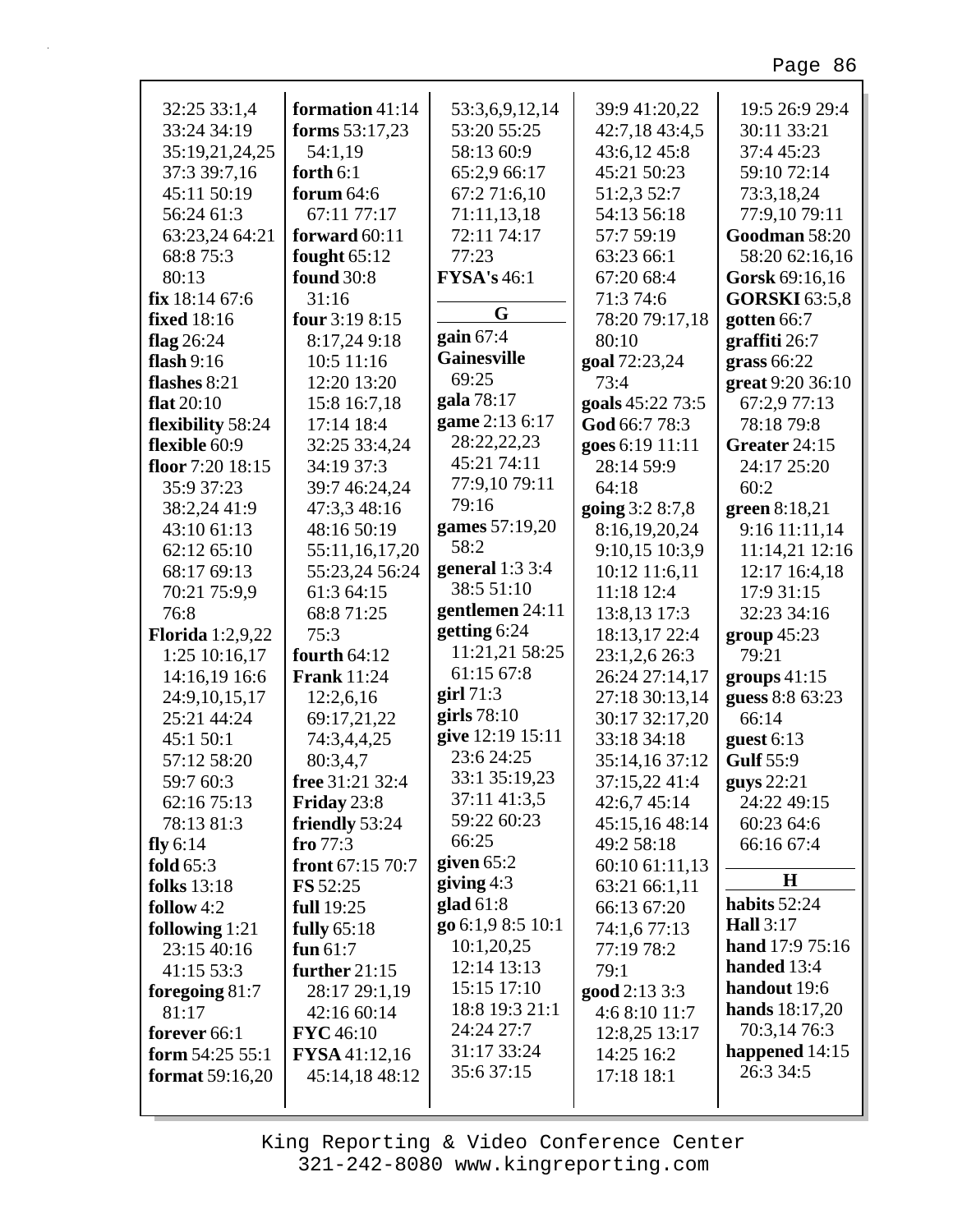32:25 33:1,4
33:24 34:19
35:19,21,24,25
37:3 39:7,16
45:11 50:19
56:24 61:3
63:23,24 64:21
68:8 75:3
80:13
**fix** 18:14 67:6
**fixed** 18:16
**flag** 26:24
**flash** 9:16
**flashes** 8:21
**flat** 20:10
**flexibility** 58:24
**flexible** 60:9
**floor** 7:20 18:15
35:9 37:23
38:2,24 41:9
43:10 61:13
62:12 65:10
68:17 69:13
70:21 75:9,9
76:8
**Florida** 1:2,9,22
1:25 10:16,17
14:16,19 16:6
24:9,10,15,17
25:21 44:24
45:1 50:1
57:12 58:20
59:7 60:3
62:16 75:13
78:13 81:3
**fly** 6:14
**fold** 65:3
**folks** 13:18
**follow** 4:2
**following** 1:21
23:15 40:16
41:15 53:3
**foregoing** 81:7
81:17
**forever** 66:1
**form** 54:25 55:1
**format** 59:16,20
**formation** 41:14
**forms** 53:17,23
54:1,19
**forth** 6:1
**forum** 64:6
67:11 77:17
**forward** 60:11
**fought** 65:12
**found** 30:8
31:16
**four** 3:19 8:15
8:17,24 9:18
10:5 11:16
12:20 13:20
15:8 16:7,18
17:14 18:4
32:25 33:4,24
34:19 37:3
39:7 46:24,24
47:3,3 48:16
48:16 50:19
55:11,16,17,20
55:23,24 56:24
61:3 64:15
68:8 71:25
75:3
**fourth** 64:12
**Frank** 11:24
12:2,6,16
69:17,21,22
74:3,4,4,25
80:3,4,7
**free** 31:21 32:4
**Friday** 23:8
**friendly** 53:24
**fro** 77:3
**front** 67:15 70:7
**FS** 52:25
**full** 19:25
**fully** 65:18
**fun** 61:7
**further** 21:15
28:17 29:1,19
42:16 60:14
**FYC** 46:10
**FYSA** 41:12,16
45:14,18 48:12
53:3,6,9,12,14
53:20 55:25
58:13 60:9
65:2,9 66:17
67:2 71:6,10
71:11,13,18
72:11 74:17
77:23
**FYSA's** 46:1

**G**

**gain** 67:4
**Gainesville**
69:25
**gala** 78:17
**game** 2:13 6:17
28:22,22,23
45:21 74:11
77:9,10 79:11
79:16
**games** 57:19,20
58:2
**general** 1:3 3:4
38:5 51:10
**gentlemen** 24:11
**getting** 6:24
11:21,21 58:25
61:15 67:8
**girl** 71:3
**girls** 78:10
**give** 12:19 15:11
23:6 24:25
33:1 35:19,23
37:11 41:3,5
59:22 60:23
66:25
**given** 65:2
**giving** 4:3
**glad** 61:8
**go** 6:1,9 8:5 10:1
10:1,20,25
12:14 13:13
15:15 17:10
18:8 19:3 21:1
24:24 27:7
31:17 33:24
35:6 37:15
39:9 41:20,22
42:7,18 43:4,5
43:6,12 45:8
45:21 50:23
51:2,3 52:7
54:13 56:18
57:7 59:19
63:23 66:1
67:20 68:4
71:3 74:6
78:20 79:17,18
80:10
**goal** 72:23,24
73:4
**goals** 45:22 73:5
**God** 66:7 78:3
**goes** 6:19 11:11
28:14 59:9
64:18
**going** 3:2 8:7,8
8:16,19,20,24
9:10,15 10:3,9
10:12 11:6,11
11:18 12:4
13:8,13 17:3
18:13,17 22:4
23:1,2,6 26:3
26:24 27:14,17
27:18 30:13,14
30:17 32:17,20
33:18 34:18
35:14,16 37:12
37:15,22 41:4
42:6,7 45:14
45:15,16 48:14
49:2 58:18
60:10 61:11,13
63:21 66:1,11
66:13 67:20
74:1,6 77:13
77:19 78:2
79:1
**good** 2:13 3:3
4:6 8:10 11:7
12:8,25 13:17
14:25 16:2
17:18 18:1
19:5 26:9 29:4
30:11 33:21
37:4 45:23
59:10 72:14
73:3,18,24
77:9,10 79:11
**Goodman** 58:20
58:20 62:16,16
**Gorsk** 69:16,16
**GORSKI** 63:5,8
**gotten** 66:7
**graffiti** 26:7
**grass** 66:22
**great** 9:20 36:10
67:2,9 77:13
78:18 79:8
**Greater** 24:15
24:17 25:20
60:2
**green** 8:18,21
9:16 11:11,14
11:14,21 12:16
12:17 16:4,18
17:9 31:15
32:23 34:16
**group** 45:23
79:21
**groups** 41:15
**guess** 8:8 63:23
66:14
**guest** 6:13
**Gulf** 55:9
**guys** 22:21
24:22 49:15
60:23 64:6
66:16 67:4

**H**

**habits** 52:24
**Hall** 3:17
**hand** 17:9 75:16
**handed** 13:4
**handout** 19:6
**hands** 18:17,20
70:3,14 76:3
**happened** 14:15
26:3 34:5

King Reporting & Video Conference Center
321-242-8080 www.kingreporting.com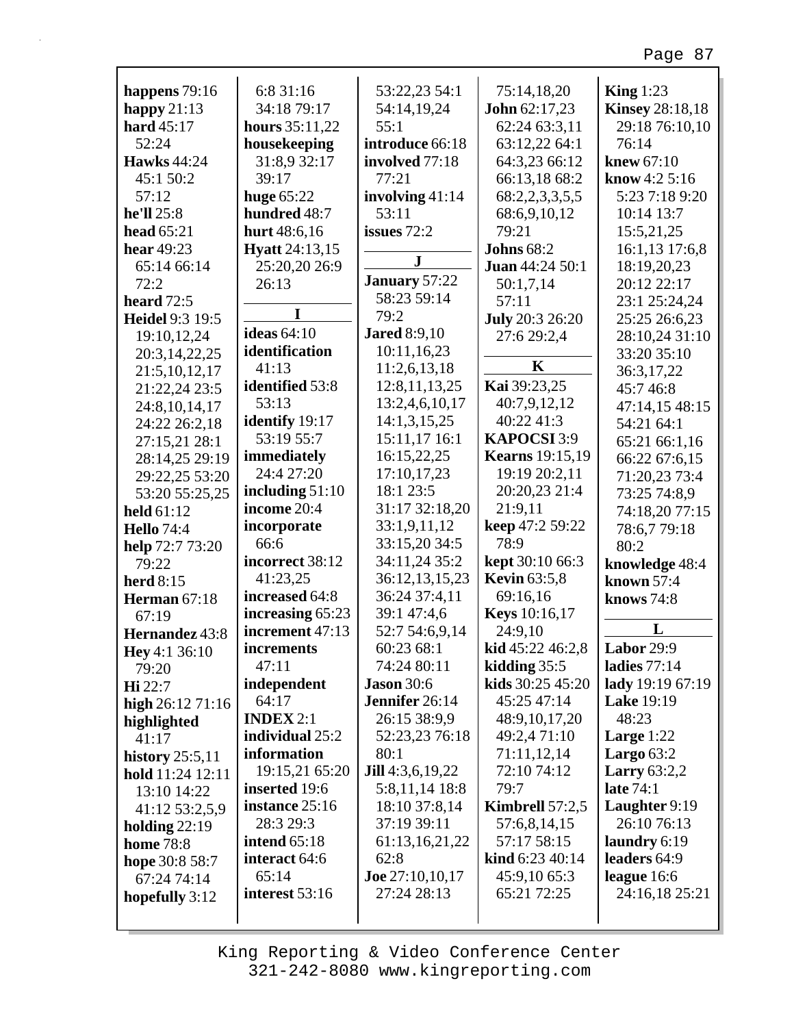**happens** 79:16
**happy** 21:13
**hard** 45:17 52:24
**Hawks** 44:24 45:1 50:2 57:12
**he'll** 25:8
**head** 65:21
**hear** 49:23 65:14 66:14 72:2
**heard** 72:5
**Heidel** 9:3 19:5 19:10,12,24 20:3,14,22,25 21:5,10,12,17 21:22,24 23:5 24:8,10,14,17 24:22 26:2,18 27:15,21 28:1 28:14,25 29:19 29:22,25 53:20 53:20 55:25,25
**held** 61:12
**Hello** 74:4
**help** 72:7 73:20 79:22
**herd** 8:15
**Herman** 67:18 67:19
**Hernandez** 43:8
**Hey** 4:1 36:10 79:20
**Hi** 22:7
**high** 26:12 71:16
**highlighted** 41:17
**history** 25:5,11
**hold** 11:24 12:11 13:10 14:22 41:12 53:2,5,9
**holding** 22:19
**home** 78:8
**hope** 30:8 58:7 67:24 74:14
**hopefully** 3:12
6:8 31:16 34:18 79:17
**hours** 35:11,22
**housekeeping** 31:8,9 32:17 39:17
**huge** 65:22
**hundred** 48:7
**hurt** 48:6,16
**Hyatt** 24:13,15 25:20,20 26:9 26:13

**I**

**ideas** 64:10
**identification** 41:13
**identified** 53:8 53:13
**identify** 19:17 53:19 55:7
**immediately** 24:4 27:20
**including** 51:10
**income** 20:4
**incorporate** 66:6
**incorrect** 38:12 41:23,25
**increased** 64:8
**increasing** 65:23
**increment** 47:13
**increments** 47:11
**independent** 64:17
**INDEX** 2:1
**individual** 25:2
**information** 19:15,21 65:20
**inserted** 19:6
**instance** 25:16 28:3 29:3
**intend** 65:18
**interact** 64:6 65:14
**interest** 53:16
53:22,23 54:1 54:14,19,24 55:1
**introduce** 66:18
**involved** 77:18 77:21
**involving** 41:14 53:11
**issues** 72:2

**J**

**January** 57:22 58:23 59:14 79:2
**Jared** 8:9,10 10:11,16,23 11:2,6,13,18 12:8,11,13,25 13:2,4,6,10,17 14:1,3,15,25 15:11,17 16:1 16:15,22,25 17:10,17,23 18:1 23:5 31:17 32:18,20 33:1,9,11,12 33:15,20 34:5 34:11,24 35:2 36:12,13,15,23 36:24 37:4,11 39:1 47:4,6 52:7 54:6,9,14 60:23 68:1 74:24 80:11
**Jason** 30:6
**Jennifer** 26:14 26:15 38:9,9 52:23,23 76:18 80:1
**Jill** 4:3,6,19,22 5:8,11,14 18:8 18:10 37:8,14 37:19 39:11 61:13,16,21,22 62:8
**Joe** 27:10,10,17 27:24 28:13
75:14,18,20
**John** 62:17,23 62:24 63:3,11 63:12,22 64:1 64:3,23 66:12 66:13,18 68:2 68:2,2,3,3,5,5 68:6,9,10,12 79:21
**Johns** 68:2
**Juan** 44:24 50:1 50:1,7,14 57:11
**July** 20:3 26:20 27:6 29:2,4

**K**

**Kai** 39:23,25 40:7,9,12,12 40:22 41:3
**KAPOCSI** 3:9
**Kearns** 19:15,19 19:19 20:2,11 20:20,23 21:4 21:9,11
**keep** 47:2 59:22 78:9
**kept** 30:10 66:3
**Kevin** 63:5,8 69:16,16
**Keys** 10:16,17 24:9,10
**kid** 45:22 46:2,8
**kidding** 35:5
**kids** 30:25 45:20 45:25 47:14 48:9,10,17,20 49:2,4 71:10 71:11,12,14 72:10 74:12 79:7
**Kimbrell** 57:2,5 57:6,8,14,15 57:17 58:15
**kind** 6:23 40:14 45:9,10 65:3 65:21 72:25
**King** 1:23
**Kinsey** 28:18,18 29:18 76:10,10 76:14
**knew** 67:10
**know** 4:2 5:16 5:23 7:18 9:20 10:14 13:7 15:5,21,25 16:1,13 17:6,8 18:19,20,23 20:12 22:17 23:1 25:24,24 25:25 26:6,23 28:10,24 31:10 33:20 35:10 36:3,17,22 45:7 46:8 47:14,15 48:15 54:21 64:1 65:21 66:1,16 66:22 67:6,15 71:20,23 73:4 73:25 74:8,9 74:18,20 77:15 78:6,7 79:18 80:2
**knowledge** 48:4
**known** 57:4
**knows** 74:8

**L**

**Labor** 29:9
**ladies** 77:14
**lady** 19:19 67:19
**Lake** 19:19 48:23
**Large** 1:22
**Largo** 63:2
**Larry** 63:2,2
**late** 74:1
**Laughter** 9:19 26:10 76:13
**laundry** 6:19
**leaders** 64:9
**league** 16:6 24:16,18 25:21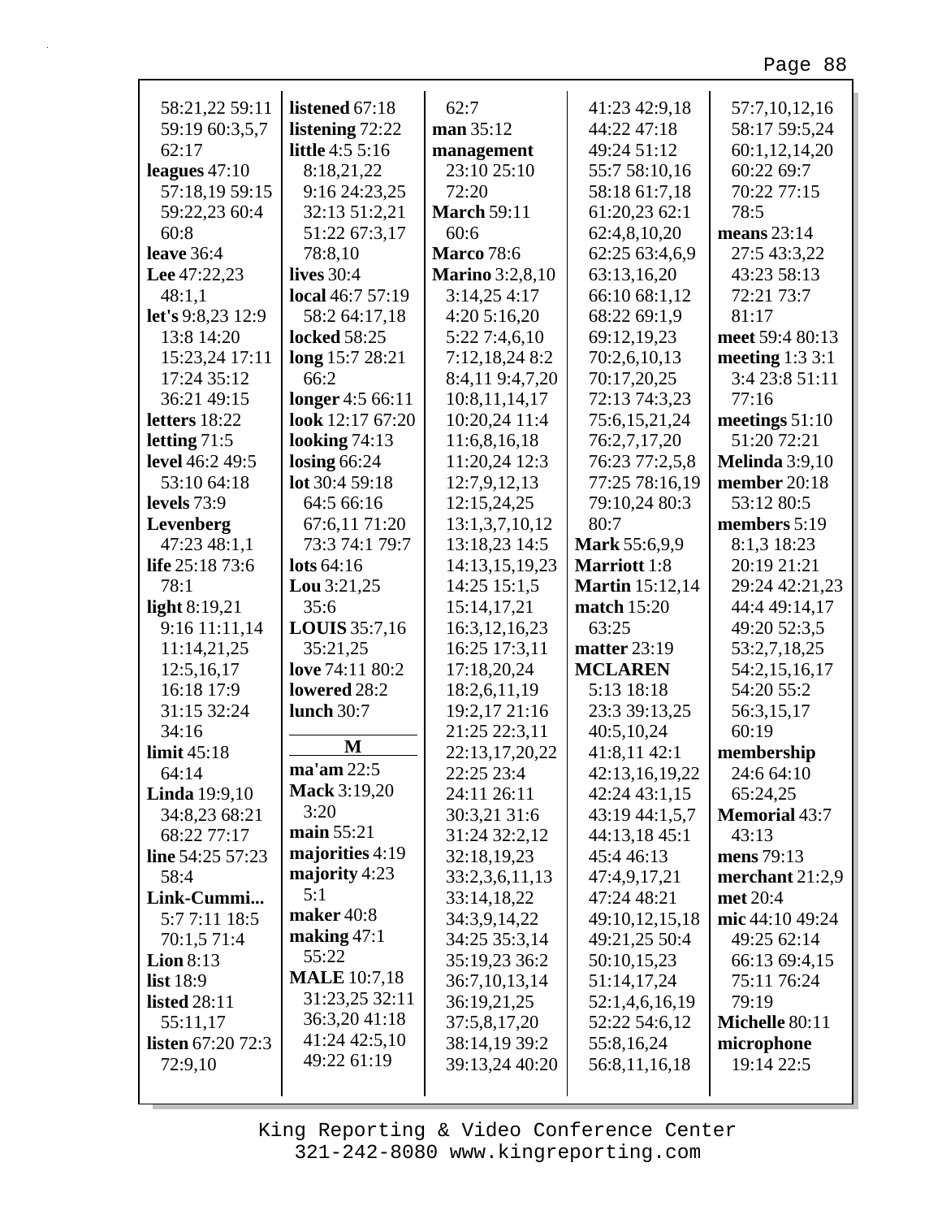58:21,22 59:11
59:19 60:3,5,7
62:17

**leagues** 47:10
57:18,19 59:15
59:22,23 60:4
60:8

**leave** 36:4

**Lee** 47:22,23
48:1,1

**let's** 9:8,23 12:9
13:8 14:20
15:23,24 17:11
17:24 35:12
36:21 49:15

**letters** 18:22

**letting** 71:5

**level** 46:2 49:5
53:10 64:18

**levels** 73:9

**Levenberg**
47:23 48:1,1

**life** 25:18 73:6
78:1

**light** 8:19,21
9:16 11:11,14
11:14,21,25
12:5,16,17
16:18 17:9
31:15 32:24
34:16

**limit** 45:18
64:14

**Linda** 19:9,10
34:8,23 68:21
68:22 77:17

**line** 54:25 57:23
58:4

**Link-Cummi...**
5:7 7:11 18:5
70:1,5 71:4

**Lion** 8:13

**list** 18:9

**listed** 28:11
55:11,17

**listen** 67:20 72:3
72:9,10

**listened** 67:18

**listening** 72:22

**little** 4:5 5:16
8:18,21,22
9:16 24:23,25
32:13 51:2,21
51:22 67:3,17
78:8,10

**lives** 30:4

**local** 46:7 57:19
58:2 64:17,18

**locked** 58:25

**long** 15:7 28:21
66:2

**longer** 4:5 66:11

**look** 12:17 67:20

**looking** 74:13

**losing** 66:24

**lot** 30:4 59:18
64:5 66:16
67:6,11 71:20
73:3 74:1 79:7

**lots** 64:16

**Lou** 3:21,25
35:6

**LOUIS** 35:7,16
35:21,25

**love** 74:11 80:2

**lowered** 28:2

**lunch** 30:7

**M**

**ma'am** 22:5

**Mack** 3:19,20
3:20

**main** 55:21

**majorities** 4:19

**majority** 4:23
5:1

**maker** 40:8

**making** 47:1
55:22

**MALE** 10:7,18
31:23,25 32:11
36:3,20 41:18
41:24 42:5,10
49:22 61:19

62:7

**man** 35:12

**management**
23:10 25:10
72:20

**March** 59:11
60:6

**Marco** 78:6

**Marino** 3:2,8,10
3:14,25 4:17
4:20 5:16,20
5:22 7:4,6,10
7:12,18,24 8:2
8:4,11 9:4,7,20
10:8,11,14,17
10:20,24 11:4
11:6,8,16,18
11:20,24 12:3
12:7,9,12,13
12:15,24,25
13:1,3,7,10,12
13:18,23 14:5
14:13,15,19,23
14:25 15:1,5
15:14,17,21
16:3,12,16,23
16:25 17:3,11
17:18,20,24
18:2,6,11,19
19:2,17 21:16
21:25 22:3,11
22:13,17,20,22
22:25 23:4
24:11 26:11
30:3,21 31:6
31:24 32:2,12
32:18,19,23
33:2,3,6,11,13
33:14,18,22
34:3,9,14,22
34:25 35:3,14
35:19,23 36:2
36:7,10,13,14
36:19,21,25
37:5,8,17,20
38:14,19 39:2
39:13,24 40:20

41:23 42:9,18
44:22 47:18
49:24 51:12
55:7 58:10,16
58:18 61:7,18
61:20,23 62:1
62:4,8,10,20
62:25 63:4,6,9
63:13,16,20
66:10 68:1,12
68:22 69:1,9
69:12,19,23
70:2,6,10,13
70:17,20,25
72:13 74:3,23
75:6,15,21,24
76:2,7,17,20
76:23 77:2,5,8
77:25 78:16,19
79:10,24 80:3
80:7

**Mark** 55:6,9,9

**Marriott** 1:8

**Martin** 15:12,14

**match** 15:20
63:25

**matter** 23:19

**MCLAREN**
5:13 18:18
23:3 39:13,25
40:5,10,24
41:8,11 42:1
42:13,16,19,22
42:24 43:1,15
43:19 44:1,5,7
44:13,18 45:1
45:4 46:13
47:4,9,17,21
47:24 48:21
49:10,12,15,18
49:21,25 50:4
50:10,15,23
51:14,17,24
52:1,4,6,16,19
52:22 54:6,12
55:8,16,24
56:8,11,16,18

57:7,10,12,16
58:17 59:5,24
60:1,12,14,20
60:22 69:7
70:22 77:15
78:5

**means** 23:14
27:5 43:3,22
43:23 58:13
72:21 73:7
81:17

**meet** 59:4 80:13

**meeting** 1:3 3:1
3:4 23:8 51:11
77:16

**meetings** 51:10
51:20 72:21

**Melinda** 3:9,10

**member** 20:18
53:12 80:5

**members** 5:19
8:1,3 18:23
20:19 21:21
29:24 42:21,23
44:4 49:14,17
49:20 52:3,5
53:2,7,18,25
54:2,15,16,17
54:20 55:2
56:3,15,17
60:19

**membership**
24:6 64:10
65:24,25

**Memorial** 43:7
43:13

**mens** 79:13

**merchant** 21:2,9

**met** 20:4

**mic** 44:10 49:24
49:25 62:14
66:13 69:4,15
75:11 76:24
79:19

**Michelle** 80:11

**microphone**
19:14 22:5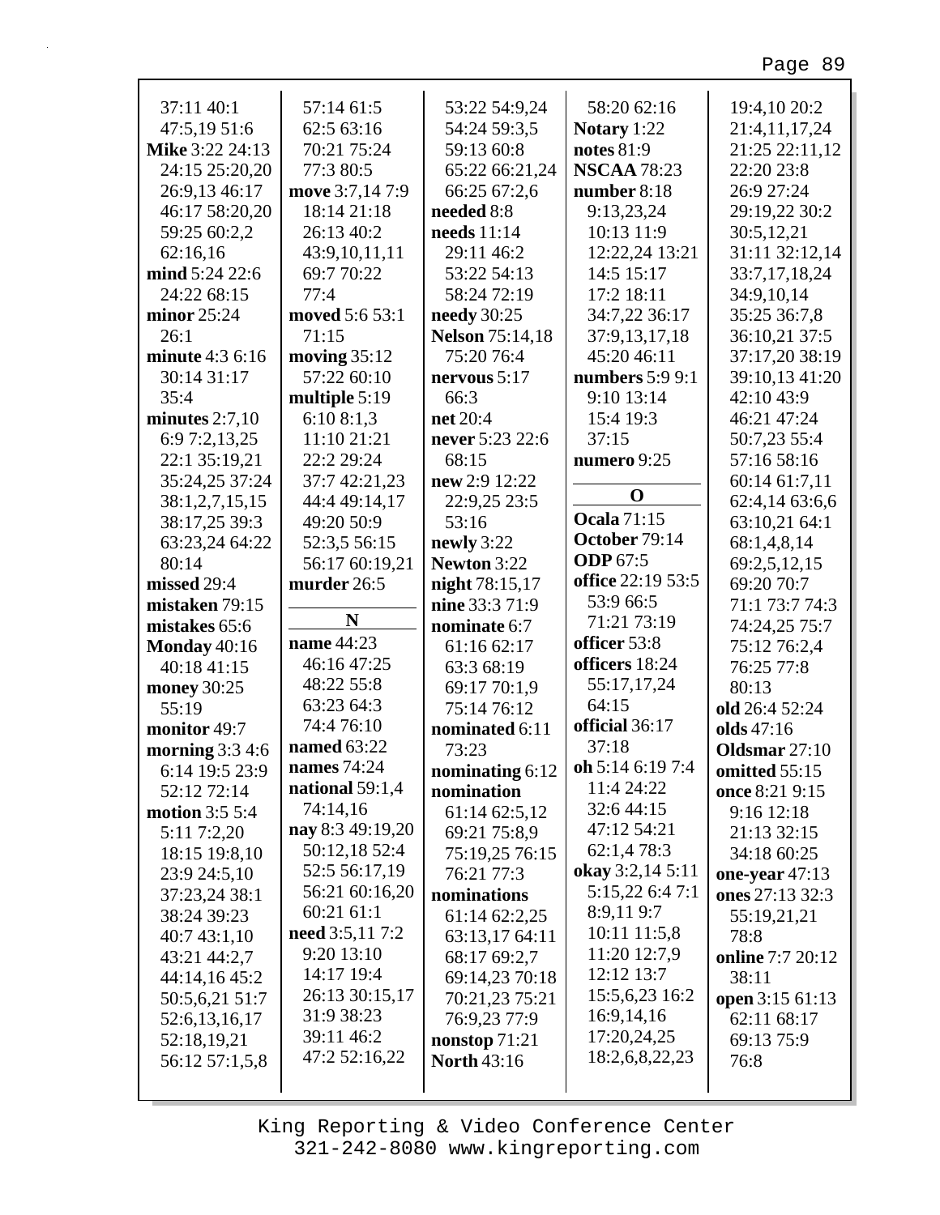37:11 40:1
47:5,19 51:6
**Mike** 3:22 24:13
24:15 25:20,20
26:9,13 46:17
46:17 58:20,20
59:25 60:2,2
62:16,16
**mind** 5:24 22:6
24:22 68:15
**minor** 25:24
26:1
**minute** 4:3 6:16
30:14 31:17
35:4
**minutes** 2:7,10
6:9 7:2,13,25
22:1 35:19,21
35:24,25 37:24
38:1,2,7,15,15
38:17,25 39:3
63:23,24 64:22
80:14
**missed** 29:4
**mistaken** 79:15
**mistakes** 65:6
**Monday** 40:16
40:18 41:15
**money** 30:25
55:19
**monitor** 49:7
**morning** 3:3 4:6
6:14 19:5 23:9
52:12 72:14
**motion** 3:5 5:4
5:11 7:2,20
18:15 19:8,10
23:9 24:5,10
37:23,24 38:1
38:24 39:23
40:7 43:1,10
43:21 44:2,7
44:14,16 45:2
50:5,6,21 51:7
52:6,13,16,17
52:18,19,21
56:12 57:1,5,8
57:14 61:5
62:5 63:16
70:21 75:24
77:3 80:5
**move** 3:7,14 7:9
18:14 21:18
26:13 40:2
43:9,10,11,11
69:7 70:22
77:4
**moved** 5:6 53:1
71:15
**moving** 35:12
57:22 60:10
**multiple** 5:19
6:10 8:1,3
11:10 21:21
22:2 29:24
37:7 42:21,23
44:4 49:14,17
49:20 50:9
52:3,5 56:15
56:17 60:19,21
**murder** 26:5

## N

**name** 44:23
46:16 47:25
48:22 55:8
63:23 64:3
74:4 76:10
**named** 63:22
**names** 74:24
**national** 59:1,4
74:14,16
**nay** 8:3 49:19,20
50:12,18 52:4
52:5 56:17,19
56:21 60:16,20
60:21 61:1
**need** 3:5,11 7:2
9:20 13:10
14:17 19:4
26:13 30:15,17
31:9 38:23
39:11 46:2
47:2 52:16,22
53:22 54:9,24
54:24 59:3,5
59:13 60:8
65:22 66:21,24
66:25 67:2,6
**needed** 8:8
**needs** 11:14
29:11 46:2
53:22 54:13
58:24 72:19
**needy** 30:25
**Nelson** 75:14,18
75:20 76:4
**nervous** 5:17
66:3
**net** 20:4
**never** 5:23 22:6
68:15
**new** 2:9 12:22
22:9,25 23:5
53:16
**newly** 3:22
**Newton** 3:22
**night** 78:15,17
**nine** 33:3 71:9
**nominate** 6:7
61:16 62:17
63:3 68:19
69:17 70:1,9
75:14 76:12
**nominated** 6:11
73:23
**nominating** 6:12
**nomination**
61:14 62:5,12
69:21 75:8,9
75:19,25 76:15
76:21 77:3
**nominations**
61:14 62:2,25
63:13,17 64:11
68:17 69:2,7
69:14,23 70:18
70:21,23 75:21
76:9,23 77:9
**nonstop** 71:21
**North** 43:16
58:20 62:16
**Notary** 1:22
**notes** 81:9
**NSCAA** 78:23
**number** 8:18
9:13,23,24
10:13 11:9
12:22,24 13:21
14:5 15:17
17:2 18:11
34:7,22 36:17
37:9,13,17,18
45:20 46:11
**numbers** 5:9 9:1
9:10 13:14
15:4 19:3
37:15
**numero** 9:25

## O

**Ocala** 71:15
**October** 79:14
**ODP** 67:5
**office** 22:19 53:5
53:9 66:5
71:21 73:19
**officer** 53:8
**officers** 18:24
55:17,17,24
64:15
**official** 36:17
37:18
**oh** 5:14 6:19 7:4
11:4 24:22
32:6 44:15
47:12 54:21
62:1,4 78:3
**okay** 3:2,14 5:11
5:15,22 6:4 7:1
8:9,11 9:7
10:11 11:5,8
11:20 12:7,9
12:12 13:7
15:5,6,23 16:2
16:9,14,16
17:20,24,25
18:2,6,8,22,23
19:4,10 20:2
21:4,11,17,24
21:25 22:11,12
22:20 23:8
26:9 27:24
29:19,22 30:2
30:5,12,21
31:11 32:12,14
33:7,17,18,24
34:9,10,14
35:25 36:7,8
36:10,21 37:5
37:17,20 38:19
39:10,13 41:20
42:10 43:9
46:21 47:24
50:7,23 55:4
57:16 58:16
60:14 61:7,11
62:4,14 63:6,6
63:10,21 64:1
68:1,4,8,14
69:2,5,12,15
69:20 70:7
71:1 73:7 74:3
74:24,25 75:7
75:12 76:2,4
76:25 77:8
80:13
**old** 26:4 52:24
**olds** 47:16
**Oldsmar** 27:10
**omitted** 55:15
**once** 8:21 9:15
9:16 12:18
21:13 32:15
34:18 60:25
**one-year** 47:13
**ones** 27:13 32:3
55:19,21,21
78:8
**online** 7:7 20:12
38:11
**open** 3:15 61:13
62:11 68:17
69:13 75:9
76:8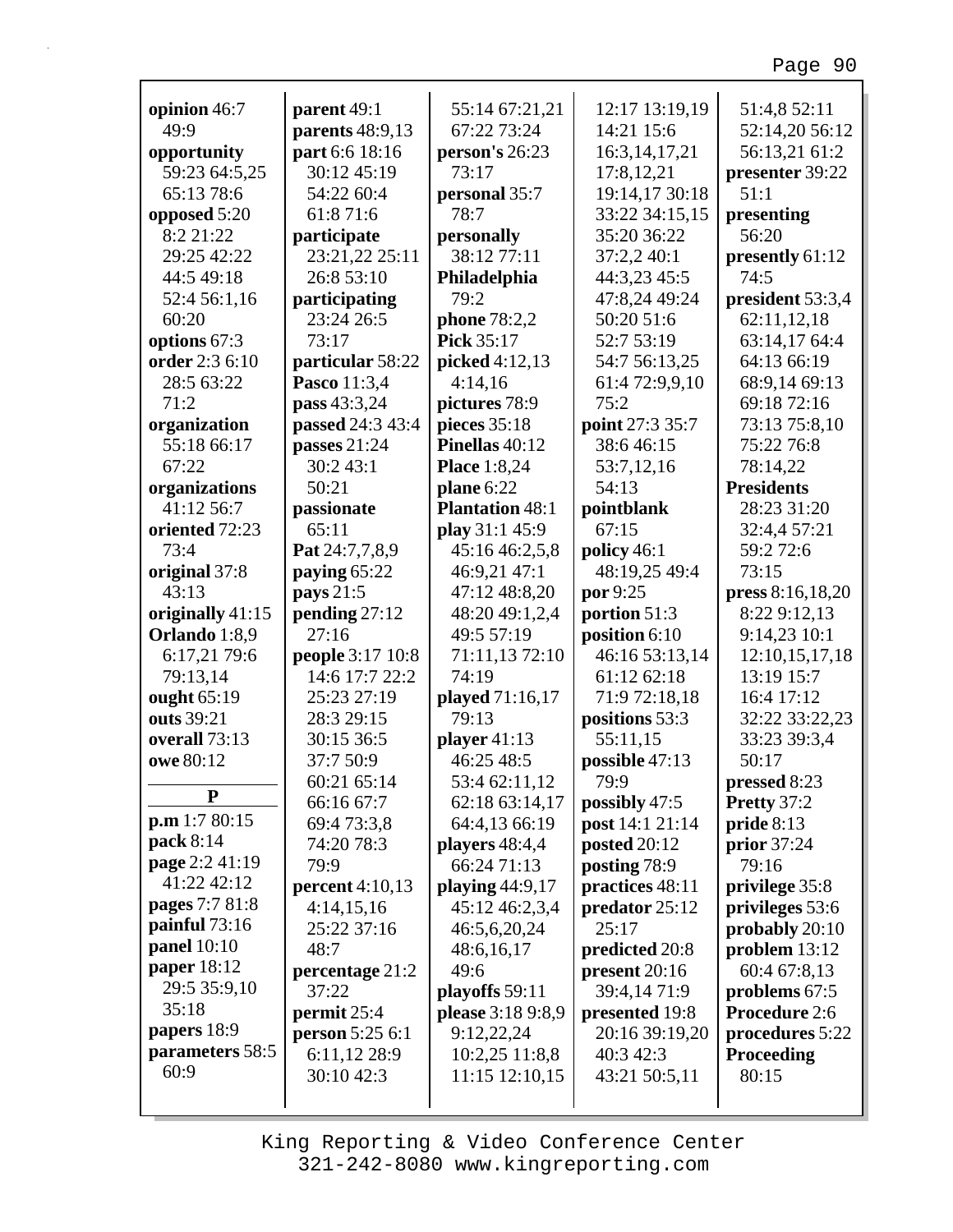**opinion** 46:7 49:9
**opportunity** 59:23 64:5,25 65:13 78:6
**opposed** 5:20 8:2 21:22 29:25 42:22 44:5 49:18 52:4 56:1,16 60:20
**options** 67:3
**order** 2:3 6:10 28:5 63:22 71:2
**organization** 55:18 66:17 67:22
**organizations** 41:12 56:7
**oriented** 72:23 73:4
**original** 37:8 43:13
**originally** 41:15
**Orlando** 1:8,9 6:17,21 79:6 79:13,14
**ought** 65:19
**outs** 39:21
**overall** 73:13
**owe** 80:12

**P**

**p.m** 1:7 80:15
**pack** 8:14
**page** 2:2 41:19 41:22 42:12
**pages** 7:7 81:8
**painful** 73:16
**panel** 10:10
**paper** 18:12 29:5 35:9,10 35:18
**papers** 18:9
**parameters** 58:5 60:9
**parent** 49:1
**parents** 48:9,13
**part** 6:6 18:16 30:12 45:19 54:22 60:4 61:8 71:6
**participate** 23:21,22 25:11 26:8 53:10
**participating** 23:24 26:5 73:17
**particular** 58:22
**Pasco** 11:3,4
**pass** 43:3,24
**passed** 24:3 43:4
**passes** 21:24 30:2 43:1 50:21
**passionate** 65:11
**Pat** 24:7,7,8,9
**paying** 65:22
**pays** 21:5
**pending** 27:12 27:16
**people** 3:17 10:8 14:6 17:7 22:2 25:23 27:19 28:3 29:15 30:15 36:5 37:7 50:9 60:21 65:14 66:16 67:7 69:4 73:3,8 74:20 78:3 79:9
**percent** 4:10,13 4:14,15,16 25:22 37:16 48:7
**percentage** 21:2 37:22
**permit** 25:4
**person** 5:25 6:1 6:11,12 28:9 30:10 42:3 55:14 67:21,21 67:22 73:24
**person's** 26:23 73:17
**personal** 35:7 78:7
**personally** 38:12 77:11
**Philadelphia** 79:2
**phone** 78:2,2
**Pick** 35:17
**picked** 4:12,13 4:14,16
**pictures** 78:9
**pieces** 35:18
**Pinellas** 40:12
**Place** 1:8,24
**plane** 6:22
**Plantation** 48:1
**play** 31:1 45:9 45:16 46:2,5,8 46:9,21 47:1 47:12 48:8,20 48:20 49:1,2,4 49:5 57:19 71:11,13 72:10 74:19
**played** 71:16,17 79:13
**player** 41:13 46:25 48:5 53:4 62:11,12 62:18 63:14,17 64:4,13 66:19
**players** 48:4,4 66:24 71:13
**playing** 44:9,17 45:12 46:2,3,4 46:5,6,20,24 48:6,16,17 49:6
**playoffs** 59:11
**please** 3:18 9:8,9 9:12,22,24 10:2,25 11:8,8 11:15 12:10,15 12:17 13:19,19 14:21 15:6 16:3,14,17,21 17:8,12,21 19:14,17 30:18 33:22 34:15,15 35:20 36:22 37:2,2 40:1 44:3,23 45:5 47:8,24 49:24 50:20 51:6 52:7 53:19 54:7 56:13,25 61:4 72:9,9,10 75:2
**point** 27:3 35:7 38:6 46:15 53:7,12,16 54:13
**pointblank** 67:15
**policy** 46:1 48:19,25 49:4
**por** 9:25
**portion** 51:3
**position** 6:10 46:16 53:13,14 61:12 62:18 71:9 72:18,18
**positions** 53:3 55:11,15
**possible** 47:13 79:9
**possibly** 47:5
**post** 14:1 21:14
**posted** 20:12
**posting** 78:9
**practices** 48:11
**predator** 25:12 25:17
**predicted** 20:8
**present** 20:16 39:4,14 71:9
**presented** 19:8 20:16 39:19,20 40:3 42:3 43:21 50:5,11 51:4,8 52:11 52:14,20 56:12 56:13,21 61:2
**presenter** 39:22 51:1
**presenting** 56:20
**presently** 61:12 74:5
**president** 53:3,4 62:11,12,18 63:14,17 64:4 64:13 66:19 68:9,14 69:13 69:18 72:16 73:13 75:8,10 75:22 76:8 78:14,22
**Presidents** 28:23 31:20 32:4,4 57:21 59:2 72:6 73:15
**press** 8:16,18,20 8:22 9:12,13 9:14,23 10:1 12:10,15,17,18 13:19 15:7 16:4 17:12 32:22 33:22,23 33:23 39:3,4 50:17
**pressed** 8:23
**Pretty** 37:2
**pride** 8:13
**prior** 37:24 79:16
**privilege** 35:8
**privileges** 53:6
**probably** 20:10
**problem** 13:12 60:4 67:8,13
**problems** 67:5
**Procedure** 2:6
**procedures** 5:22
**Proceeding** 80:15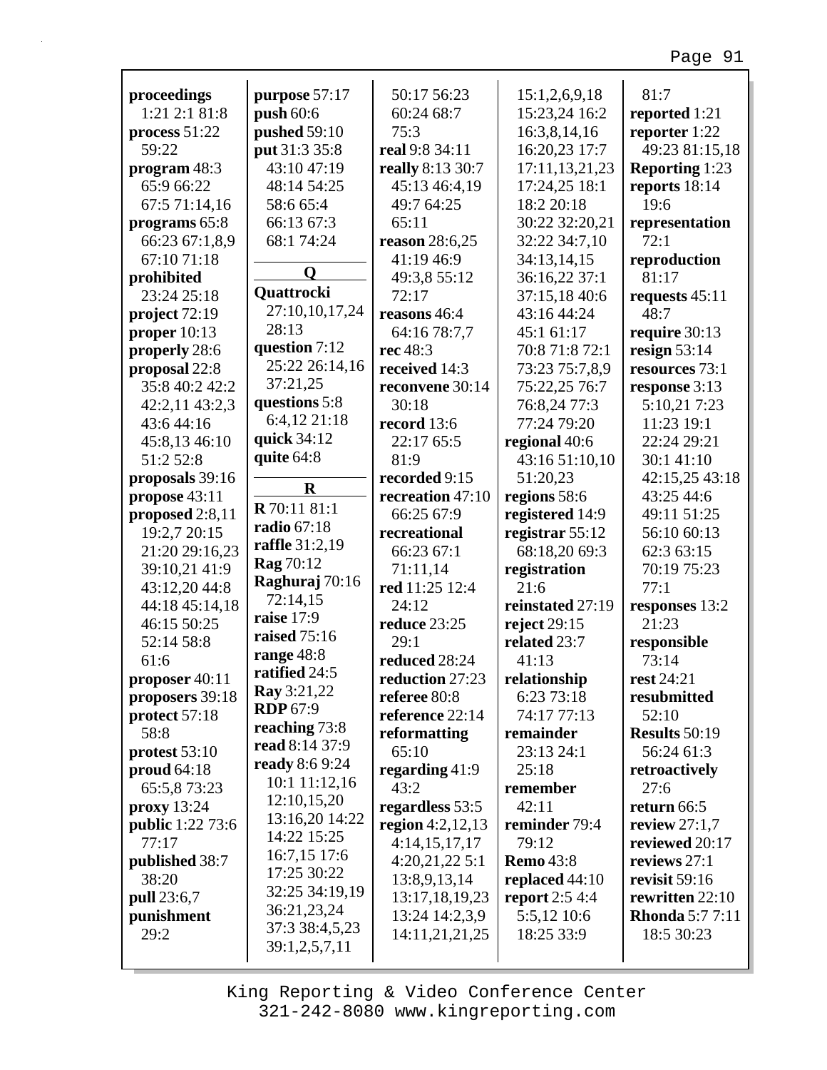**proceedings** 1:21 2:1 81:8
**process** 51:22 59:22
**program** 48:3 65:9 66:22 67:5 71:14,16
**programs** 65:8 66:23 67:1,8,9 67:10 71:18
**prohibited** 23:24 25:18
**project** 72:19
**proper** 10:13
**properly** 28:6
**proposal** 22:8 35:8 40:2 42:2 42:2,11 43:2,3 43:6 44:16 45:8,13 46:10 51:2 52:8
**proposals** 39:16
**propose** 43:11
**proposed** 2:8,11 19:2,7 20:15 21:20 29:16,23 39:10,21 41:9 43:12,20 44:8 44:18 45:14,18 46:15 50:25 52:14 58:8 61:6
**proposer** 40:11
**proposers** 39:18
**protect** 57:18 58:8
**protest** 53:10
**proud** 64:18 65:5,8 73:23
**proxy** 13:24
**public** 1:22 73:6 77:17
**published** 38:7 38:20
**pull** 23:6,7
**punishment** 29:2
**purpose** 57:17
**push** 60:6
**pushed** 59:10
**put** 31:3 35:8 43:10 47:19 48:14 54:25 58:6 65:4 66:13 67:3 68:1 74:24

**Q**

**Quattrocki** 27:10,10,17,24 28:13
**question** 7:12 25:22 26:14,16 37:21,25
**questions** 5:8 6:4,12 21:18
**quick** 34:12
**quite** 64:8

**R**

**R** 70:11 81:1
**radio** 67:18
**raffle** 31:2,19
**Rag** 70:12
**Raghuraj** 70:16 72:14,15
**raise** 17:9
**raised** 75:16
**range** 48:8
**ratified** 24:5
**Ray** 3:21,22
**RDP** 67:9
**reaching** 73:8
**read** 8:14 37:9
**ready** 8:6 9:24 10:1 11:12,16 12:10,15,20 13:16,20 14:22 14:22 15:25 16:7,15 17:6 17:25 30:22 32:25 34:19,19 36:21,23,24 37:3 38:4,5,23 39:1,2,5,7,11 50:17 56:23 60:24 68:7 75:3
**real** 9:8 34:11
**really** 8:13 30:7 45:13 46:4,19 49:7 64:25 65:11
**reason** 28:6,25 41:19 46:9 49:3,8 55:12 72:17
**reasons** 46:4 64:16 78:7,7
**rec** 48:3
**received** 14:3
**reconvene** 30:14 30:18
**record** 13:6 22:17 65:5 81:9
**recorded** 9:15
**recreation** 47:10 66:25 67:9
**recreational** 66:23 67:1 71:11,14
**red** 11:25 12:4 24:12
**reduce** 23:25 29:1
**reduced** 28:24
**reduction** 27:23
**referee** 80:8
**reference** 22:14
**reformatting** 65:10
**regarding** 41:9 43:2
**regardless** 53:5
**region** 4:2,12,13 4:14,15,17,17 4:20,21,22 5:1 13:8,9,13,14 13:17,18,19,23 13:24 14:2,3,9 14:11,21,21,25 15:1,2,6,9,18 15:23,24 16:2 16:3,8,14,16 16:20,23 17:7 17:11,13,21,23 17:24,25 18:1 18:2 20:18 30:22 32:20,21 32:22 34:7,10 34:13,14,15 36:16,22 37:1 37:15,18 40:6 43:16 44:24 45:1 61:17 70:8 71:8 72:1 73:23 75:7,8,9 75:22,25 76:7 76:8,24 77:3 77:24 79:20
**regional** 40:6 43:16 51:10,10 51:20,23
**regions** 58:6
**registered** 14:9
**registrar** 55:12 68:18,20 69:3
**registration** 21:6
**reinstated** 27:19
**reject** 29:15
**related** 23:7 41:13
**relationship** 6:23 73:18 74:17 77:13
**remainder** 23:13 24:1 25:18
**remember** 42:11
**reminder** 79:4 79:12
**Remo** 43:8
**replaced** 44:10
**report** 2:5 4:4 5:5,12 10:6 18:25 33:9 81:7
**reported** 1:21
**reporter** 1:22 49:23 81:15,18
**Reporting** 1:23
**reports** 18:14 19:6
**representation** 72:1
**reproduction** 81:17
**requests** 45:11 48:7
**require** 30:13
**resign** 53:14
**resources** 73:1
**response** 3:13 5:10,21 7:23 11:23 19:1 22:24 29:21 30:1 41:10 42:15,25 43:18 43:25 44:6 49:11 51:25 56:10 60:13 62:3 63:15 70:19 75:23 77:1
**responses** 13:2 21:23
**responsible** 73:14
**rest** 24:21
**resubmitted** 52:10
**Results** 50:19 56:24 61:3
**retroactively** 27:6
**return** 66:5
**review** 27:1,7
**reviewed** 20:17
**reviews** 27:1
**revisit** 59:16
**rewritten** 22:10
**Rhonda** 5:7 7:11 18:5 30:23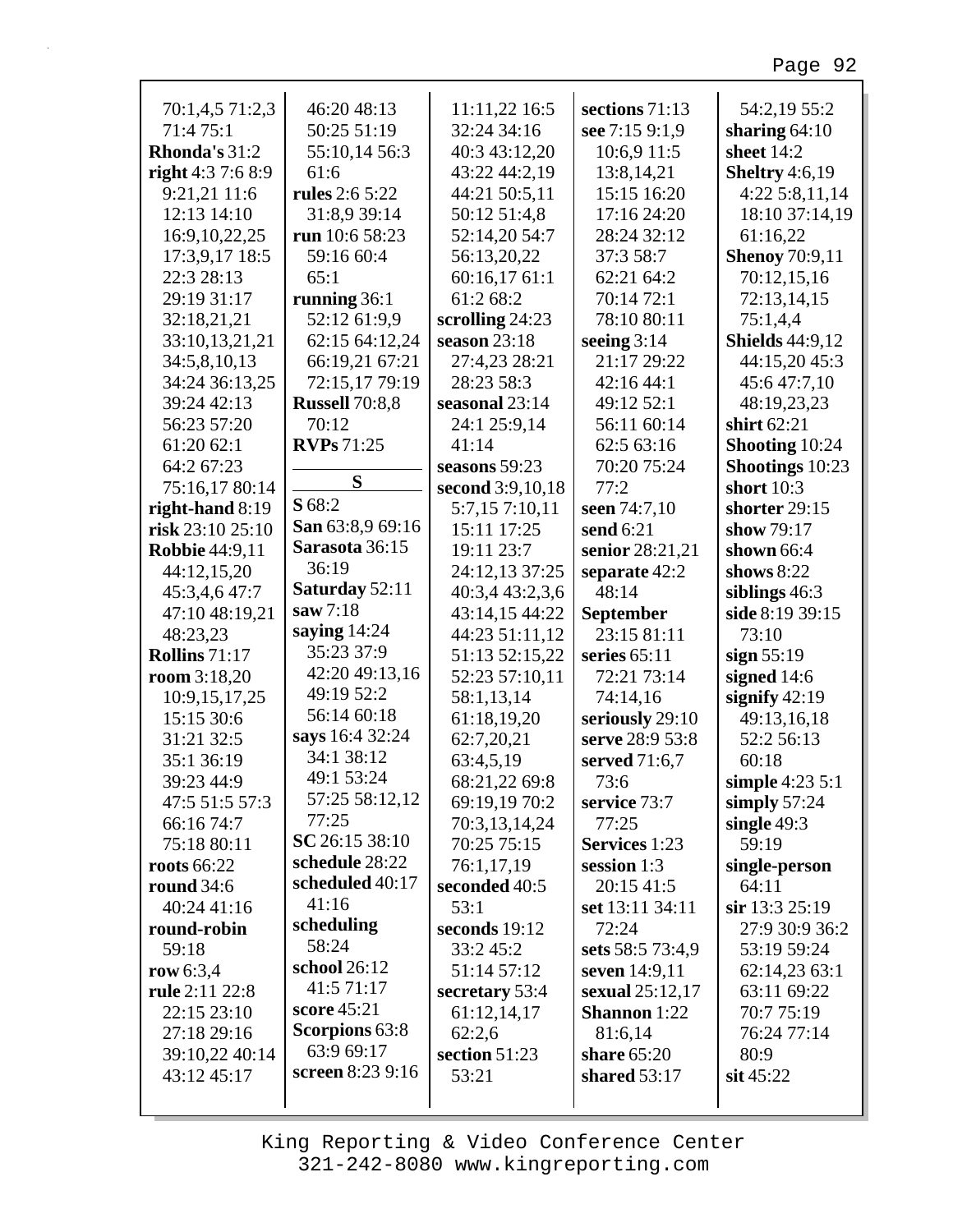70:1,4,5 71:2,3
71:4 75:1

**Rhonda's** 31:2

**right** 4:3 7:6 8:9
9:21,21 11:6
12:13 14:10
16:9,10,22,25
17:3,9,17 18:5
22:3 28:13
29:19 31:17
32:18,21,21
33:10,13,21,21
34:5,8,10,13
34:24 36:13,25
39:24 42:13
56:23 57:20
61:20 62:1
64:2 67:23
75:16,17 80:14

**right-hand** 8:19

**risk** 23:10 25:10

**Robbie** 44:9,11
44:12,15,20
45:3,4,6 47:7
47:10 48:19,21
48:23,23

**Rollins** 71:17

**room** 3:18,20
10:9,15,17,25
15:15 30:6
31:21 32:5
35:1 36:19
39:23 44:9
47:5 51:5 57:3
66:16 74:7
75:18 80:11

**roots** 66:22

**round** 34:6
40:24 41:16

**round-robin**
59:18

**row** 6:3,4

**rule** 2:11 22:8
22:15 23:10
27:18 29:16
39:10,22 40:14
43:12 45:17

46:20 48:13
50:25 51:19
55:10,14 56:3
61:6

**rules** 2:6 5:22
31:8,9 39:14

**run** 10:6 58:23
59:16 60:4
65:1

**running** 36:1
52:12 61:9,9
62:15 64:12,24
66:19,21 67:21
72:15,17 79:19

**Russell** 70:8,8
70:12

**RVPs** 71:25

## S

**S** 68:2

**San** 63:8,9 69:16

**Sarasota** 36:15
36:19

**Saturday** 52:11

**saw** 7:18

**saying** 14:24
35:23 37:9
42:20 49:13,16
49:19 52:2
56:14 60:18

**says** 16:4 32:24
34:1 38:12
49:1 53:24
57:25 58:12,12
77:25

**SC** 26:15 38:10

**schedule** 28:22

**scheduled** 40:17
41:16

**scheduling**
58:24

**school** 26:12
41:5 71:17

**score** 45:21

**Scorpions** 63:8
63:9 69:17

**screen** 8:23 9:16

11:11,22 16:5
32:24 34:16
40:3 43:12,20
43:22 44:2,19
44:21 50:5,11
50:12 51:4,8
52:14,20 54:7
56:13,20,22
60:16,17 61:1
61:2 68:2

**scrolling** 24:23

**season** 23:18
27:4,23 28:21
28:23 58:3

**seasonal** 23:14
24:1 25:9,14
41:14

**seasons** 59:23

**second** 3:9,10,18
5:7,15 7:10,11
15:11 17:25
19:11 23:7
24:12,13 37:25
40:3,4 43:2,3,6
43:14,15 44:22
44:23 51:11,12
51:13 52:15,22
52:23 57:10,11
58:1,13,14
61:18,19,20
62:7,20,21
63:4,5,19
68:21,22 69:8
69:19,19 70:2
70:3,13,14,24
70:25 75:15
76:1,17,19

**seconded** 40:5
53:1

**seconds** 19:12
33:2 45:2
51:14 57:12

**secretary** 53:4
61:12,14,17
62:2,6

**section** 51:23
53:21

**sections** 71:13

**see** 7:15 9:1,9
10:6,9 11:5
13:8,14,21
15:15 16:20
17:16 24:20
28:24 32:12
37:3 58:7
62:21 64:2
70:14 72:1
78:10 80:11

**seeing** 3:14
21:17 29:22
42:16 44:1
49:12 52:1
56:11 60:14
62:5 63:16
70:20 75:24
77:2

**seen** 74:7,10

**send** 6:21

**senior** 28:21,21

**separate** 42:2
48:14

**September**
23:15 81:11

**series** 65:11
72:21 73:14
74:14,16

**seriously** 29:10

**serve** 28:9 53:8

**served** 71:6,7
73:6

**service** 73:7
77:25

**Services** 1:23

**session** 1:3
20:15 41:5

**set** 13:11 34:11
72:24

**sets** 58:5 73:4,9

**seven** 14:9,11

**sexual** 25:12,17

**Shannon** 1:22
81:6,14

**share** 65:20

**shared** 53:17

54:2,19 55:2

**sharing** 64:10

**sheet** 14:2

**Sheltry** 4:6,19
4:22 5:8,11,14
18:10 37:14,19
61:16,22

**Shenoy** 70:9,11
70:12,15,16
72:13,14,15
75:1,4,4

**Shields** 44:9,12
44:15,20 45:3
45:6 47:7,10
48:19,23,23

**shirt** 62:21

**Shooting** 10:24

**Shootings** 10:23

**short** 10:3

**shorter** 29:15

**show** 79:17

**shown** 66:4

**shows** 8:22

**siblings** 46:3

**side** 8:19 39:15
73:10

**sign** 55:19

**signed** 14:6

**signify** 42:19
49:13,16,18
52:2 56:13
60:18

**simple** 4:23 5:1

**simply** 57:24

**single** 49:3
59:19

**single-person**
64:11

**sir** 13:3 25:19
27:9 30:9 36:2
53:19 59:24
62:14,23 63:1
63:11 69:22
70:7 75:19
76:24 77:14
80:9

**sit** 45:22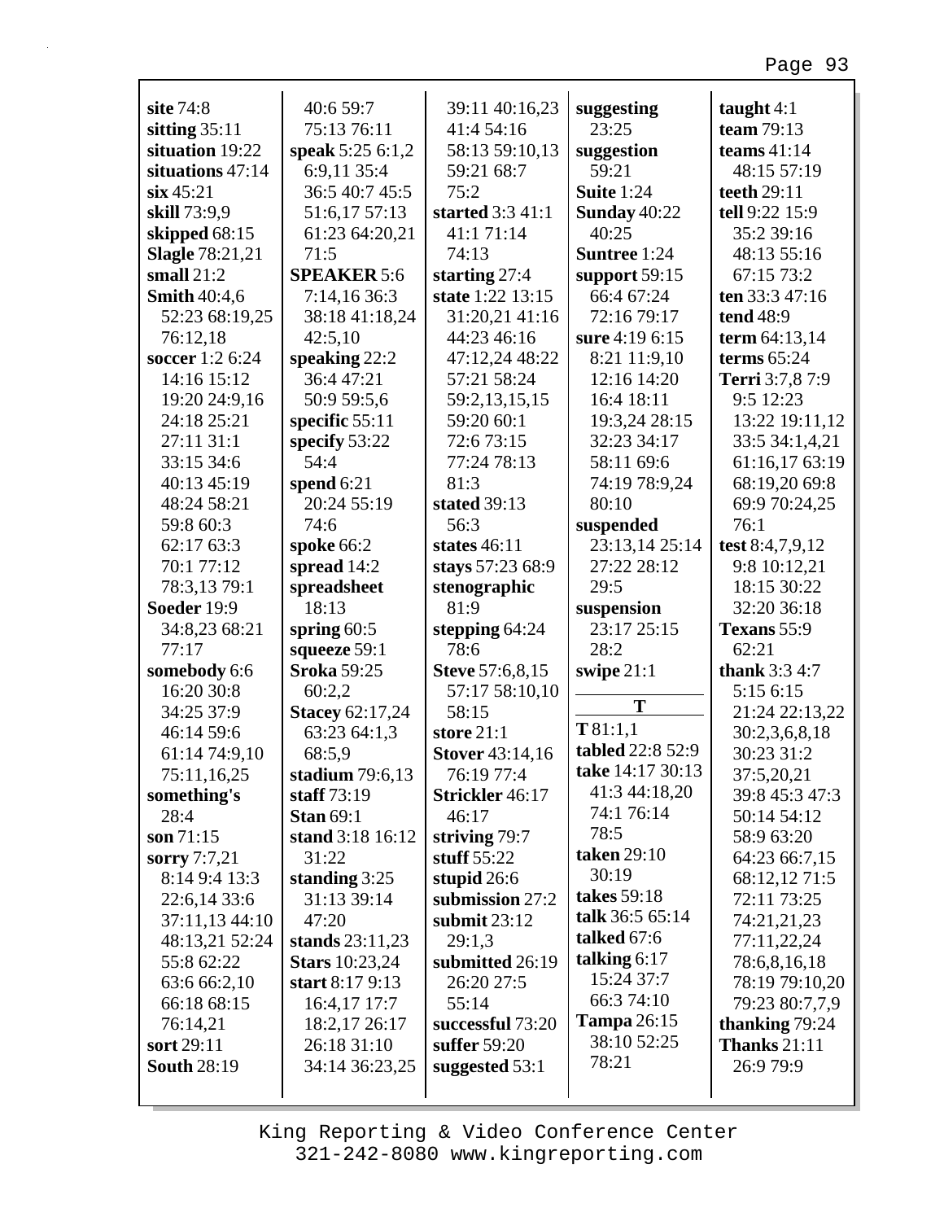**site** 74:8
**sitting** 35:11
**situation** 19:22
**situations** 47:14
**six** 45:21
**skill** 73:9,9
**skipped** 68:15
**Slagle** 78:21,21
**small** 21:2
**Smith** 40:4,6 52:23 68:19,25 76:12,18
**soccer** 1:2 6:24 14:16 15:12 19:20 24:9,16 24:18 25:21 27:11 31:1 33:15 34:6 40:13 45:19 48:24 58:21 59:8 60:3 62:17 63:3 70:1 77:12 78:3,13 79:1
**Soeder** 19:9 34:8,23 68:21 77:17
**somebody** 6:6 16:20 30:8 34:25 37:9 46:14 59:6 61:14 74:9,10 75:11,16,25
**something's** 28:4
**son** 71:15
**sorry** 7:7,21 8:14 9:4 13:3 22:6,14 33:6 37:11,13 44:10 48:13,21 52:24 55:8 62:22 63:6 66:2,10 66:18 68:15 76:14,21
**sort** 29:11
**South** 28:19
40:6 59:7 75:13 76:11
**speak** 5:25 6:1,2 6:9,11 35:4 36:5 40:7 45:5 51:6,17 57:13 61:23 64:20,21 71:5
**SPEAKER** 5:6 7:14,16 36:3 38:18 41:18,24 42:5,10
**speaking** 22:2 36:4 47:21 50:9 59:5,6
**specific** 55:11
**specify** 53:22 54:4
**spend** 6:21 20:24 55:19 74:6
**spoke** 66:2
**spread** 14:2
**spreadsheet** 18:13
**spring** 60:5
**squeeze** 59:1
**Sroka** 59:25 60:2,2
**Stacey** 62:17,24 63:23 64:1,3 68:5,9
**stadium** 79:6,13
**staff** 73:19
**Stan** 69:1
**stand** 3:18 16:12 31:22
**standing** 3:25 31:13 39:14 47:20
**stands** 23:11,23
**Stars** 10:23,24
**start** 8:17 9:13 16:4,17 17:7 18:2,17 26:17 26:18 31:10 34:14 36:23,25
39:11 40:16,23 41:4 54:16 58:13 59:10,13 59:21 68:7 75:2
**started** 3:3 41:1 41:1 71:14 74:13
**starting** 27:4
**state** 1:22 13:15 31:20,21 41:16 44:23 46:16 47:12,24 48:22 57:21 58:24 59:2,13,15,15 59:20 60:1 72:6 73:15 77:24 78:13 81:3
**stated** 39:13 56:3
**states** 46:11
**stays** 57:23 68:9
**stenographic** 81:9
**stepping** 64:24 78:6
**Steve** 57:6,8,15 57:17 58:10,10 58:15
**store** 21:1
**Stover** 43:14,16 76:19 77:4
**Strickler** 46:17 46:17
**striving** 79:7
**stuff** 55:22
**stupid** 26:6
**submission** 27:2
**submit** 23:12 29:1,3
**submitted** 26:19 26:20 27:5 55:14
**successful** 73:20
**suffer** 59:20
**suggested** 53:1
**suggesting** 23:25
**suggestion** 59:21
**Suite** 1:24
**Sunday** 40:22 40:25
**Suntree** 1:24
**support** 59:15 66:4 67:24 72:16 79:17
**sure** 4:19 6:15 8:21 11:9,10 12:16 14:20 16:4 18:11 19:3,24 28:15 32:23 34:17 58:11 69:6 74:19 78:9,24 80:10
**suspended** 23:13,14 25:14 27:22 28:12 29:5
**suspension** 23:17 25:15 28:2
**swipe** 21:1

**T**

**T** 81:1,1
**tabled** 22:8 52:9
**take** 14:17 30:13 41:3 44:18,20 74:1 76:14 78:5
**taken** 29:10 30:19
**takes** 59:18
**talk** 36:5 65:14
**talked** 67:6
**talking** 6:17 15:24 37:7 66:3 74:10
**Tampa** 26:15 38:10 52:25 78:21
**taught** 4:1
**team** 79:13
**teams** 41:14 48:15 57:19
**teeth** 29:11
**tell** 9:22 15:9 35:2 39:16 48:13 55:16 67:15 73:2
**ten** 33:3 47:16
**tend** 48:9
**term** 64:13,14
**terms** 65:24
**Terri** 3:7,8 7:9 9:5 12:23 13:22 19:11,12 33:5 34:1,4,21 61:16,17 63:19 68:19,20 69:8 69:9 70:24,25 76:1
**test** 8:4,7,9,12 9:8 10:12,21 18:15 30:22 32:20 36:18
**Texans** 55:9 62:21
**thank** 3:3 4:7 5:15 6:15 21:24 22:13,22 30:2,3,6,8,18 30:23 31:2 37:5,20,21 39:8 45:3 47:3 50:14 54:12 58:9 63:20 64:23 66:7,15 68:12,12 71:5 72:11 73:25 74:21,21,23 77:11,22,24 78:6,8,16,18 78:19 79:10,20 79:23 80:7,7,9
**thanking** 79:24
**Thanks** 21:11 26:9 79:9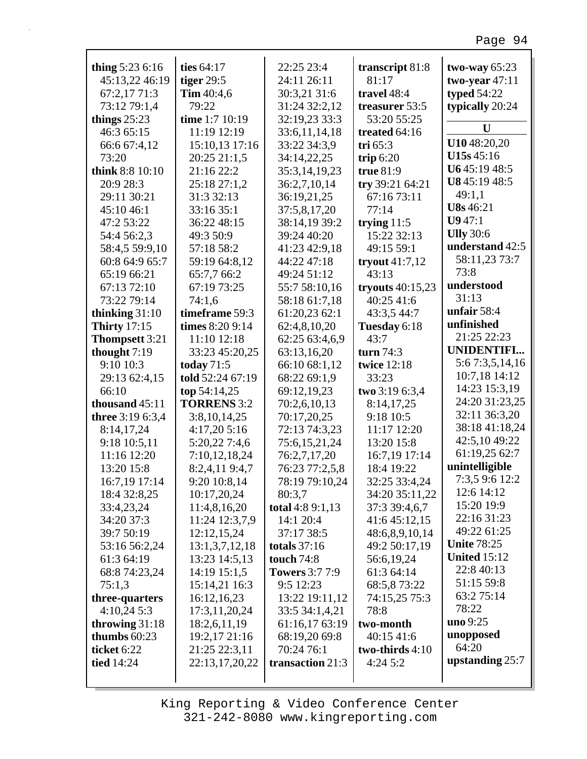**thing** 5:23 6:16 45:13,22 46:19 67:2,17 71:3 73:12 79:1,4
**things** 25:23 46:3 65:15 66:6 67:4,12 73:20
**think** 8:8 10:10 20:9 28:3 29:11 30:21 45:10 46:1 47:2 53:22 54:4 56:2,3 58:4,5 59:9,10 60:8 64:9 65:7 65:19 66:21 67:13 72:10 73:22 79:14
**thinking** 31:10
**Thirty** 17:15
**Thompsett** 3:21
**thought** 7:19 9:10 10:3 29:13 62:4,15 66:10
**thousand** 45:11
**three** 3:19 6:3,4 8:14,17,24 9:18 10:5,11 11:16 12:20 13:20 15:8 16:7,19 17:14 18:4 32:8,25 33:4,23,24 34:20 37:3 39:7 50:19 53:16 56:2,24 61:3 64:19 68:8 74:23,24 75:1,3
**three-quarters** 4:10,24 5:3
**throwing** 31:18
**thumbs** 60:23
**ticket** 6:22
**tied** 14:24
**ties** 64:17
**tiger** 29:5
**Tim** 40:4,6 79:22
**time** 1:7 10:19 11:19 12:19 15:10,13 17:16 20:25 21:1,5 21:16 22:2 25:18 27:1,2 31:3 32:13 33:16 35:1 36:22 48:15 49:3 50:9 57:18 58:2 59:19 64:8,12 65:7,7 66:2 67:19 73:25 74:1,6
**timeframe** 59:3
**times** 8:20 9:14 11:10 12:18 33:23 45:20,25
**today** 71:5
**told** 52:24 67:19
**top** 54:14,25
**TORRENS** 3:2 3:8,10,14,25 4:17,20 5:16 5:20,22 7:4,6 7:10,12,18,24 8:2,4,11 9:4,7 9:20 10:8,14 10:17,20,24 11:4,8,16,20 11:24 12:3,7,9 12:12,15,24 13:1,3,7,12,18 13:23 14:5,13 14:19 15:1,5 15:14,21 16:3 16:12,16,23 17:3,11,20,24 18:2,6,11,19 19:2,17 21:16 21:25 22:3,11 22:13,17,20,22 22:25 23:4 24:11 26:11 30:3,21 31:6 31:24 32:2,12 32:19,23 33:3 33:6,11,14,18 33:22 34:3,9 34:14,22,25 35:3,14,19,23 36:2,7,10,14 36:19,21,25 37:5,8,17,20 38:14,19 39:2 39:24 40:20 41:23 42:9,18 44:22 47:18 49:24 51:12 55:7 58:10,16 58:18 61:7,18 61:20,23 62:1 62:4,8,10,20 62:25 63:4,6,9 63:13,16,20 66:10 68:1,12 68:22 69:1,9 69:12,19,23 70:2,6,10,13 70:17,20,25 72:13 74:3,23 75:6,15,21,24 76:2,7,17,20 76:23 77:2,5,8 78:19 79:10,24 80:3,7
**total** 4:8 9:1,13 14:1 20:4 37:17 38:5
**totals** 37:16
**touch** 74:8
**Towers** 3:7 7:9 9:5 12:23 13:22 19:11,12 33:5 34:1,4,21 61:16,17 63:19 68:19,20 69:8 70:24 76:1
**transaction** 21:3
**transcript** 81:8 81:17
**travel** 48:4
**treasurer** 53:5 53:20 55:25
**treated** 64:16
**tri** 65:3
**trip** 6:20
**true** 81:9
**try** 39:21 64:21 67:16 73:11 77:14
**trying** 11:5 15:22 32:13 49:15 59:1
**tryout** 41:7,12 43:13
**tryouts** 40:15,23 40:25 41:6 43:3,5 44:7
**Tuesday** 6:18 43:7
**turn** 74:3
**twice** 12:18 33:23
**two** 3:19 6:3,4 8:14,17,25 9:18 10:5 11:17 12:20 13:20 15:8 16:7,19 17:14 18:4 19:22 32:25 33:4,24 34:20 35:11,22 37:3 39:4,6,7 41:6 45:12,15 48:6,8,9,10,14 49:2 50:17,19 56:6,19,24 61:3 64:14 68:5,8 73:22 74:15,25 75:3 78:8
**two-month** 40:15 41:6
**two-thirds** 4:10 4:24 5:2
**two-way** 65:23
**two-year** 47:11
**typed** 54:22
**typically** 20:24

**U**

**U10** 48:20,20
**U15s** 45:16
**U6** 45:19 48:5
**U8** 45:19 48:5 49:1,1
**U8s** 46:21
**U9** 47:1
**Ully** 30:6
**understand** 42:5 58:11,23 73:7 73:8
**understood** 31:13
**unfair** 58:4
**unfinished** 21:25 22:23
**UNIDENTIFI...** 5:6 7:3,5,14,16 10:7,18 14:12 14:23 15:3,19 24:20 31:23,25 32:11 36:3,20 38:18 41:18,24 42:5,10 49:22 61:19,25 62:7
**unintelligible** 7:3,5 9:6 12:2 12:6 14:12 15:20 19:9 22:16 31:23 49:22 61:25
**Unite** 78:25
**United** 15:12 22:8 40:13 51:15 59:8 63:2 75:14 78:22
**uno** 9:25
**unopposed** 64:20
**upstanding** 25:7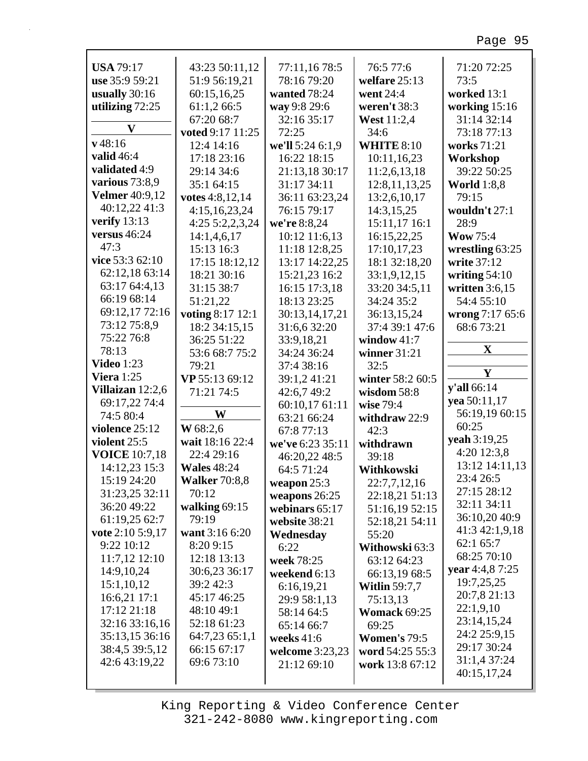**USA** 79:17
**use** 35:9 59:21
**usually** 30:16
**utilizing** 72:25

**V**

**v** 48:16
**valid** 46:4
**validated** 4:9
**various** 73:8,9
**Velmer** 40:9,12 40:12,22 41:3
**verify** 13:13
**versus** 46:24 47:3
**vice** 53:3 62:10 62:12,18 63:14 63:17 64:4,13 66:19 68:14 69:12,17 72:16 73:12 75:8,9 75:22 76:8 78:13
**Video** 1:23
**Viera** 1:25
**Villaizan** 12:2,6 69:17,22 74:4 74:5 80:4
**violence** 25:12
**violent** 25:5
**VOICE** 10:7,18 14:12,23 15:3 15:19 24:20 31:23,25 32:11 36:20 49:22 61:19,25 62:7
**vote** 2:10 5:9,17 9:22 10:12 11:7,12 12:10 14:9,10,24 15:1,10,12 16:6,21 17:1 17:12 21:18 32:16 33:16,16 35:13,15 36:16 38:4,5 39:5,12 42:6 43:19,22 43:23 50:11,12 51:9 56:19,21 60:15,16,25 61:1,2 66:5 67:20 68:7
**voted** 9:17 11:25 12:4 14:16 17:18 23:16 29:14 34:6 35:1 64:15
**votes** 4:8,12,14 4:15,16,23,24 4:25 5:2,2,3,24 14:1,4,6,17 15:13 16:3 17:15 18:12,12 18:21 30:16 31:15 38:7 51:21,22
**voting** 8:17 12:1 18:2 34:15,15 36:25 51:22 53:6 68:7 75:2 79:21
**VP** 55:13 69:12 71:21 74:5

**W**

**W** 68:2,6
**wait** 18:16 22:4 22:4 29:16
**Wales** 48:24
**Walker** 70:8,8 70:12
**walking** 69:15 79:19
**want** 3:16 6:20 8:20 9:15 12:18 13:13 30:6,23 36:17 39:2 42:3 45:17 46:25 48:10 49:1 52:18 61:23 64:7,23 65:1,1 66:15 67:17 69:6 73:10 77:11,16 78:5 78:16 79:20
**wanted** 78:24
**way** 9:8 29:6 32:16 35:17 72:25
**we'll** 5:24 6:1,9 16:22 18:15 21:13,18 30:17 31:17 34:11 36:11 63:23,24 76:15 79:17
**we're** 8:8,24 10:12 11:6,13 11:18 12:8,25 13:17 14:22,25 15:21,23 16:2 16:15 17:3,18 18:13 23:25 30:13,14,17,21 31:6,6 32:20 33:9,18,21 34:24 36:24 37:4 38:16 39:1,2 41:21 42:6,7 49:2 60:10,17 61:11 63:21 66:24 67:8 77:13
**we've** 6:23 35:11 46:20,22 48:5 64:5 71:24
**weapon** 25:3
**weapons** 26:25
**webinars** 65:17
**website** 38:21
**Wednesday** 6:22
**week** 78:25
**weekend** 6:13 6:16,19,21 29:9 58:1,13 58:14 64:5 65:14 66:7
**weeks** 41:6
**welcome** 3:23,23 21:12 69:10
76:5 77:6
**welfare** 25:13
**went** 24:4
**weren't** 38:3
**West** 11:2,4 34:6
**WHITE** 8:10 10:11,16,23 11:2,6,13,18 12:8,11,13,25 13:2,6,10,17 14:3,15,25 15:11,17 16:1 16:15,22,25 17:10,17,23 18:1 32:18,20 33:1,9,12,15 33:20 34:5,11 34:24 35:2 36:13,15,24 37:4 39:1 47:6
**window** 41:7
**winner** 31:21 32:5
**winter** 58:2 60:5
**wisdom** 58:8
**wise** 79:4
**withdraw** 22:9 42:3
**withdrawn** 39:18
**Withkowski** 22:7,7,12,16 22:18,21 51:13 51:16,19 52:15 52:18,21 54:11 55:20
**Withowski** 63:3 63:12 64:23 66:13,19 68:5
**Witlin** 59:7,7 75:13,13
**Womack** 69:25 69:25
**Women's** 79:5
**word** 54:25 55:3
**work** 13:8 67:12
71:20 72:25 73:5
**worked** 13:1
**working** 15:16 31:14 32:14 73:18 77:13
**works** 71:21
**Workshop** 39:22 50:25
**World** 1:8,8 79:15
**wouldn't** 27:1 28:9
**Wow** 75:4
**wrestling** 63:25
**write** 37:12
**writing** 54:10
**written** 3:6,15 54:4 55:10
**wrong** 7:17 65:6 68:6 73:21

**X**

**Y**

**y'all** 66:14
**yea** 50:11,17 56:19,19 60:15 60:25
**yeah** 3:19,25 4:20 12:3,8 13:12 14:11,13 23:4 26:5 27:15 28:12 32:11 34:11 36:10,20 40:9 41:3 42:1,9,18 62:1 65:7 68:25 70:10
**year** 4:4,8 7:25 19:7,25,25 20:7,8 21:13 22:1,9,10 23:14,15,24 24:2 25:9,15 29:17 30:24 31:1,4 37:24 40:15,17,24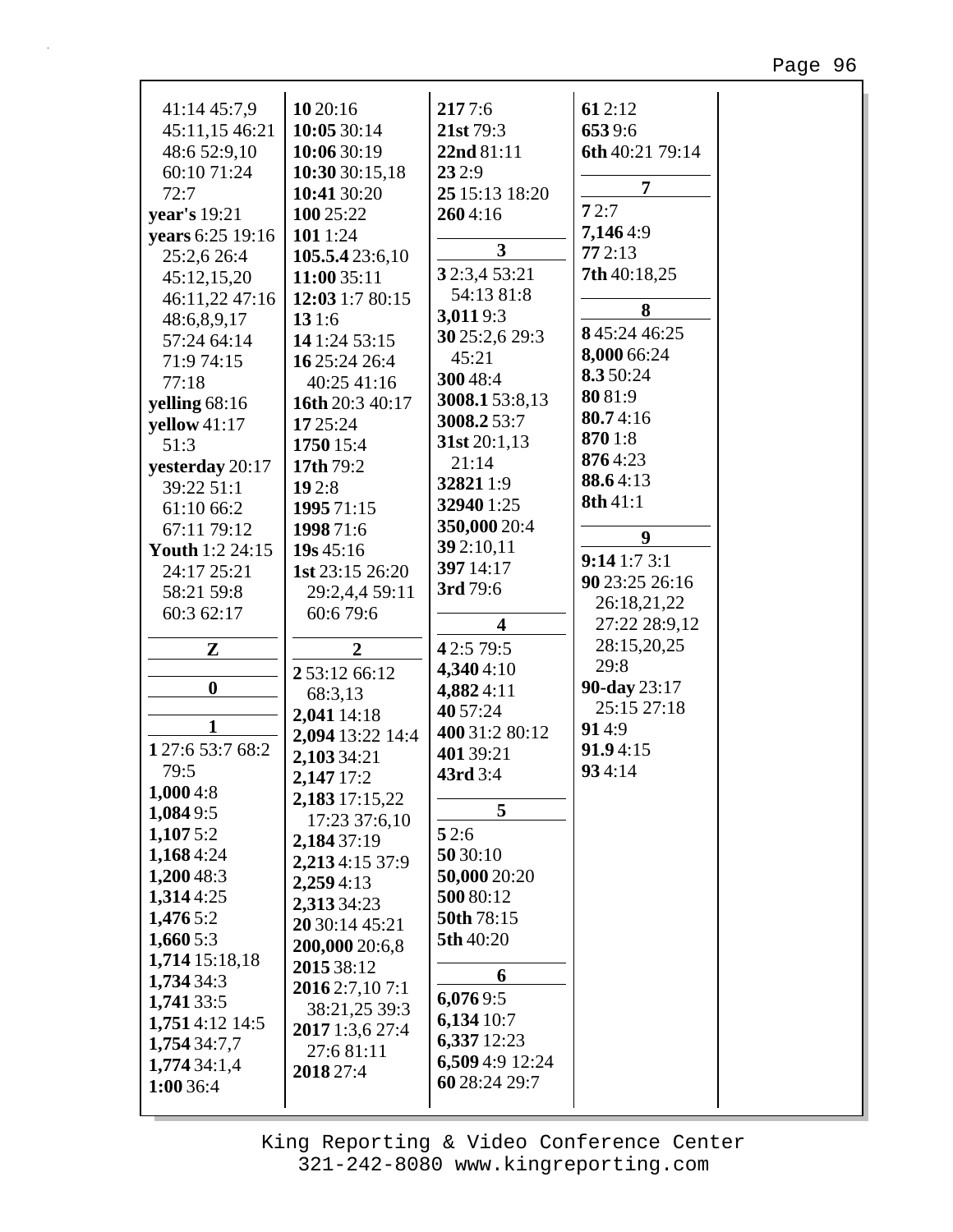41:14 45:7,9
45:11,15 46:21
48:6 52:9,10
60:10 71:24
72:7

**year's** 19:21

**years** 6:25 19:16
25:2,6 26:4
45:12,15,20
46:11,22 47:16
48:6,8,9,17
57:24 64:14
71:9 74:15
77:18

**yelling** 68:16

**yellow** 41:17
51:3

**yesterday** 20:17
39:22 51:1
61:10 66:2
67:11 79:12

**Youth** 1:2 24:15
24:17 25:21
58:21 59:8
60:3 62:17

**Z**

**0**

**1**

**1** 27:6 53:7 68:2
79:5

**1,000** 4:8

**1,084** 9:5

**1,107** 5:2

**1,168** 4:24

**1,200** 48:3

**1,314** 4:25

**1,476** 5:2

**1,660** 5:3

**1,714** 15:18,18

**1,734** 34:3

**1,741** 33:5

**1,751** 4:12 14:5

**1,754** 34:7,7

**1,774** 34:1,4

**1:00** 36:4

**10** 20:16

**10:05** 30:14

**10:06** 30:19

**10:30** 30:15,18

**10:41** 30:20

**100** 25:22

**101** 1:24

**105.5.4** 23:6,10

**11:00** 35:11

**12:03** 1:7 80:15

**13** 1:6

**14** 1:24 53:15

**16** 25:24 26:4
40:25 41:16

**16th** 20:3 40:17

**17** 25:24

**1750** 15:4

**17th** 79:2

**19** 2:8

**1995** 71:15

**1998** 71:6

**19s** 45:16

**1st** 23:15 26:20
29:2,4,4 59:11
60:6 79:6

**2**

**2** 53:12 66:12
68:3,13

**2,041** 14:18

**2,094** 13:22 14:4

**2,103** 34:21

**2,147** 17:2

**2,183** 17:15,22
17:23 37:6,10

**2,184** 37:19

**2,213** 4:15 37:9

**2,259** 4:13

**2,313** 34:23

**20** 30:14 45:21

**200,000** 20:6,8

**2015** 38:12

**2016** 2:7,10 7:1
38:21,25 39:3

**2017** 1:3,6 27:4
27:6 81:11

**2018** 27:4

**217** 7:6

**21st** 79:3

**22nd** 81:11

**23** 2:9

**25** 15:13 18:20

**260** 4:16

**3**

**3** 2:3,4 53:21
54:13 81:8

**3,011** 9:3

**30** 25:2,6 29:3
45:21

**300** 48:4

**3008.1** 53:8,13

**3008.2** 53:7

**31st** 20:1,13
21:14

**32821** 1:9

**32940** 1:25

**350,000** 20:4

**39** 2:10,11

**397** 14:17

**3rd** 79:6

**4**

**4** 2:5 79:5

**4,340** 4:10

**4,882** 4:11

**40** 57:24

**400** 31:2 80:12

**401** 39:21

**43rd** 3:4

**5**

**5** 2:6

**50** 30:10

**50,000** 20:20

**500** 80:12

**50th** 78:15

**5th** 40:20

**6**

**6,076** 9:5

**6,134** 10:7

**6,337** 12:23

**6,509** 4:9 12:24

**60** 28:24 29:7

**61** 2:12

**653** 9:6

**6th** 40:21 79:14

**7**

**7** 2:7

**7,146** 4:9

**77** 2:13

**7th** 40:18,25

**8**

**8** 45:24 46:25

**8,000** 66:24

**8.3** 50:24

**80** 81:9

**80.7** 4:16

**870** 1:8

**876** 4:23

**88.6** 4:13

**8th** 41:1

**9**

**9:14** 1:7 3:1

**90** 23:25 26:16
26:18,21,22
27:22 28:9,12
28:15,20,25
29:8

**90-day** 23:17
25:15 27:18

**91** 4:9

**91.9** 4:15

**93** 4:14